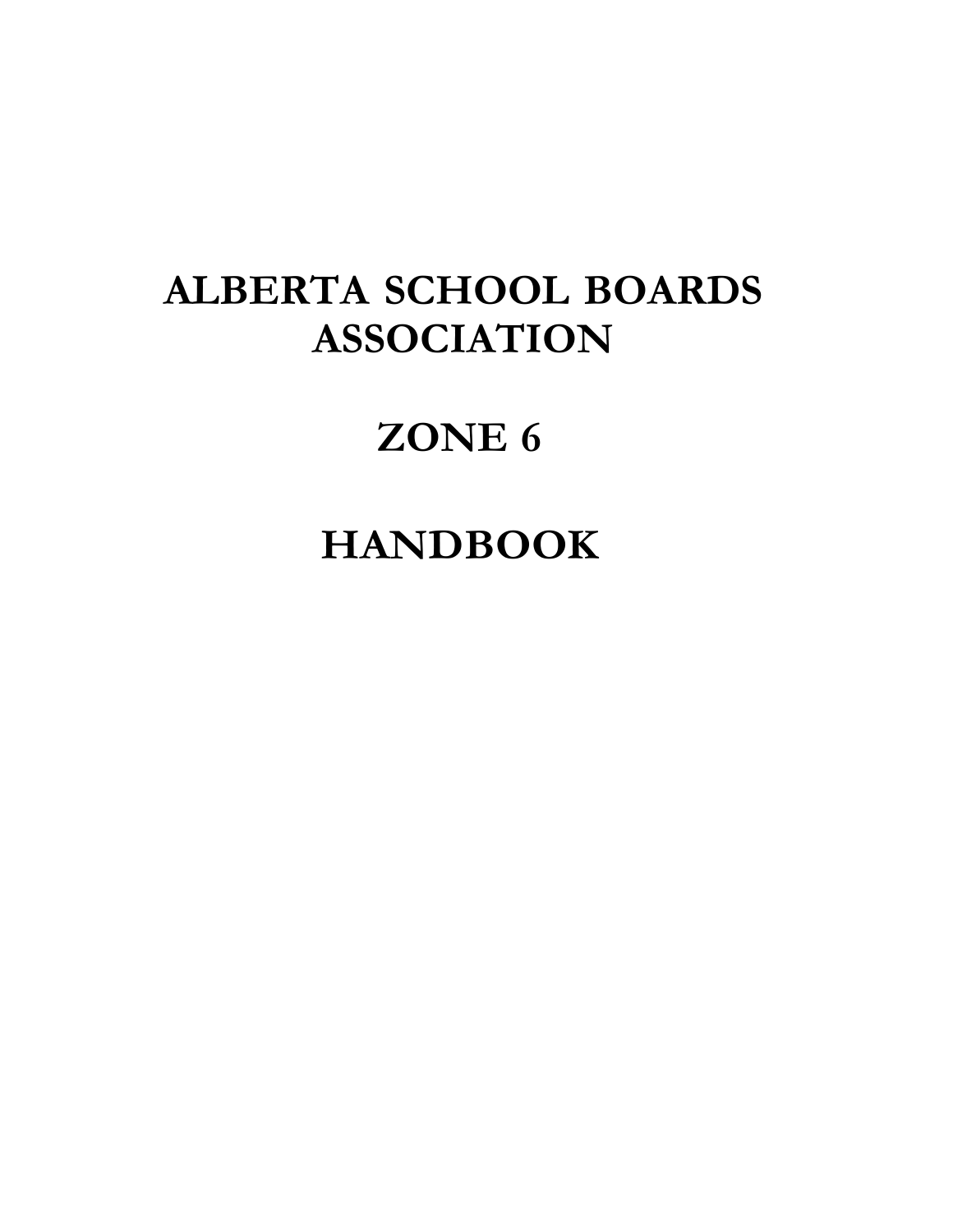# ALBERTA SCHOOL BOARDS ASSOCIATION

# ZONE 6

# HANDBOOK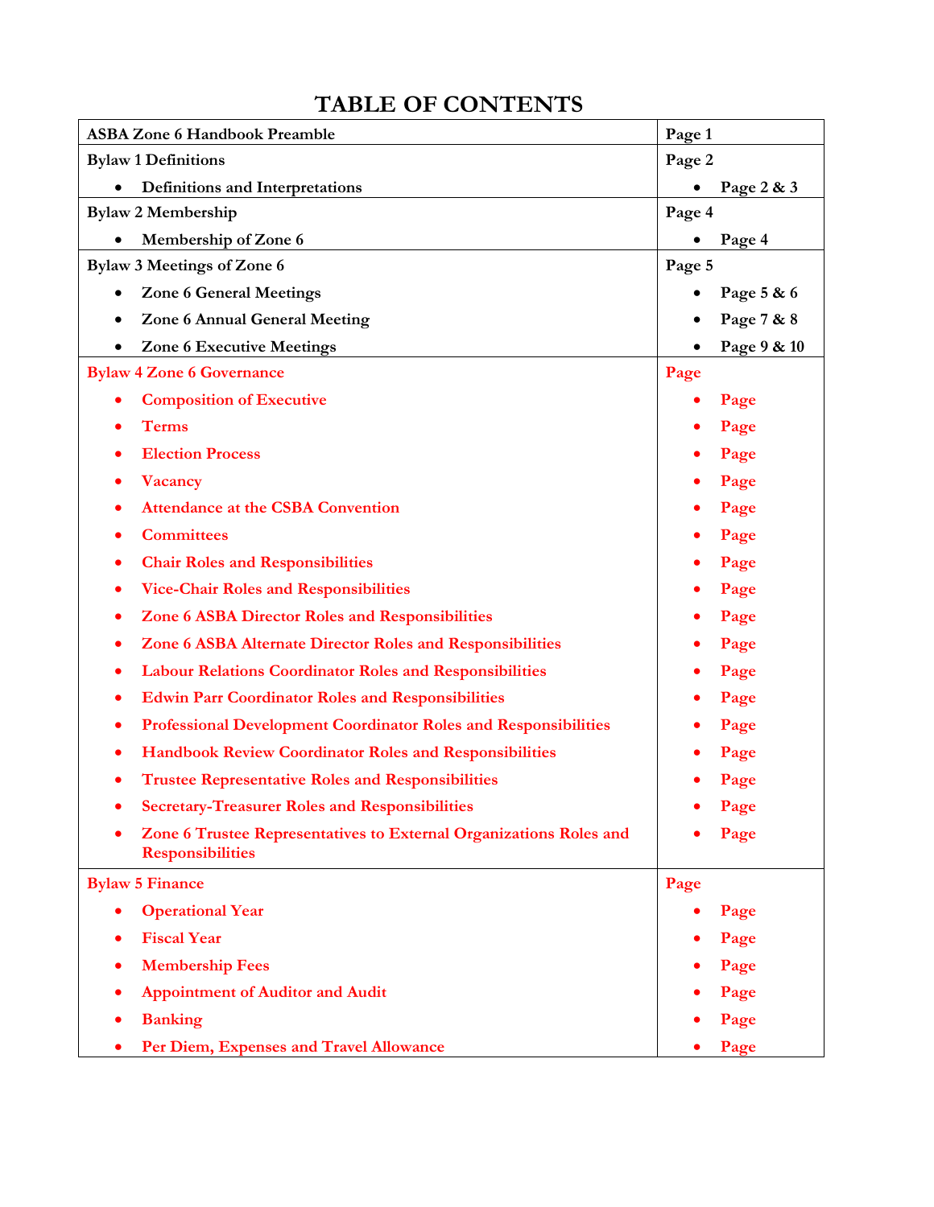# TABLE OF CONTENTS

| ASBA Zone 6 Handbook Preamble | Page 1 |
|---|---|
| **Bylaw 1 Definitions** | **Page 2** |
| • Definitions and Interpretations | • Page 2 & 3 |
| **Bylaw 2 Membership** | **Page 4** |
| • Membership of Zone 6 | • Page 4 |
| **Bylaw 3 Meetings of Zone 6** | **Page 5** |
| • Zone 6 General Meetings | • Page 5 & 6 |
| • Zone 6 Annual General Meeting | • Page 7 & 8 |
| • Zone 6 Executive Meetings | • Page 9 & 10 |
| **Bylaw 4 Zone 6 Governance** | **Page** |
| • Composition of Executive | • Page |
| • Terms | • Page |
| • Election Process | • Page |
| • Vacancy | • Page |
| • Attendance at the CSBA Convention | • Page |
| • Committees | • Page |
| • Chair Roles and Responsibilities | • Page |
| • Vice-Chair Roles and Responsibilities | • Page |
| • Zone 6 ASBA Director Roles and Responsibilities | • Page |
| • Zone 6 ASBA Alternate Director Roles and Responsibilities | • Page |
| • Labour Relations Coordinator Roles and Responsibilities | • Page |
| • Edwin Parr Coordinator Roles and Responsibilities | • Page |
| • Professional Development Coordinator Roles and Responsibilities | • Page |
| • Handbook Review Coordinator Roles and Responsibilities | • Page |
| • Trustee Representative Roles and Responsibilities | • Page |
| • Secretary-Treasurer Roles and Responsibilities | • Page |
| • Zone 6 Trustee Representatives to External Organizations Roles and Responsibilities | • Page |
| **Bylaw 5 Finance** | **Page** |
| • Operational Year | • Page |
| • Fiscal Year | • Page |
| • Membership Fees | • Page |
| • Appointment of Auditor and Audit | • Page |
| • Banking | • Page |
| • Per Diem, Expenses and Travel Allowance | • Page |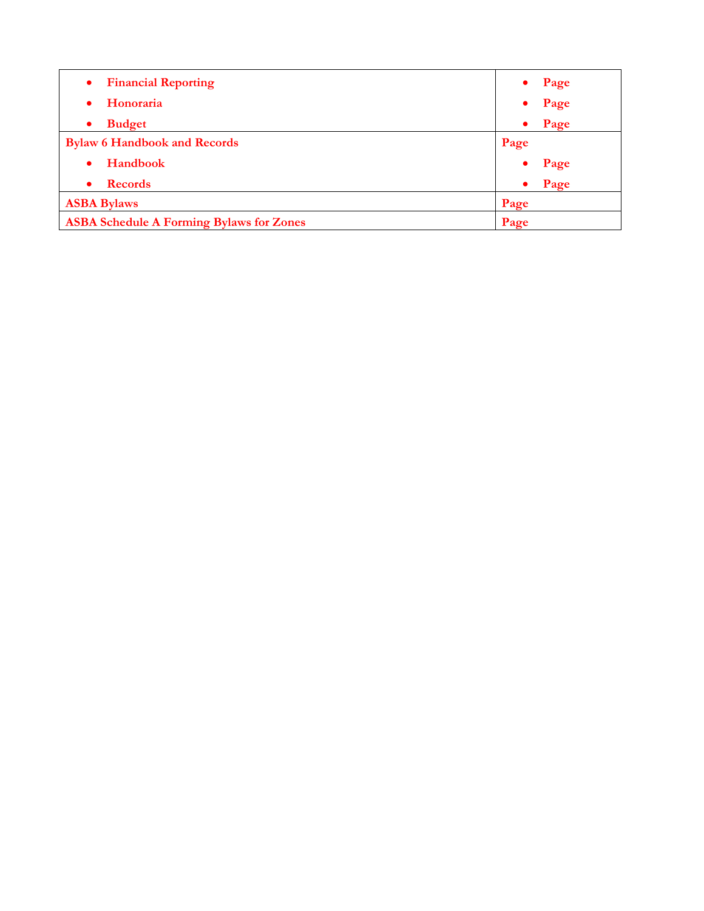| | |
|---|---|
| • **Financial Reporting**<br>• **Honoraria**<br>• **Budget** | • **Page**<br>• **Page**<br>• **Page** |
| **Bylaw 6 Handbook and Records**<br>• **Handbook**<br>• **Records** | **Page**<br>• **Page**<br>• **Page** |
| **ASBA Bylaws** | **Page** |
| **ASBA Schedule A Forming Bylaws for Zones** | **Page** |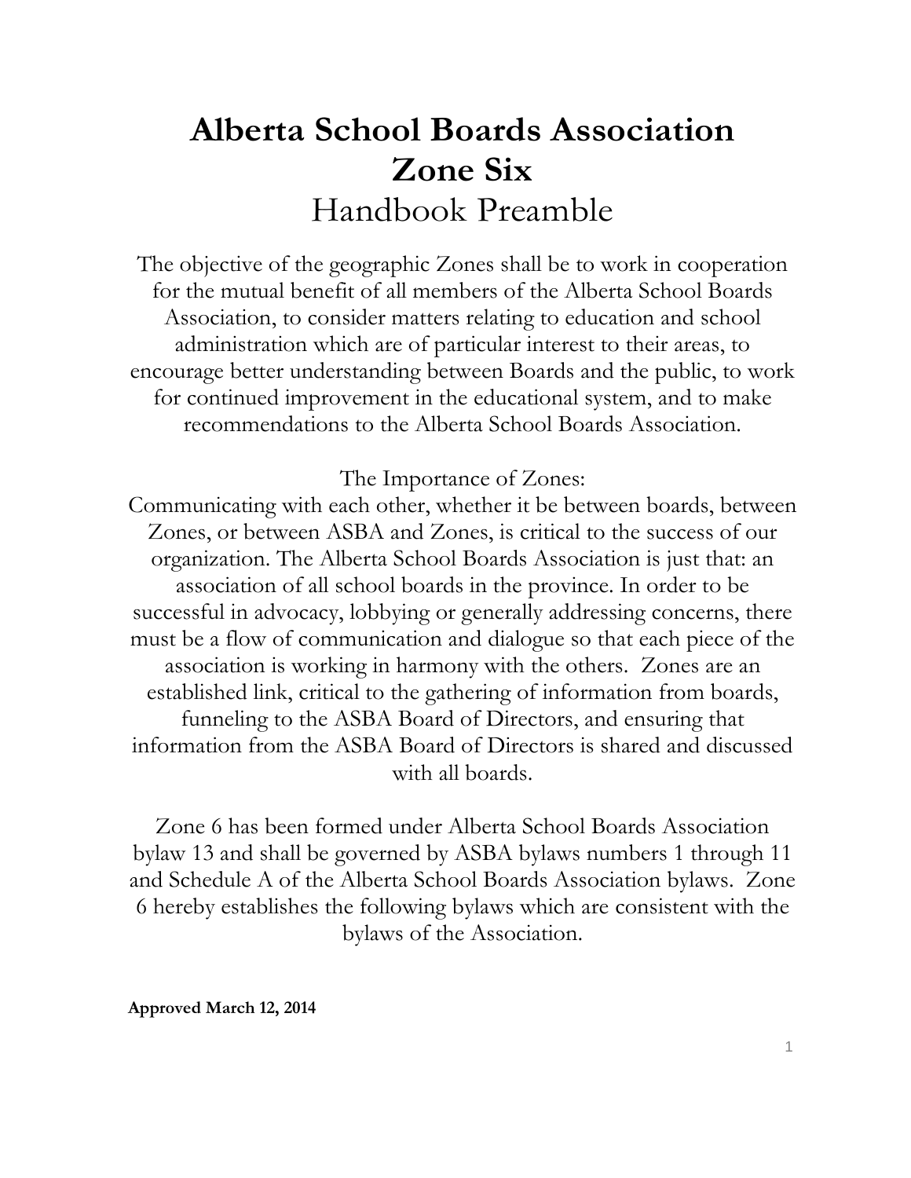# Alberta School Boards Association
# Zone Six
## Handbook Preamble

The objective of the geographic Zones shall be to work in cooperation for the mutual benefit of all members of the Alberta School Boards Association, to consider matters relating to education and school administration which are of particular interest to their areas, to encourage better understanding between Boards and the public, to work for continued improvement in the educational system, and to make recommendations to the Alberta School Boards Association.

The Importance of Zones:
Communicating with each other, whether it be between boards, between Zones, or between ASBA and Zones, is critical to the success of our organization. The Alberta School Boards Association is just that: an association of all school boards in the province. In order to be successful in advocacy, lobbying or generally addressing concerns, there must be a flow of communication and dialogue so that each piece of the association is working in harmony with the others. Zones are an established link, critical to the gathering of information from boards, funneling to the ASBA Board of Directors, and ensuring that information from the ASBA Board of Directors is shared and discussed with all boards.

Zone 6 has been formed under Alberta School Boards Association bylaw 13 and shall be governed by ASBA bylaws numbers 1 through 11 and Schedule A of the Alberta School Boards Association bylaws. Zone 6 hereby establishes the following bylaws which are consistent with the bylaws of the Association.

**Approved March 12, 2014**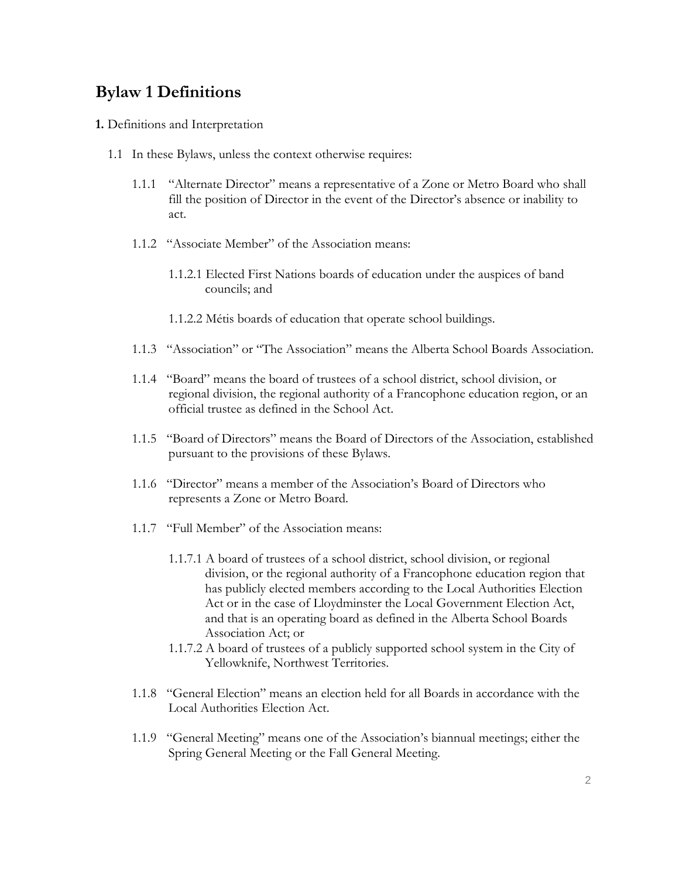# Bylaw 1 Definitions

**1.** Definitions and Interpretation

1.1 In these Bylaws, unless the context otherwise requires:

1.1.1 "Alternate Director" means a representative of a Zone or Metro Board who shall fill the position of Director in the event of the Director's absence or inability to act.

1.1.2 "Associate Member" of the Association means:

1.1.2.1 Elected First Nations boards of education under the auspices of band councils; and

1.1.2.2 Métis boards of education that operate school buildings.

1.1.3 "Association" or "The Association" means the Alberta School Boards Association.

1.1.4 "Board" means the board of trustees of a school district, school division, or regional division, the regional authority of a Francophone education region, or an official trustee as defined in the School Act.

1.1.5 "Board of Directors" means the Board of Directors of the Association, established pursuant to the provisions of these Bylaws.

1.1.6 "Director" means a member of the Association's Board of Directors who represents a Zone or Metro Board.

1.1.7 "Full Member" of the Association means:

1.1.7.1 A board of trustees of a school district, school division, or regional division, or the regional authority of a Francophone education region that has publicly elected members according to the Local Authorities Election Act or in the case of Lloydminster the Local Government Election Act, and that is an operating board as defined in the Alberta School Boards Association Act; or

1.1.7.2 A board of trustees of a publicly supported school system in the City of Yellowknife, Northwest Territories.

1.1.8 "General Election" means an election held for all Boards in accordance with the Local Authorities Election Act.

1.1.9 "General Meeting" means one of the Association's biannual meetings; either the Spring General Meeting or the Fall General Meeting.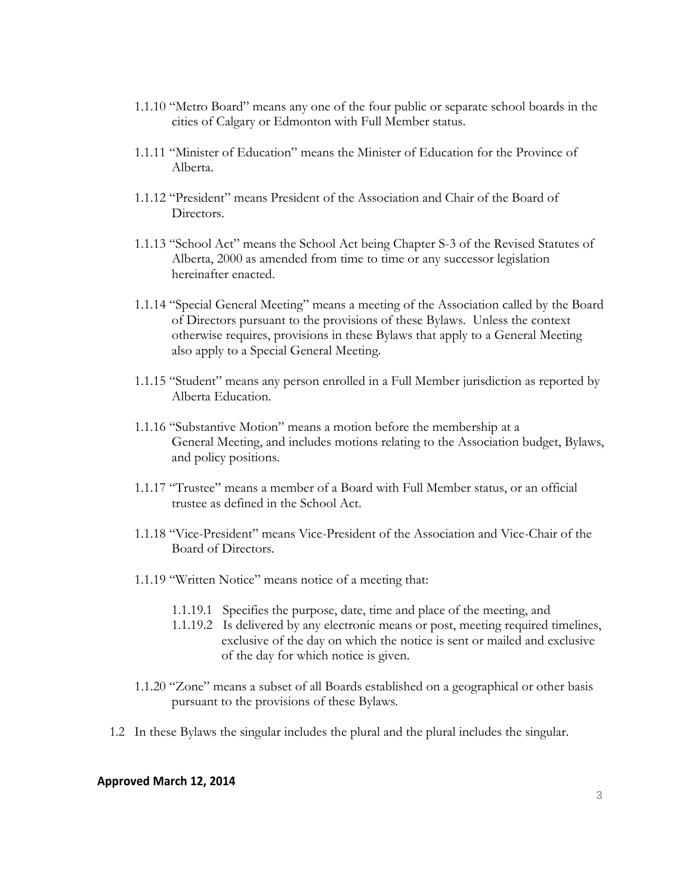1.1.10 "Metro Board" means any one of the four public or separate school boards in the cities of Calgary or Edmonton with Full Member status.

1.1.11 "Minister of Education" means the Minister of Education for the Province of Alberta.

1.1.12 "President" means President of the Association and Chair of the Board of Directors.

1.1.13 "School Act" means the School Act being Chapter S-3 of the Revised Statutes of Alberta, 2000 as amended from time to time or any successor legislation hereinafter enacted.

1.1.14 "Special General Meeting" means a meeting of the Association called by the Board of Directors pursuant to the provisions of these Bylaws. Unless the context otherwise requires, provisions in these Bylaws that apply to a General Meeting also apply to a Special General Meeting.

1.1.15 "Student" means any person enrolled in a Full Member jurisdiction as reported by Alberta Education.

1.1.16 "Substantive Motion" means a motion before the membership at a General Meeting, and includes motions relating to the Association budget, Bylaws, and policy positions.

1.1.17 "Trustee" means a member of a Board with Full Member status, or an official trustee as defined in the School Act.

1.1.18 "Vice-President" means Vice-President of the Association and Vice-Chair of the Board of Directors.

1.1.19 "Written Notice" means notice of a meeting that:

1.1.19.1 Specifies the purpose, date, time and place of the meeting, and

1.1.19.2 Is delivered by any electronic means or post, meeting required timelines, exclusive of the day on which the notice is sent or mailed and exclusive of the day for which notice is given.

1.1.20 "Zone" means a subset of all Boards established on a geographical or other basis pursuant to the provisions of these Bylaws.

1.2 In these Bylaws the singular includes the plural and the plural includes the singular.

**Approved March 12, 2014**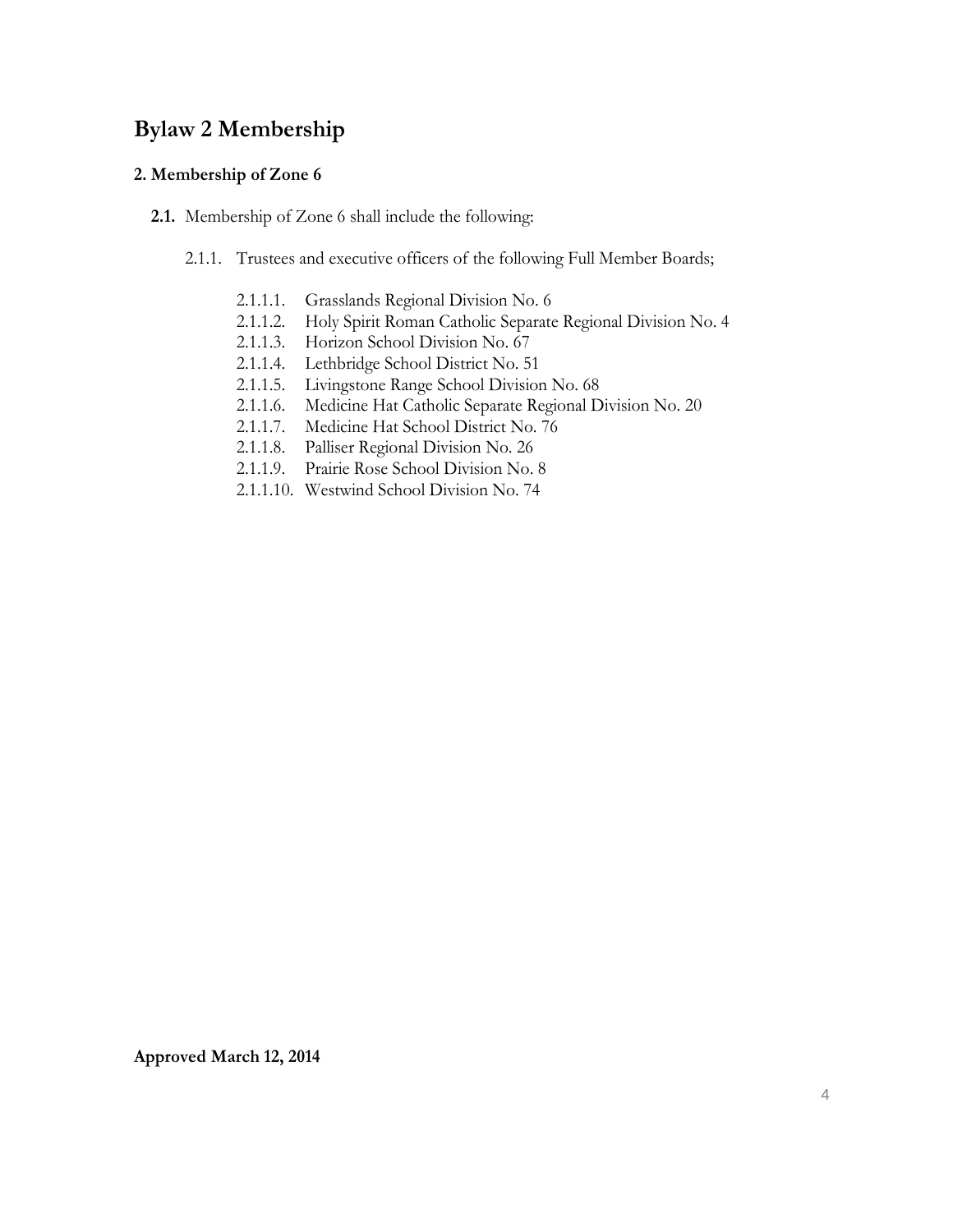# Bylaw 2 Membership

### 2. Membership of Zone 6

**2.1.** Membership of Zone 6 shall include the following:

2.1.1. Trustees and executive officers of the following Full Member Boards;

- 2.1.1.1. Grasslands Regional Division No. 6
- 2.1.1.2. Holy Spirit Roman Catholic Separate Regional Division No. 4
- 2.1.1.3. Horizon School Division No. 67
- 2.1.1.4. Lethbridge School District No. 51
- 2.1.1.5. Livingstone Range School Division No. 68
- 2.1.1.6. Medicine Hat Catholic Separate Regional Division No. 20
- 2.1.1.7. Medicine Hat School District No. 76
- 2.1.1.8. Palliser Regional Division No. 26
- 2.1.1.9. Prairie Rose School Division No. 8
- 2.1.1.10. Westwind School Division No. 74

**Approved March 12, 2014**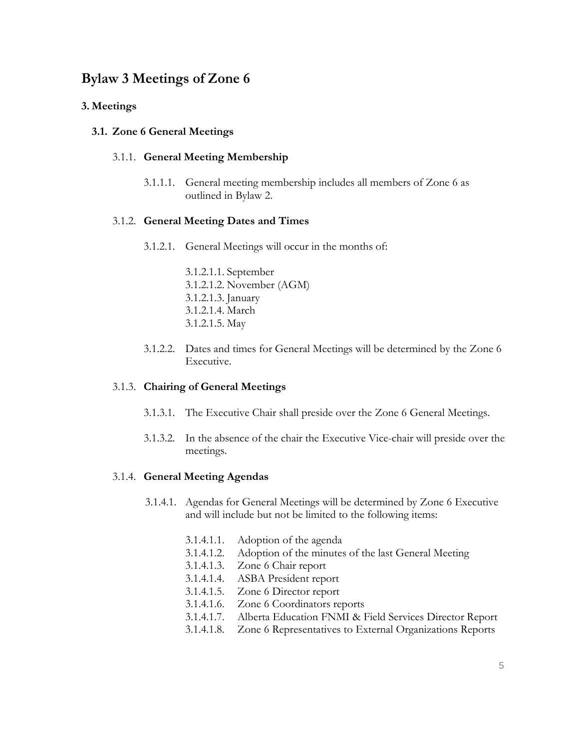# Bylaw 3 Meetings of Zone 6

## 3. Meetings

### 3.1. Zone 6 General Meetings

#### 3.1.1. General Meeting Membership

3.1.1.1. General meeting membership includes all members of Zone 6 as outlined in Bylaw 2.

#### 3.1.2. General Meeting Dates and Times

3.1.2.1. General Meetings will occur in the months of:

- 3.1.2.1.1. September
- 3.1.2.1.2. November (AGM)
- 3.1.2.1.3. January
- 3.1.2.1.4. March
- 3.1.2.1.5. May

3.1.2.2. Dates and times for General Meetings will be determined by the Zone 6 Executive.

#### 3.1.3. Chairing of General Meetings

3.1.3.1. The Executive Chair shall preside over the Zone 6 General Meetings.

3.1.3.2. In the absence of the chair the Executive Vice-chair will preside over the meetings.

#### 3.1.4. General Meeting Agendas

3.1.4.1. Agendas for General Meetings will be determined by Zone 6 Executive and will include but not be limited to the following items:

- 3.1.4.1.1. Adoption of the agenda
- 3.1.4.1.2. Adoption of the minutes of the last General Meeting
- 3.1.4.1.3. Zone 6 Chair report
- 3.1.4.1.4. ASBA President report
- 3.1.4.1.5. Zone 6 Director report
- 3.1.4.1.6. Zone 6 Coordinators reports
- 3.1.4.1.7. Alberta Education FNMI & Field Services Director Report
- 3.1.4.1.8. Zone 6 Representatives to External Organizations Reports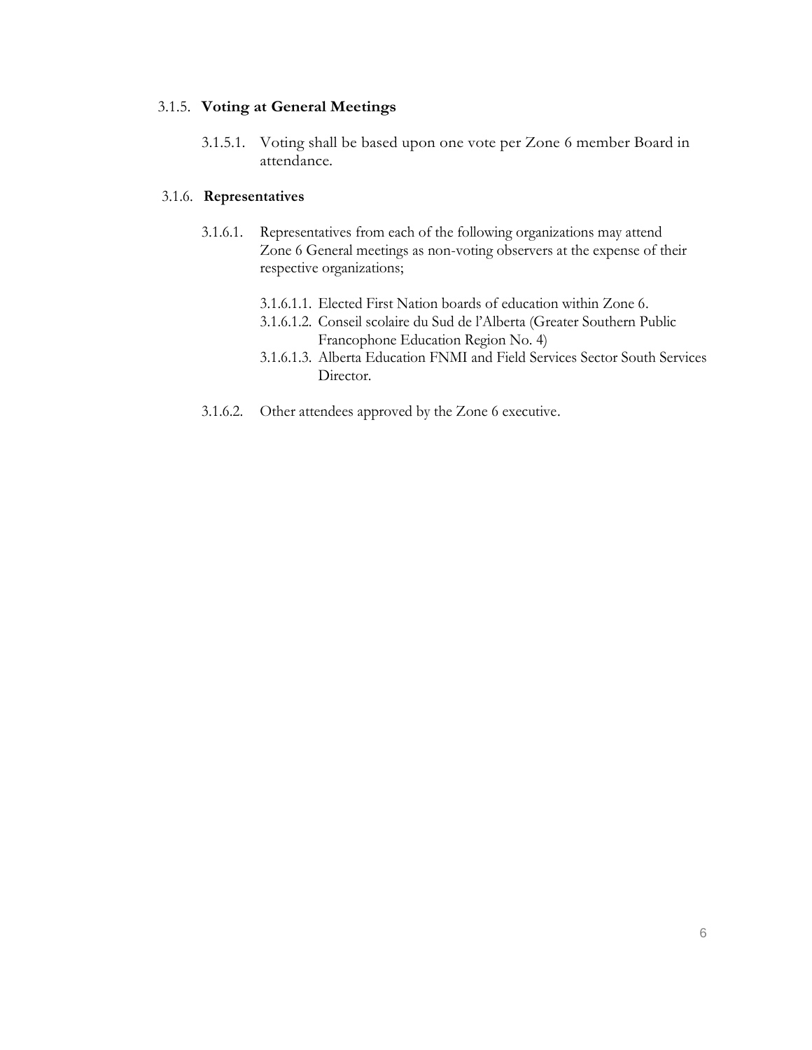### 3.1.5. **Voting at General Meetings**

3.1.5.1. Voting shall be based upon one vote per Zone 6 member Board in attendance.

### 3.1.6. **Representatives**

3.1.6.1. Representatives from each of the following organizations may attend Zone 6 General meetings as non-voting observers at the expense of their respective organizations;

- 3.1.6.1.1. Elected First Nation boards of education within Zone 6.
- 3.1.6.1.2. Conseil scolaire du Sud de l'Alberta (Greater Southern Public Francophone Education Region No. 4)
- 3.1.6.1.3. Alberta Education FNMI and Field Services Sector South Services Director.

3.1.6.2. Other attendees approved by the Zone 6 executive.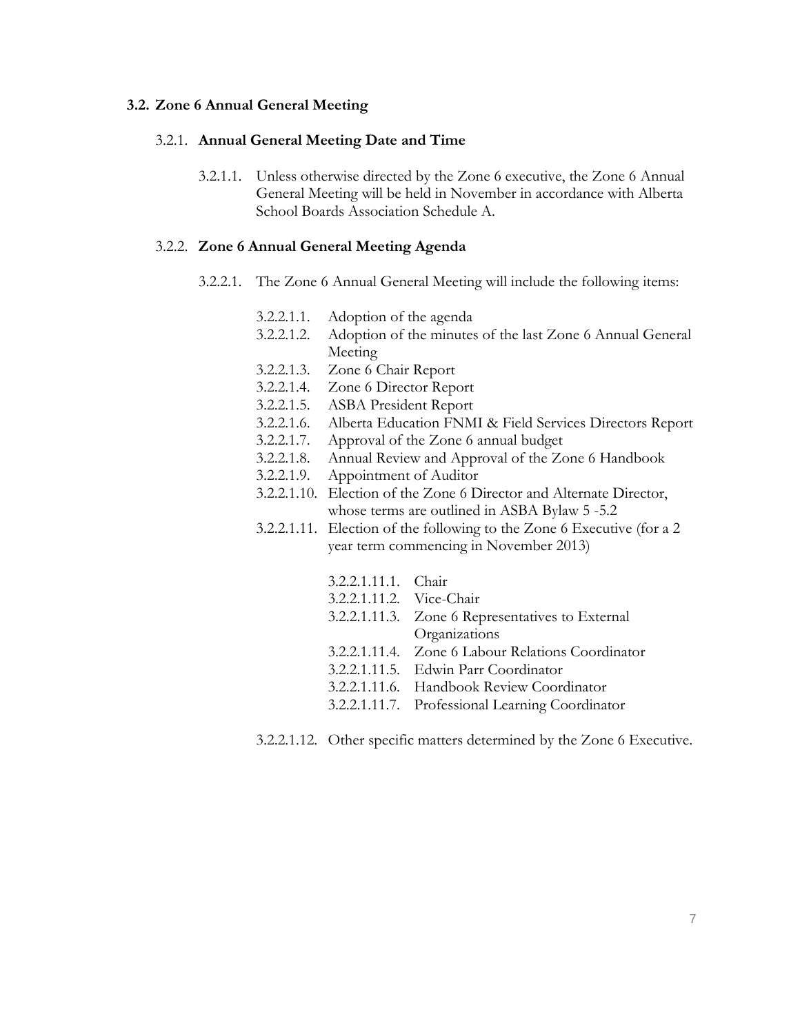## 3.2. Zone 6 Annual General Meeting

### 3.2.1. **Annual General Meeting Date and Time**

3.2.1.1. Unless otherwise directed by the Zone 6 executive, the Zone 6 Annual General Meeting will be held in November in accordance with Alberta School Boards Association Schedule A.

### 3.2.2. **Zone 6 Annual General Meeting Agenda**

3.2.2.1. The Zone 6 Annual General Meeting will include the following items:

- 3.2.2.1.1. Adoption of the agenda
- 3.2.2.1.2. Adoption of the minutes of the last Zone 6 Annual General Meeting
- 3.2.2.1.3. Zone 6 Chair Report
- 3.2.2.1.4. Zone 6 Director Report
- 3.2.2.1.5. ASBA President Report
- 3.2.2.1.6. Alberta Education FNMI & Field Services Directors Report
- 3.2.2.1.7. Approval of the Zone 6 annual budget
- 3.2.2.1.8. Annual Review and Approval of the Zone 6 Handbook
- 3.2.2.1.9. Appointment of Auditor
- 3.2.2.1.10. Election of the Zone 6 Director and Alternate Director, whose terms are outlined in ASBA Bylaw 5 -5.2
- 3.2.2.1.11. Election of the following to the Zone 6 Executive (for a 2 year term commencing in November 2013)
  - 3.2.2.1.11.1. Chair
  - 3.2.2.1.11.2. Vice-Chair
  - 3.2.2.1.11.3. Zone 6 Representatives to External Organizations
  - 3.2.2.1.11.4. Zone 6 Labour Relations Coordinator
  - 3.2.2.1.11.5. Edwin Parr Coordinator
  - 3.2.2.1.11.6. Handbook Review Coordinator
  - 3.2.2.1.11.7. Professional Learning Coordinator
- 3.2.2.1.12. Other specific matters determined by the Zone 6 Executive.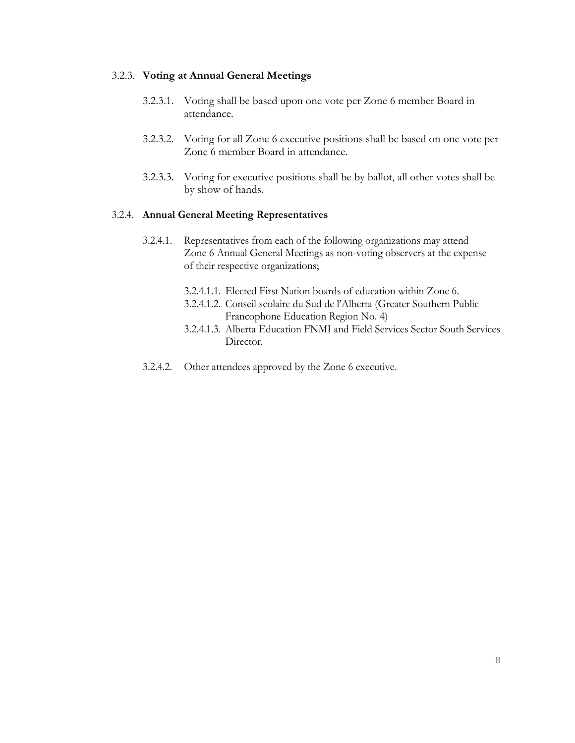### 3.2.3. **Voting at Annual General Meetings**

3.2.3.1. Voting shall be based upon one vote per Zone 6 member Board in attendance.

3.2.3.2. Voting for all Zone 6 executive positions shall be based on one vote per Zone 6 member Board in attendance.

3.2.3.3. Voting for executive positions shall be by ballot, all other votes shall be by show of hands.

### 3.2.4. **Annual General Meeting Representatives**

3.2.4.1. Representatives from each of the following organizations may attend Zone 6 Annual General Meetings as non-voting observers at the expense of their respective organizations;

- 3.2.4.1.1. Elected First Nation boards of education within Zone 6.
- 3.2.4.1.2. Conseil scolaire du Sud de l'Alberta (Greater Southern Public Francophone Education Region No. 4)
- 3.2.4.1.3. Alberta Education FNMI and Field Services Sector South Services Director.

3.2.4.2. Other attendees approved by the Zone 6 executive.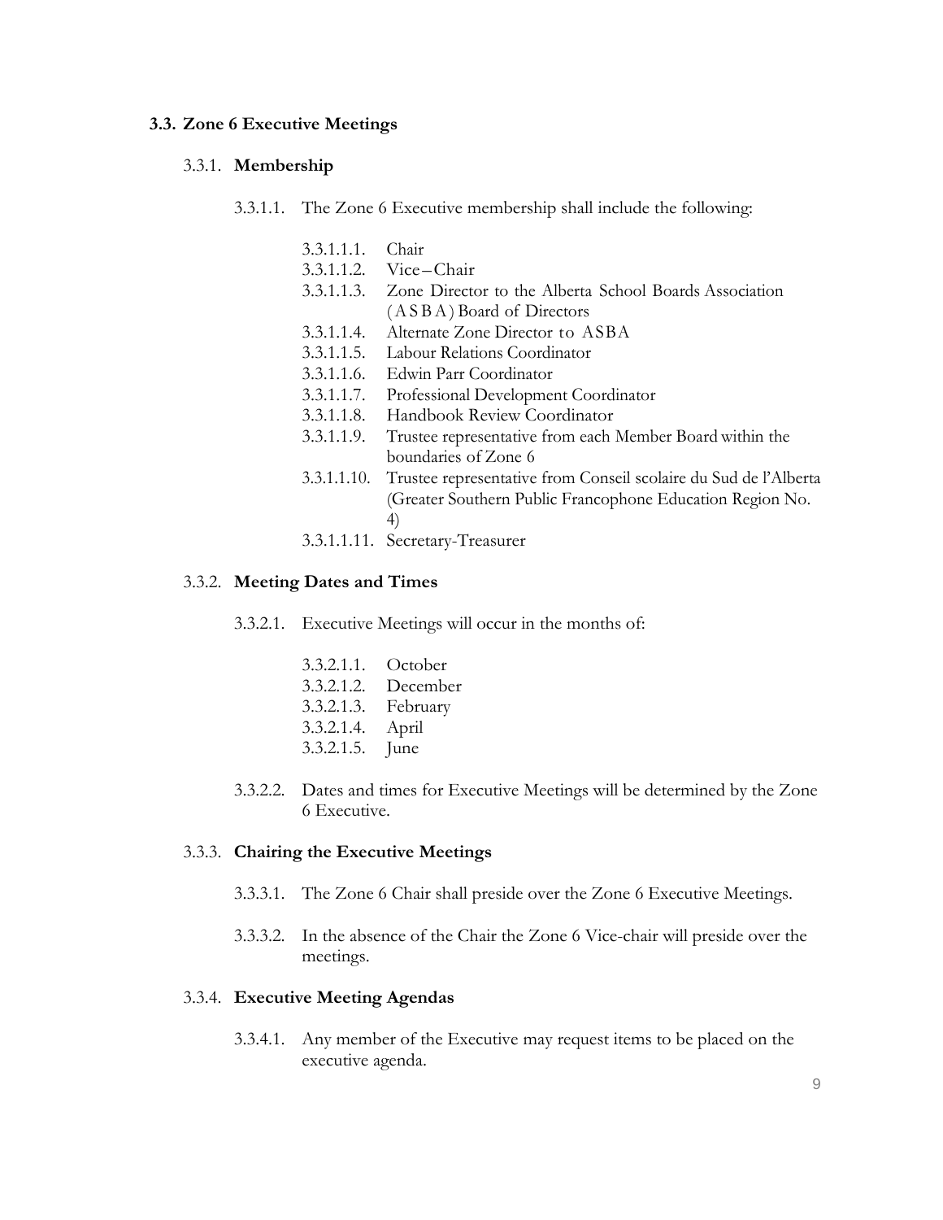### 3.3. Zone 6 Executive Meetings

#### 3.3.1. **Membership**

3.3.1.1. The Zone 6 Executive membership shall include the following:

- 3.3.1.1.1. Chair
- 3.3.1.1.2. Vice–Chair
- 3.3.1.1.3. Zone Director to the Alberta School Boards Association (ASBA) Board of Directors
- 3.3.1.1.4. Alternate Zone Director to ASBA
- 3.3.1.1.5. Labour Relations Coordinator
- 3.3.1.1.6. Edwin Parr Coordinator
- 3.3.1.1.7. Professional Development Coordinator
- 3.3.1.1.8. Handbook Review Coordinator
- 3.3.1.1.9. Trustee representative from each Member Board within the boundaries of Zone 6
- 3.3.1.1.10. Trustee representative from Conseil scolaire du Sud de l'Alberta (Greater Southern Public Francophone Education Region No. 4)
- 3.3.1.1.11. Secretary-Treasurer

#### 3.3.2. **Meeting Dates and Times**

3.3.2.1. Executive Meetings will occur in the months of:

- 3.3.2.1.1. October
- 3.3.2.1.2. December
- 3.3.2.1.3. February
- 3.3.2.1.4. April
- 3.3.2.1.5. June

3.3.2.2. Dates and times for Executive Meetings will be determined by the Zone 6 Executive.

#### 3.3.3. **Chairing the Executive Meetings**

3.3.3.1. The Zone 6 Chair shall preside over the Zone 6 Executive Meetings.

3.3.3.2. In the absence of the Chair the Zone 6 Vice-chair will preside over the meetings.

#### 3.3.4. **Executive Meeting Agendas**

3.3.4.1. Any member of the Executive may request items to be placed on the executive agenda.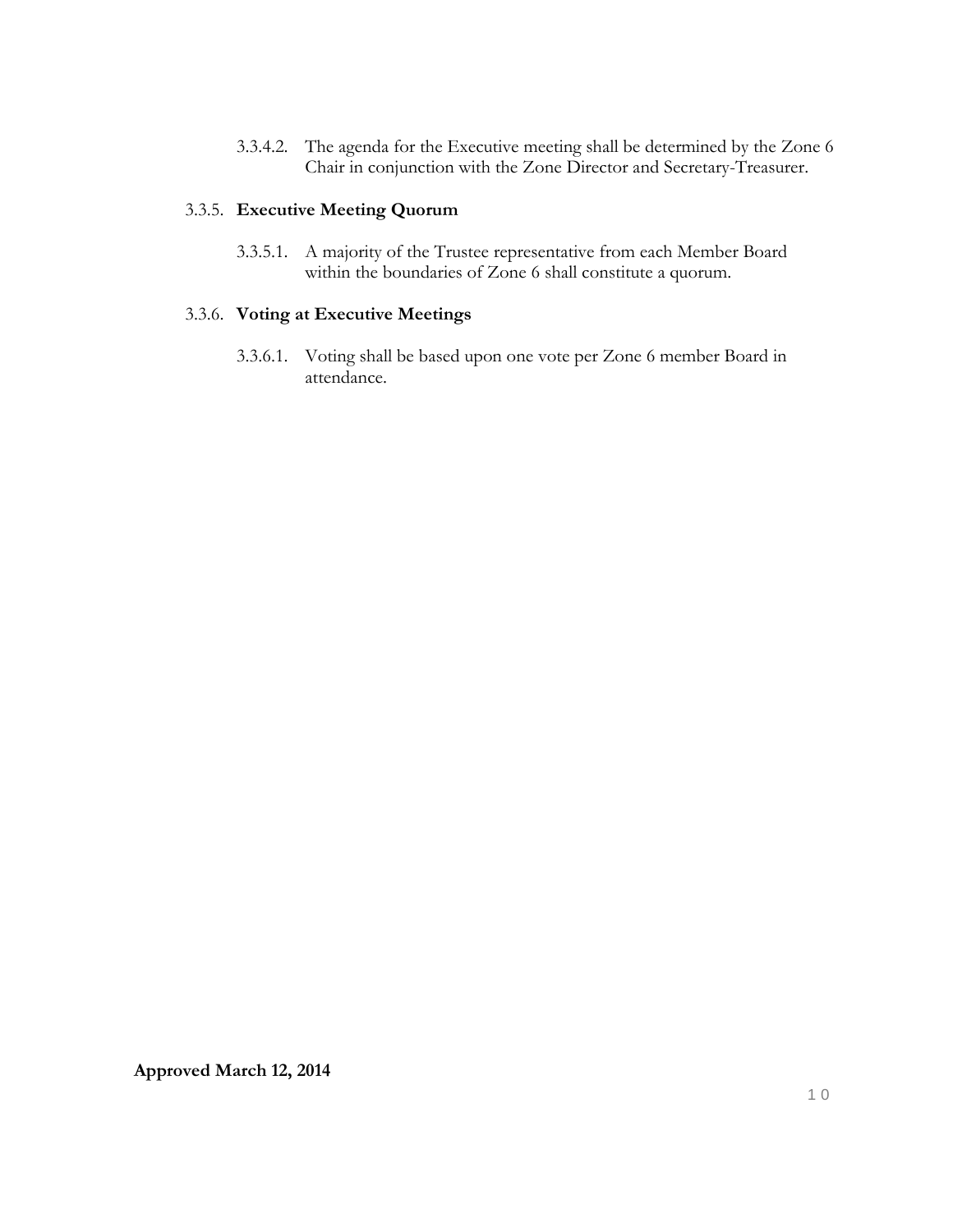3.3.4.2. The agenda for the Executive meeting shall be determined by the Zone 6 Chair in conjunction with the Zone Director and Secretary-Treasurer.

3.3.5. **Executive Meeting Quorum**

3.3.5.1. A majority of the Trustee representative from each Member Board within the boundaries of Zone 6 shall constitute a quorum.

3.3.6. **Voting at Executive Meetings**

3.3.6.1. Voting shall be based upon one vote per Zone 6 member Board in attendance.

**Approved March 12, 2014**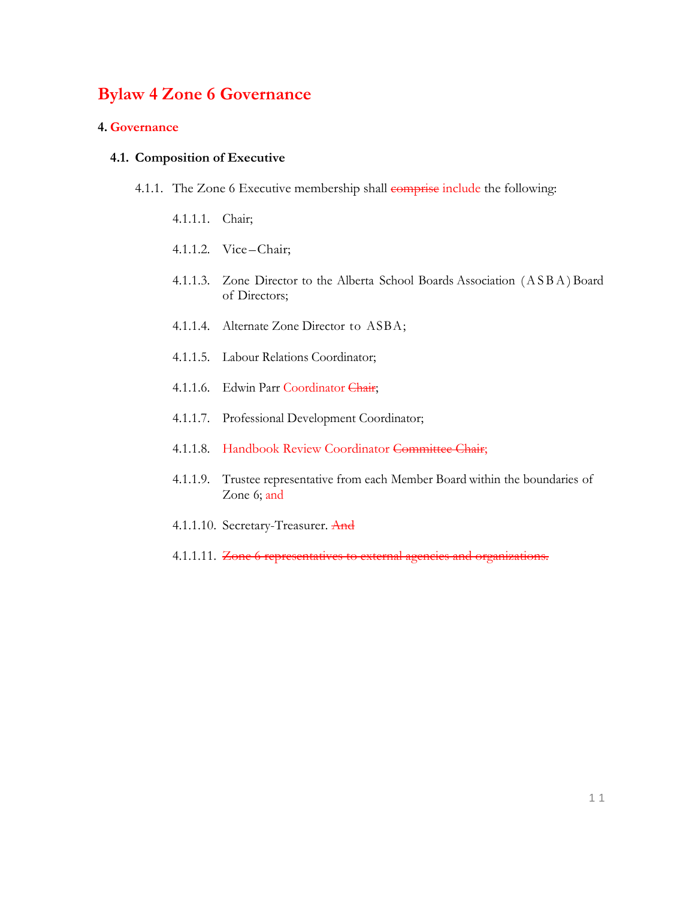# Bylaw 4 Zone 6 Governance

**4. Governance**

**4.1. Composition of Executive**

4.1.1. The Zone 6 Executive membership shall ~~comprise~~ include the following:

4.1.1.1. Chair;

4.1.1.2. Vice–Chair;

4.1.1.3. Zone Director to the Alberta School Boards Association (ASBA) Board of Directors;

4.1.1.4. Alternate Zone Director to ASBA;

4.1.1.5. Labour Relations Coordinator;

4.1.1.6. Edwin Parr Coordinator ~~Chair~~;

4.1.1.7. Professional Development Coordinator;

4.1.1.8. Handbook Review Coordinator ~~Committee Chair;~~

4.1.1.9. Trustee representative from each Member Board within the boundaries of Zone 6; and

4.1.1.10. Secretary-Treasurer. ~~And~~

4.1.1.11. ~~Zone 6 representatives to external agencies and organizations.~~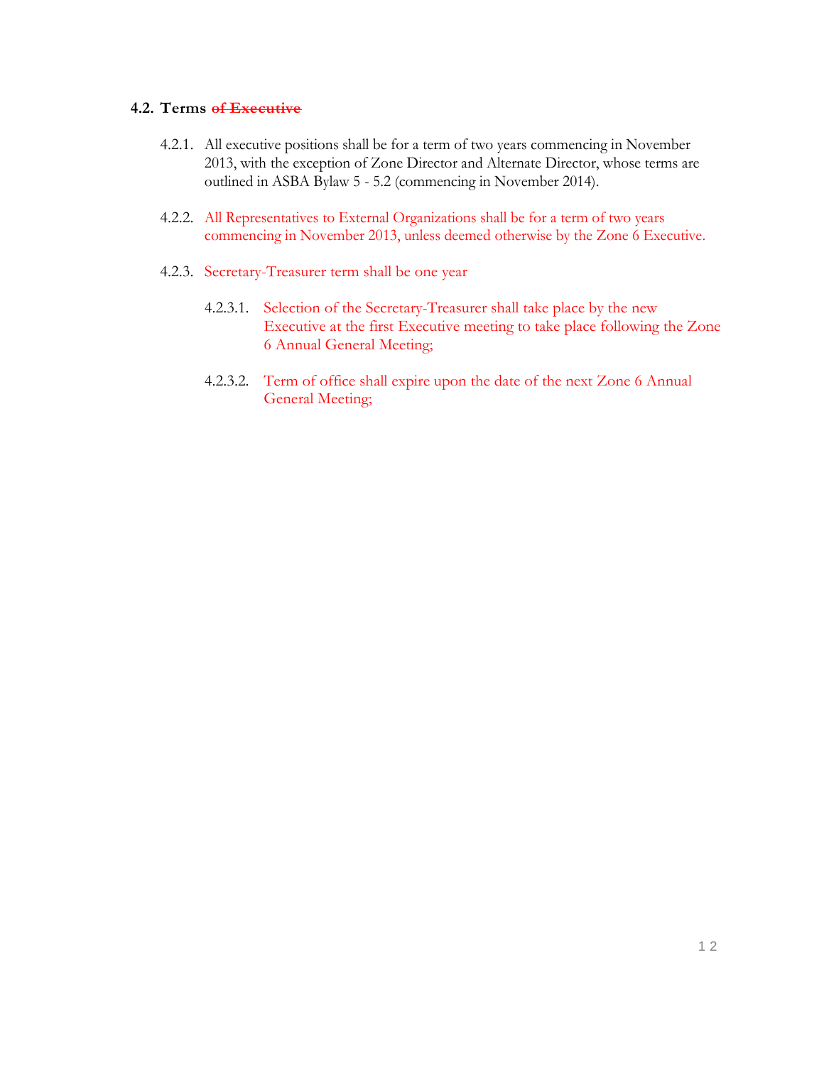### 4.2. Terms ~~of Executive~~

4.2.1. All executive positions shall be for a term of two years commencing in November 2013, with the exception of Zone Director and Alternate Director, whose terms are outlined in ASBA Bylaw 5 - 5.2 (commencing in November 2014).

4.2.2. All Representatives to External Organizations shall be for a term of two years commencing in November 2013, unless deemed otherwise by the Zone 6 Executive.

4.2.3. Secretary-Treasurer term shall be one year

4.2.3.1. Selection of the Secretary-Treasurer shall take place by the new Executive at the first Executive meeting to take place following the Zone 6 Annual General Meeting;

4.2.3.2. Term of office shall expire upon the date of the next Zone 6 Annual General Meeting;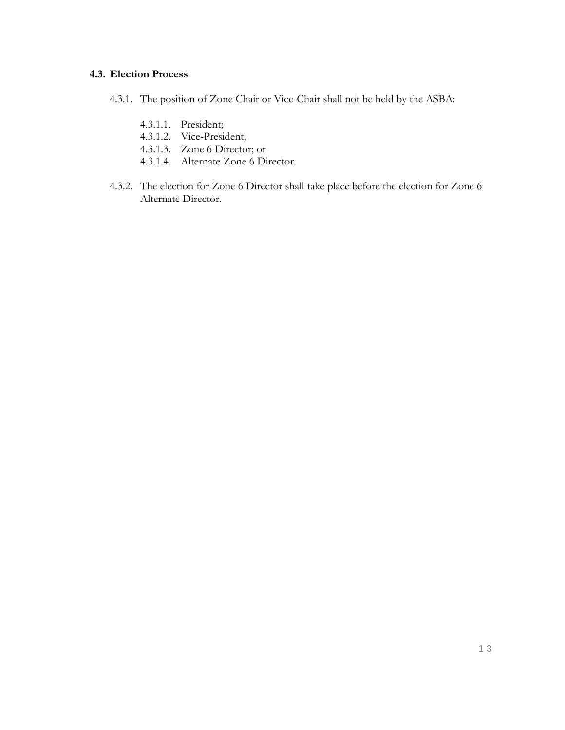### 4.3. Election Process

4.3.1. The position of Zone Chair or Vice-Chair shall not be held by the ASBA:

- 4.3.1.1. President;
- 4.3.1.2. Vice-President;
- 4.3.1.3. Zone 6 Director; or
- 4.3.1.4. Alternate Zone 6 Director.

4.3.2. The election for Zone 6 Director shall take place before the election for Zone 6 Alternate Director.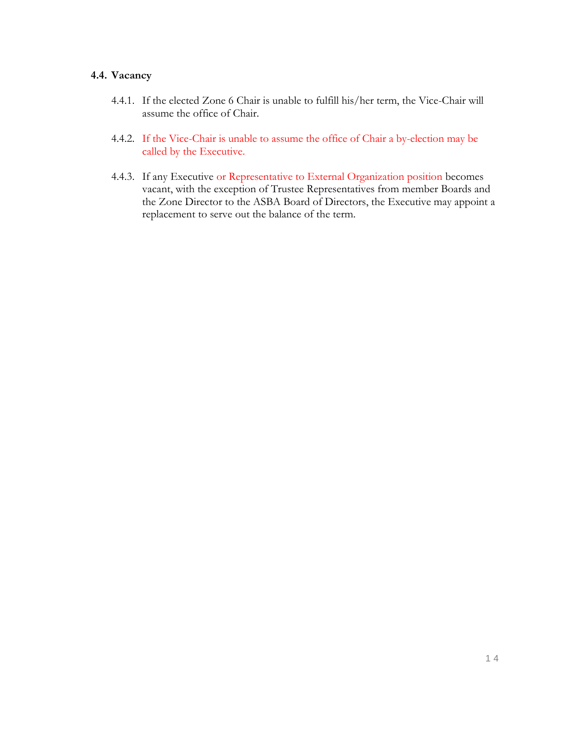### 4.4. Vacancy

4.4.1. If the elected Zone 6 Chair is unable to fulfill his/her term, the Vice-Chair will assume the office of Chair.

4.4.2. If the Vice-Chair is unable to assume the office of Chair a by-election may be called by the Executive.

4.4.3. If any Executive or Representative to External Organization position becomes vacant, with the exception of Trustee Representatives from member Boards and the Zone Director to the ASBA Board of Directors, the Executive may appoint a replacement to serve out the balance of the term.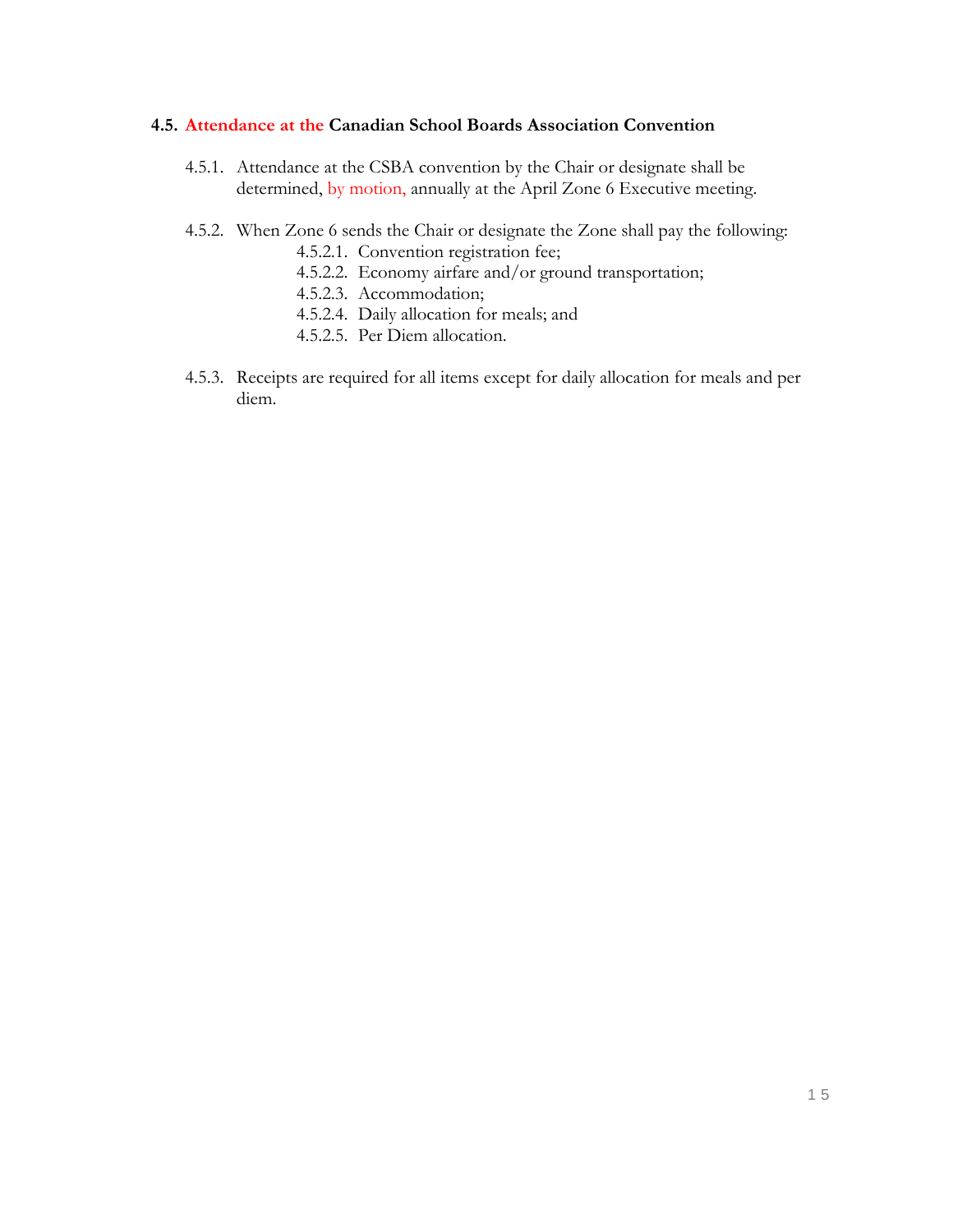### 4.5. Attendance at the Canadian School Boards Association Convention

4.5.1. Attendance at the CSBA convention by the Chair or designate shall be determined, by motion, annually at the April Zone 6 Executive meeting.

4.5.2. When Zone 6 sends the Chair or designate the Zone shall pay the following:

- 4.5.2.1. Convention registration fee;
- 4.5.2.2. Economy airfare and/or ground transportation;
- 4.5.2.3. Accommodation;
- 4.5.2.4. Daily allocation for meals; and
- 4.5.2.5. Per Diem allocation.

4.5.3. Receipts are required for all items except for daily allocation for meals and per diem.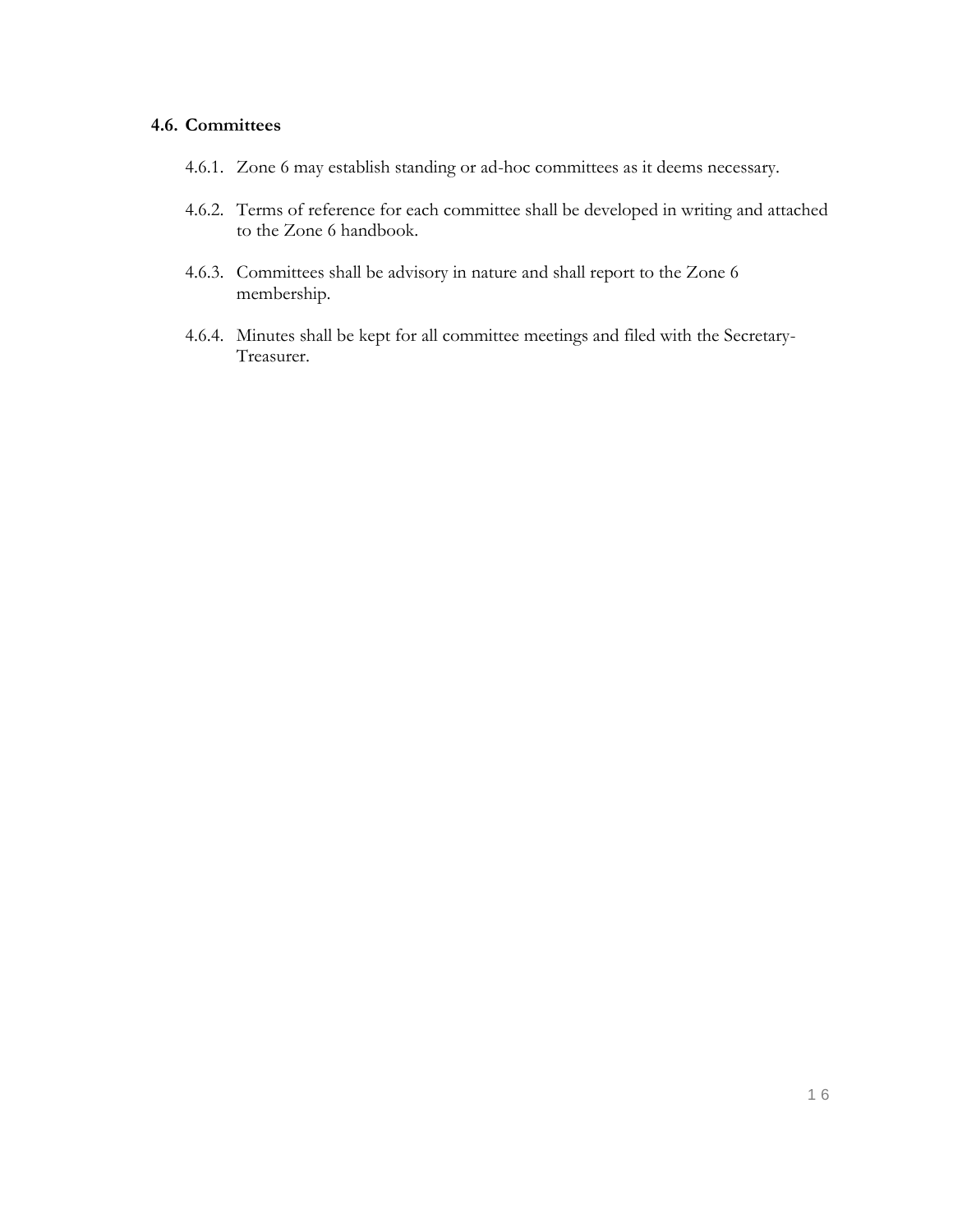### 4.6. Committees

4.6.1. Zone 6 may establish standing or ad-hoc committees as it deems necessary.

4.6.2. Terms of reference for each committee shall be developed in writing and attached to the Zone 6 handbook.

4.6.3. Committees shall be advisory in nature and shall report to the Zone 6 membership.

4.6.4. Minutes shall be kept for all committee meetings and filed with the Secretary-Treasurer.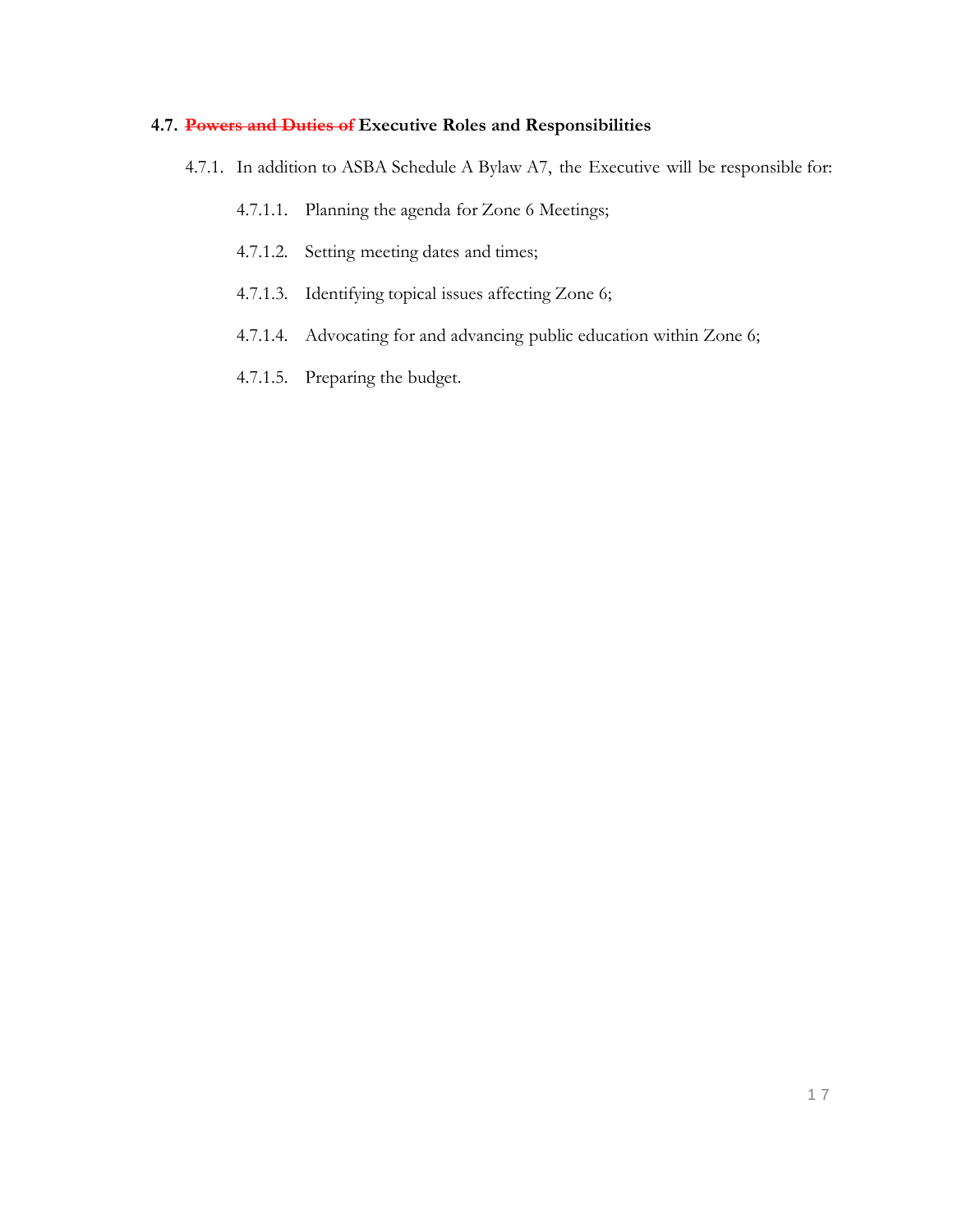## 4.7. ~~Powers and Duties of~~ Executive Roles and Responsibilities

4.7.1. In addition to ASBA Schedule A Bylaw A7, the Executive will be responsible for:

- 4.7.1.1. Planning the agenda for Zone 6 Meetings;
- 4.7.1.2. Setting meeting dates and times;
- 4.7.1.3. Identifying topical issues affecting Zone 6;
- 4.7.1.4. Advocating for and advancing public education within Zone 6;
- 4.7.1.5. Preparing the budget.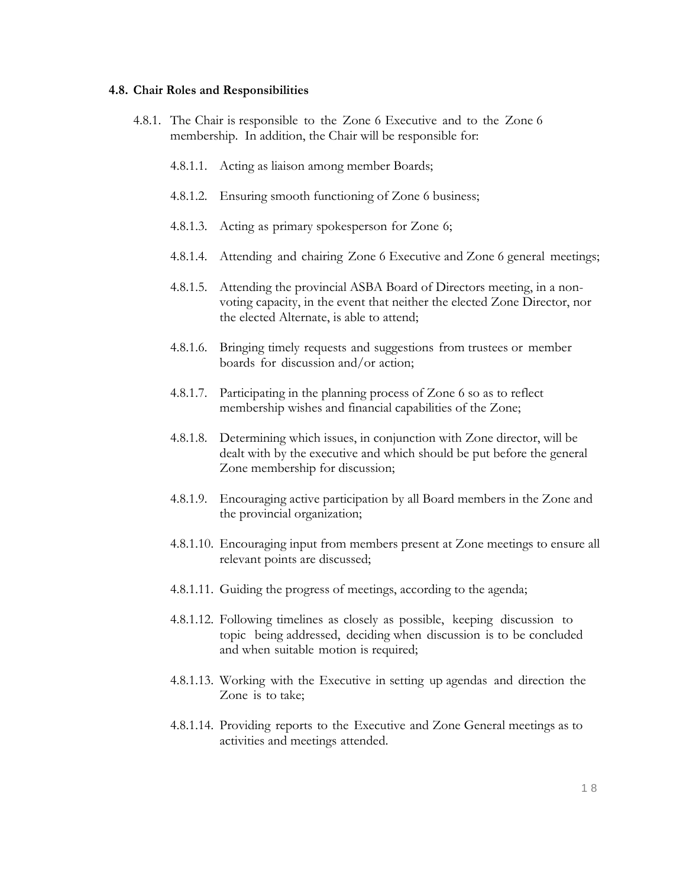#### 4.8. Chair Roles and Responsibilities

4.8.1. The Chair is responsible to the Zone 6 Executive and to the Zone 6 membership. In addition, the Chair will be responsible for:

4.8.1.1. Acting as liaison among member Boards;

4.8.1.2. Ensuring smooth functioning of Zone 6 business;

4.8.1.3. Acting as primary spokesperson for Zone 6;

4.8.1.4. Attending and chairing Zone 6 Executive and Zone 6 general meetings;

4.8.1.5. Attending the provincial ASBA Board of Directors meeting, in a non-voting capacity, in the event that neither the elected Zone Director, nor the elected Alternate, is able to attend;

4.8.1.6. Bringing timely requests and suggestions from trustees or member boards for discussion and/or action;

4.8.1.7. Participating in the planning process of Zone 6 so as to reflect membership wishes and financial capabilities of the Zone;

4.8.1.8. Determining which issues, in conjunction with Zone director, will be dealt with by the executive and which should be put before the general Zone membership for discussion;

4.8.1.9. Encouraging active participation by all Board members in the Zone and the provincial organization;

4.8.1.10. Encouraging input from members present at Zone meetings to ensure all relevant points are discussed;

4.8.1.11. Guiding the progress of meetings, according to the agenda;

4.8.1.12. Following timelines as closely as possible, keeping discussion to topic being addressed, deciding when discussion is to be concluded and when suitable motion is required;

4.8.1.13. Working with the Executive in setting up agendas and direction the Zone is to take;

4.8.1.14. Providing reports to the Executive and Zone General meetings as to activities and meetings attended.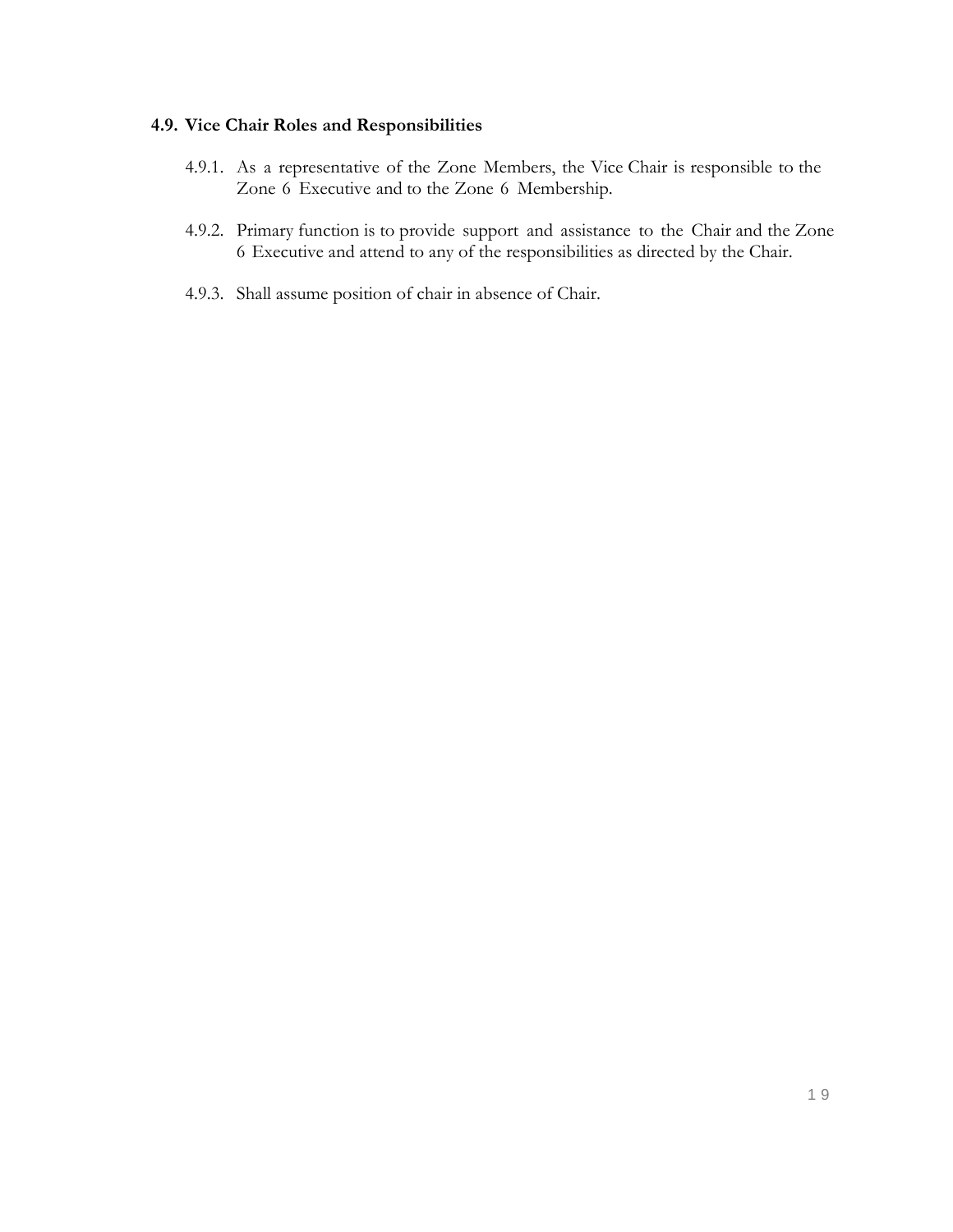### 4.9. Vice Chair Roles and Responsibilities

4.9.1. As a representative of the Zone Members, the Vice Chair is responsible to the Zone 6 Executive and to the Zone 6 Membership.

4.9.2. Primary function is to provide support and assistance to the Chair and the Zone 6 Executive and attend to any of the responsibilities as directed by the Chair.

4.9.3. Shall assume position of chair in absence of Chair.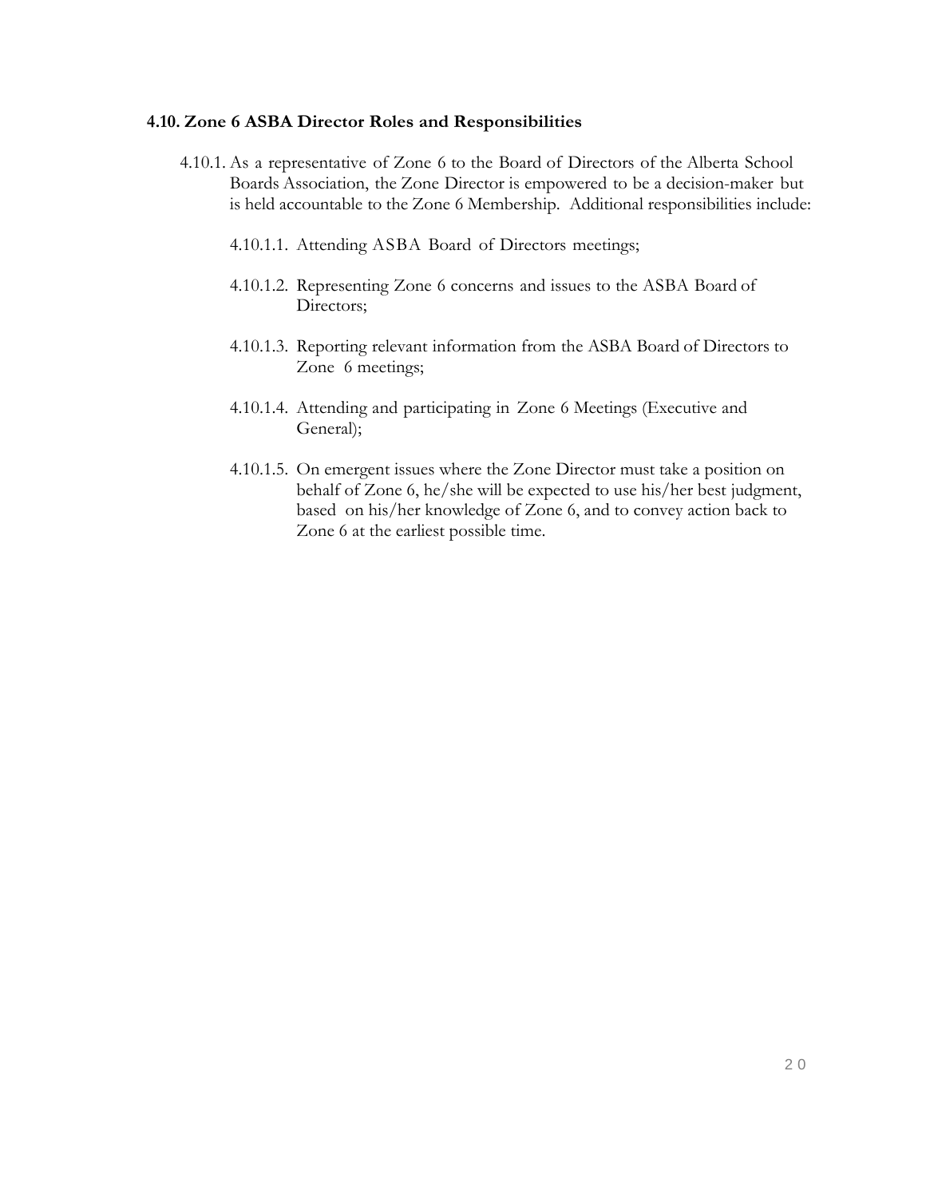### 4.10. Zone 6 ASBA Director Roles and Responsibilities

4.10.1. As a representative of Zone 6 to the Board of Directors of the Alberta School Boards Association, the Zone Director is empowered to be a decision-maker but is held accountable to the Zone 6 Membership. Additional responsibilities include:

- 4.10.1.1. Attending ASBA Board of Directors meetings;
- 4.10.1.2. Representing Zone 6 concerns and issues to the ASBA Board of Directors;
- 4.10.1.3. Reporting relevant information from the ASBA Board of Directors to Zone 6 meetings;
- 4.10.1.4. Attending and participating in Zone 6 Meetings (Executive and General);
- 4.10.1.5. On emergent issues where the Zone Director must take a position on behalf of Zone 6, he/she will be expected to use his/her best judgment, based on his/her knowledge of Zone 6, and to convey action back to Zone 6 at the earliest possible time.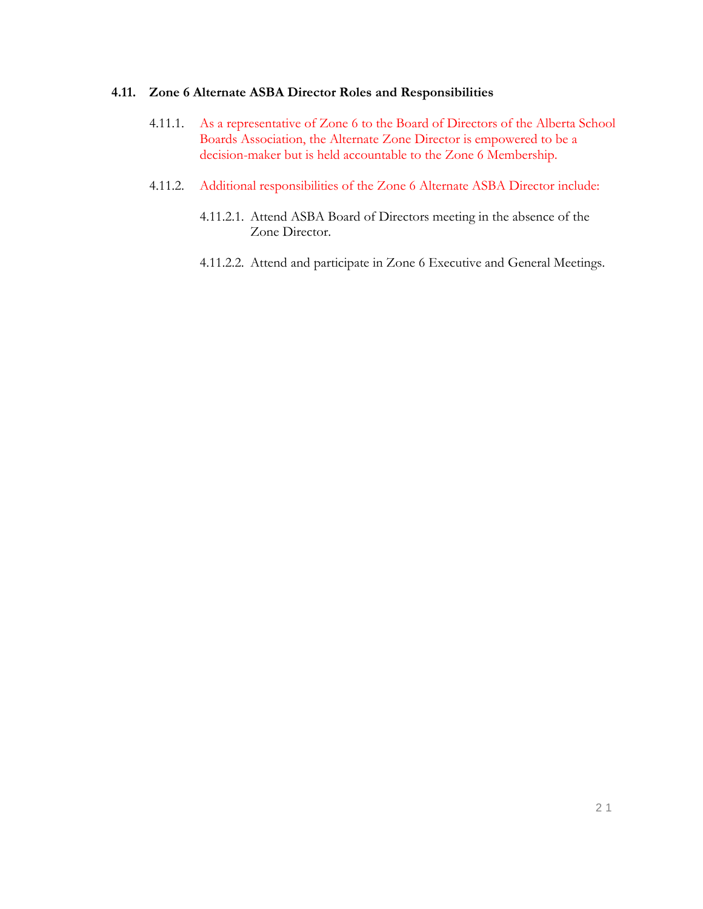### 4.11. Zone 6 Alternate ASBA Director Roles and Responsibilities

4.11.1. As a representative of Zone 6 to the Board of Directors of the Alberta School Boards Association, the Alternate Zone Director is empowered to be a decision-maker but is held accountable to the Zone 6 Membership.

4.11.2. Additional responsibilities of the Zone 6 Alternate ASBA Director include:

4.11.2.1. Attend ASBA Board of Directors meeting in the absence of the Zone Director.

4.11.2.2. Attend and participate in Zone 6 Executive and General Meetings.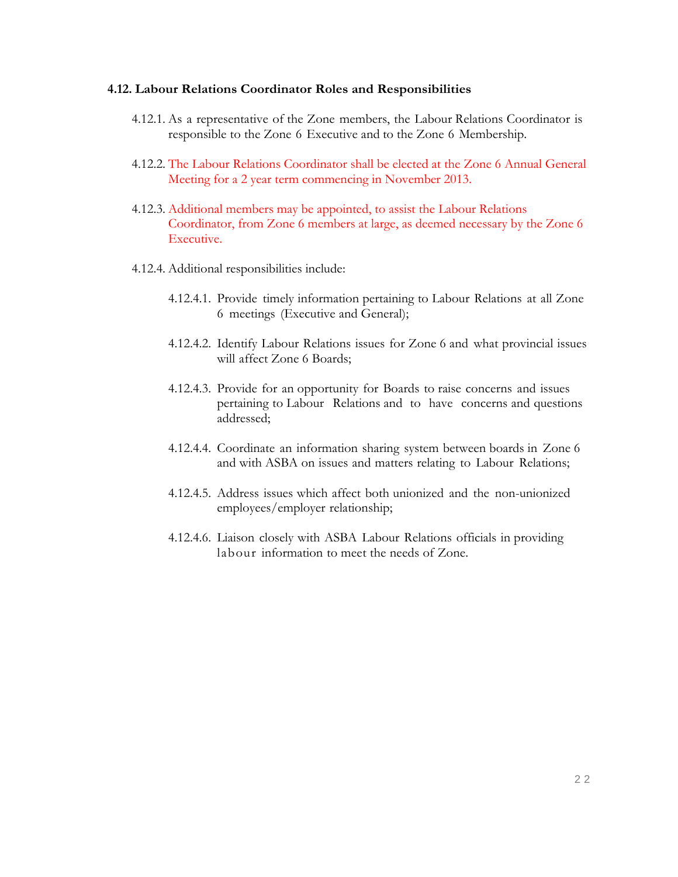**4.12. Labour Relations Coordinator Roles and Responsibilities**

4.12.1. As a representative of the Zone members, the Labour Relations Coordinator is responsible to the Zone 6 Executive and to the Zone 6 Membership.

4.12.2. The Labour Relations Coordinator shall be elected at the Zone 6 Annual General Meeting for a 2 year term commencing in November 2013.

4.12.3. Additional members may be appointed, to assist the Labour Relations Coordinator, from Zone 6 members at large, as deemed necessary by the Zone 6 Executive.

4.12.4. Additional responsibilities include:

4.12.4.1. Provide timely information pertaining to Labour Relations at all Zone 6 meetings (Executive and General);

4.12.4.2. Identify Labour Relations issues for Zone 6 and what provincial issues will affect Zone 6 Boards;

4.12.4.3. Provide for an opportunity for Boards to raise concerns and issues pertaining to Labour Relations and to have concerns and questions addressed;

4.12.4.4. Coordinate an information sharing system between boards in Zone 6 and with ASBA on issues and matters relating to Labour Relations;

4.12.4.5. Address issues which affect both unionized and the non-unionized employees/employer relationship;

4.12.4.6. Liaison closely with ASBA Labour Relations officials in providing labour information to meet the needs of Zone.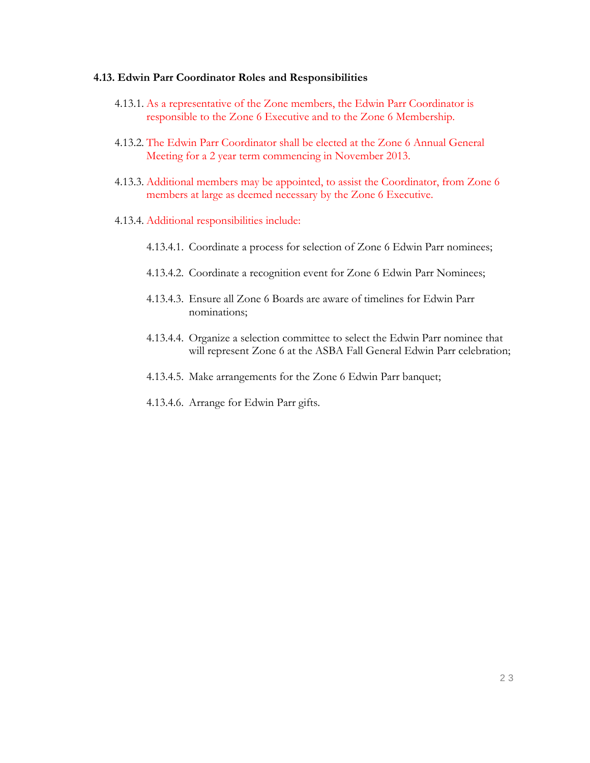### 4.13. Edwin Parr Coordinator Roles and Responsibilities

4.13.1. As a representative of the Zone members, the Edwin Parr Coordinator is responsible to the Zone 6 Executive and to the Zone 6 Membership.

4.13.2. The Edwin Parr Coordinator shall be elected at the Zone 6 Annual General Meeting for a 2 year term commencing in November 2013.

4.13.3. Additional members may be appointed, to assist the Coordinator, from Zone 6 members at large as deemed necessary by the Zone 6 Executive.

4.13.4. Additional responsibilities include:

- 4.13.4.1. Coordinate a process for selection of Zone 6 Edwin Parr nominees;
- 4.13.4.2. Coordinate a recognition event for Zone 6 Edwin Parr Nominees;
- 4.13.4.3. Ensure all Zone 6 Boards are aware of timelines for Edwin Parr nominations;
- 4.13.4.4. Organize a selection committee to select the Edwin Parr nominee that will represent Zone 6 at the ASBA Fall General Edwin Parr celebration;
- 4.13.4.5. Make arrangements for the Zone 6 Edwin Parr banquet;
- 4.13.4.6. Arrange for Edwin Parr gifts.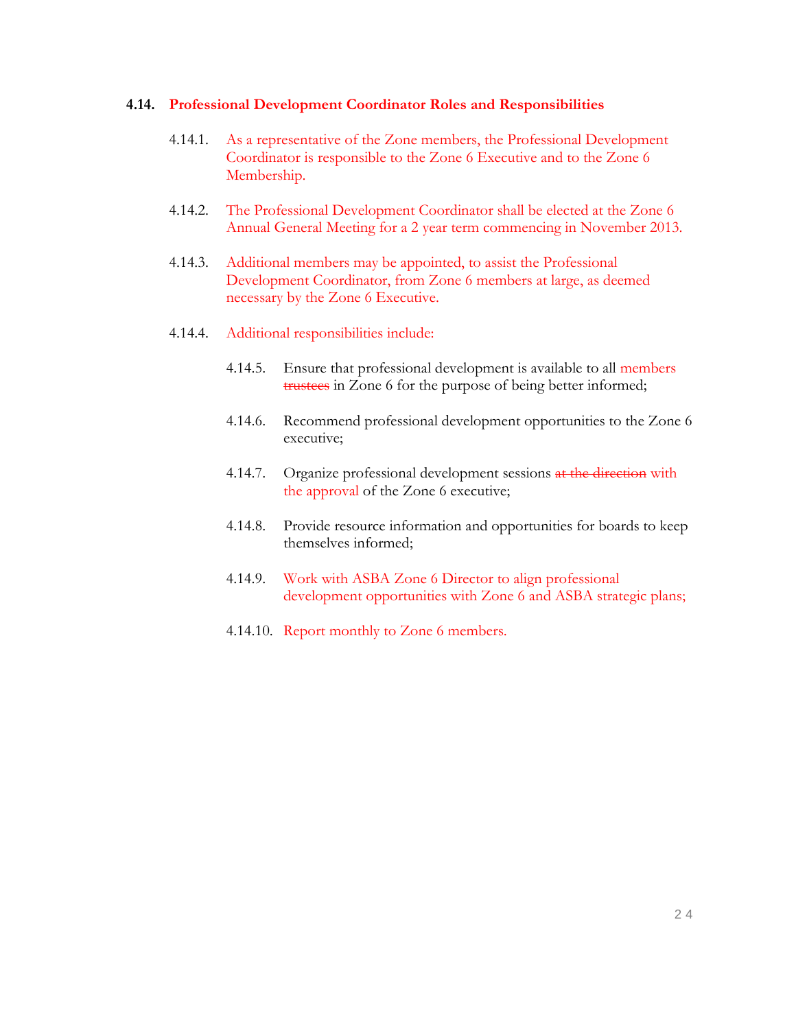## 4.14. Professional Development Coordinator Roles and Responsibilities

4.14.1. As a representative of the Zone members, the Professional Development Coordinator is responsible to the Zone 6 Executive and to the Zone 6 Membership.

4.14.2. The Professional Development Coordinator shall be elected at the Zone 6 Annual General Meeting for a 2 year term commencing in November 2013.

4.14.3. Additional members may be appointed, to assist the Professional Development Coordinator, from Zone 6 members at large, as deemed necessary by the Zone 6 Executive.

4.14.4. Additional responsibilities include:

- 4.14.5. Ensure that professional development is available to all members ~~trustees~~ in Zone 6 for the purpose of being better informed;
- 4.14.6. Recommend professional development opportunities to the Zone 6 executive;
- 4.14.7. Organize professional development sessions ~~at the direction~~ with the approval of the Zone 6 executive;
- 4.14.8. Provide resource information and opportunities for boards to keep themselves informed;
- 4.14.9. Work with ASBA Zone 6 Director to align professional development opportunities with Zone 6 and ASBA strategic plans;
- 4.14.10. Report monthly to Zone 6 members.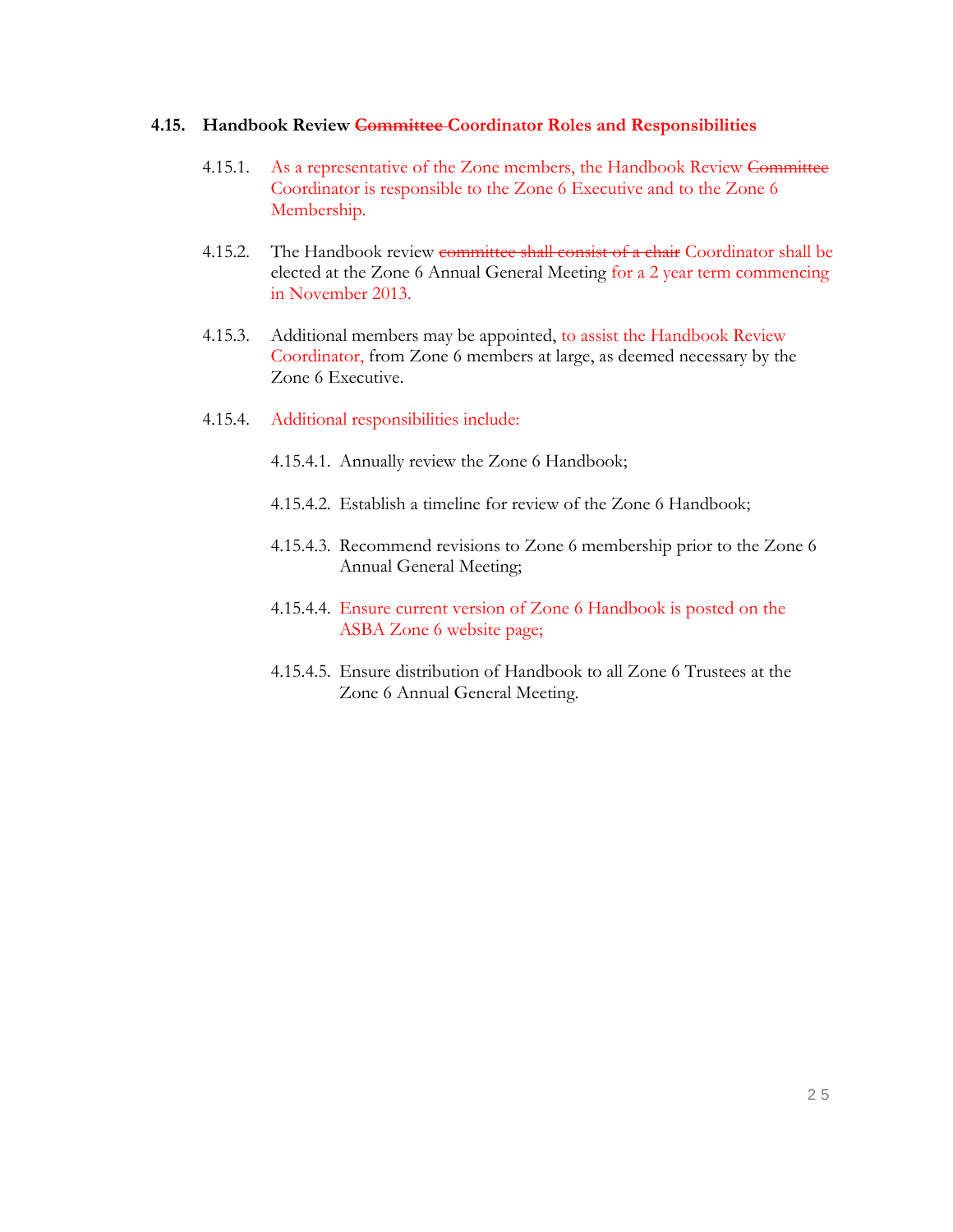### 4.15. Handbook Review ~~Committee~~ Coordinator Roles and Responsibilities

4.15.1. As a representative of the Zone members, the Handbook Review ~~Committee~~ Coordinator is responsible to the Zone 6 Executive and to the Zone 6 Membership.

4.15.2. The Handbook review ~~committee shall consist of a chair~~ Coordinator shall be elected at the Zone 6 Annual General Meeting for a 2 year term commencing in November 2013.

4.15.3. Additional members may be appointed, to assist the Handbook Review Coordinator, from Zone 6 members at large, as deemed necessary by the Zone 6 Executive.

4.15.4. Additional responsibilities include:

4.15.4.1. Annually review the Zone 6 Handbook;

4.15.4.2. Establish a timeline for review of the Zone 6 Handbook;

4.15.4.3. Recommend revisions to Zone 6 membership prior to the Zone 6 Annual General Meeting;

4.15.4.4. Ensure current version of Zone 6 Handbook is posted on the ASBA Zone 6 website page;

4.15.4.5. Ensure distribution of Handbook to all Zone 6 Trustees at the Zone 6 Annual General Meeting.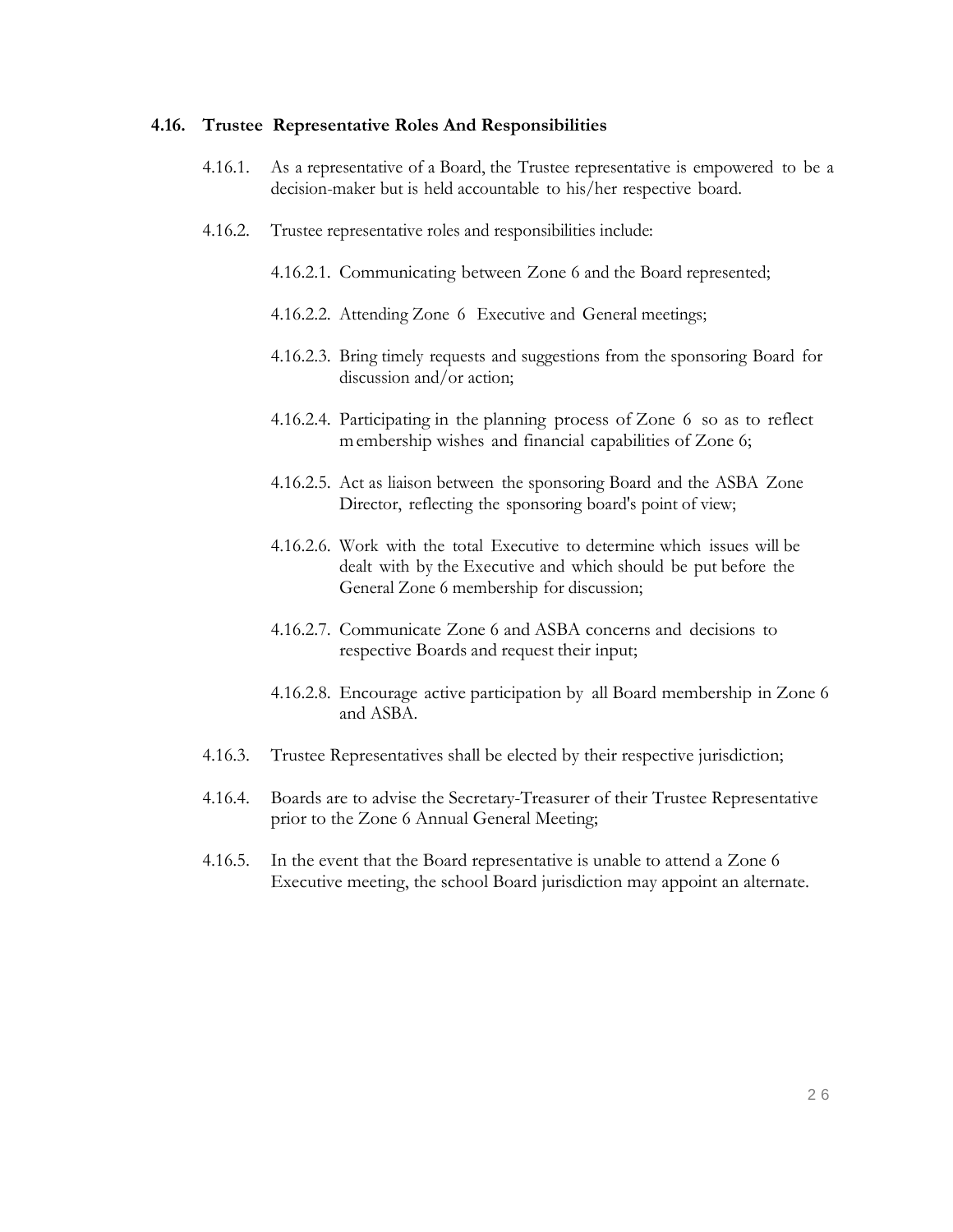### 4.16. Trustee Representative Roles And Responsibilities

4.16.1. As a representative of a Board, the Trustee representative is empowered to be a decision-maker but is held accountable to his/her respective board.

4.16.2. Trustee representative roles and responsibilities include:

4.16.2.1. Communicating between Zone 6 and the Board represented;

4.16.2.2. Attending Zone 6 Executive and General meetings;

4.16.2.3. Bring timely requests and suggestions from the sponsoring Board for discussion and/or action;

4.16.2.4. Participating in the planning process of Zone 6 so as to reflect membership wishes and financial capabilities of Zone 6;

4.16.2.5. Act as liaison between the sponsoring Board and the ASBA Zone Director, reflecting the sponsoring board's point of view;

4.16.2.6. Work with the total Executive to determine which issues will be dealt with by the Executive and which should be put before the General Zone 6 membership for discussion;

4.16.2.7. Communicate Zone 6 and ASBA concerns and decisions to respective Boards and request their input;

4.16.2.8. Encourage active participation by all Board membership in Zone 6 and ASBA.

4.16.3. Trustee Representatives shall be elected by their respective jurisdiction;

4.16.4. Boards are to advise the Secretary-Treasurer of their Trustee Representative prior to the Zone 6 Annual General Meeting;

4.16.5. In the event that the Board representative is unable to attend a Zone 6 Executive meeting, the school Board jurisdiction may appoint an alternate.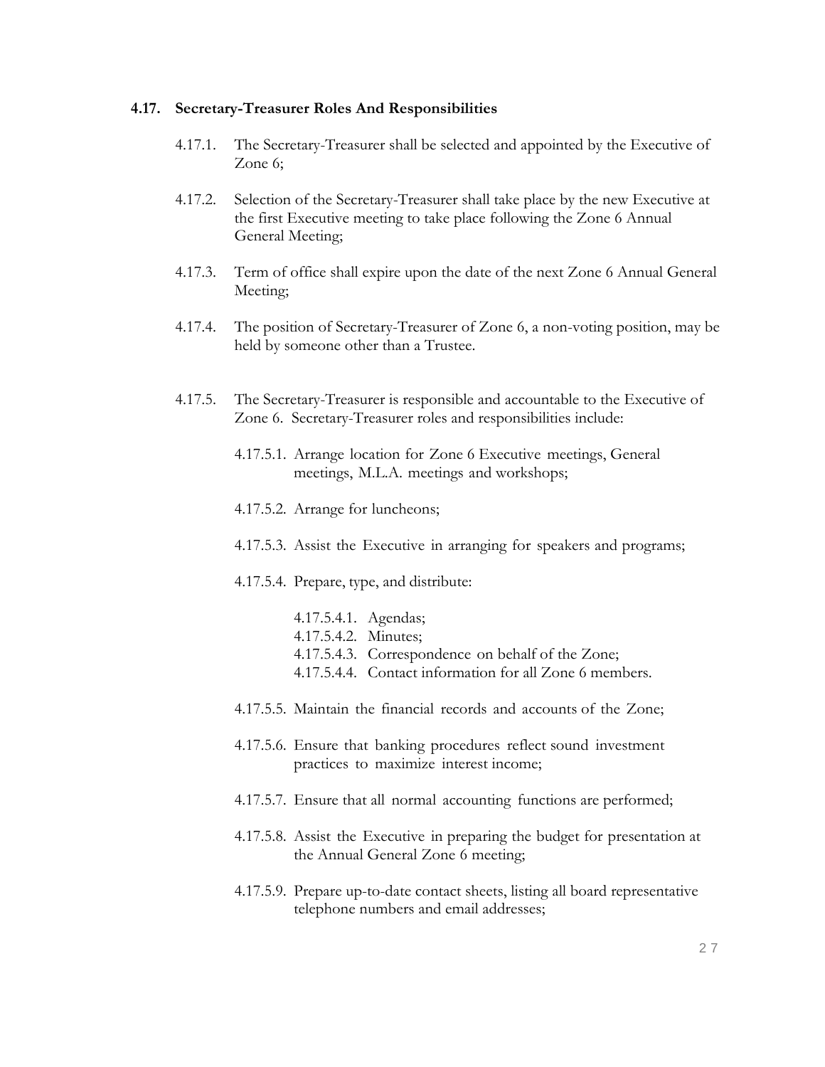### 4.17. Secretary-Treasurer Roles And Responsibilities

4.17.1. The Secretary-Treasurer shall be selected and appointed by the Executive of Zone 6;

4.17.2. Selection of the Secretary-Treasurer shall take place by the new Executive at the first Executive meeting to take place following the Zone 6 Annual General Meeting;

4.17.3. Term of office shall expire upon the date of the next Zone 6 Annual General Meeting;

4.17.4. The position of Secretary-Treasurer of Zone 6, a non-voting position, may be held by someone other than a Trustee.

4.17.5. The Secretary-Treasurer is responsible and accountable to the Executive of Zone 6. Secretary-Treasurer roles and responsibilities include:

- 4.17.5.1. Arrange location for Zone 6 Executive meetings, General meetings, M.L.A. meetings and workshops;
- 4.17.5.2. Arrange for luncheons;
- 4.17.5.3. Assist the Executive in arranging for speakers and programs;
- 4.17.5.4. Prepare, type, and distribute:
  - 4.17.5.4.1. Agendas;
  - 4.17.5.4.2. Minutes;
  - 4.17.5.4.3. Correspondence on behalf of the Zone;
  - 4.17.5.4.4. Contact information for all Zone 6 members.
- 4.17.5.5. Maintain the financial records and accounts of the Zone;
- 4.17.5.6. Ensure that banking procedures reflect sound investment practices to maximize interest income;
- 4.17.5.7. Ensure that all normal accounting functions are performed;
- 4.17.5.8. Assist the Executive in preparing the budget for presentation at the Annual General Zone 6 meeting;
- 4.17.5.9. Prepare up-to-date contact sheets, listing all board representative telephone numbers and email addresses;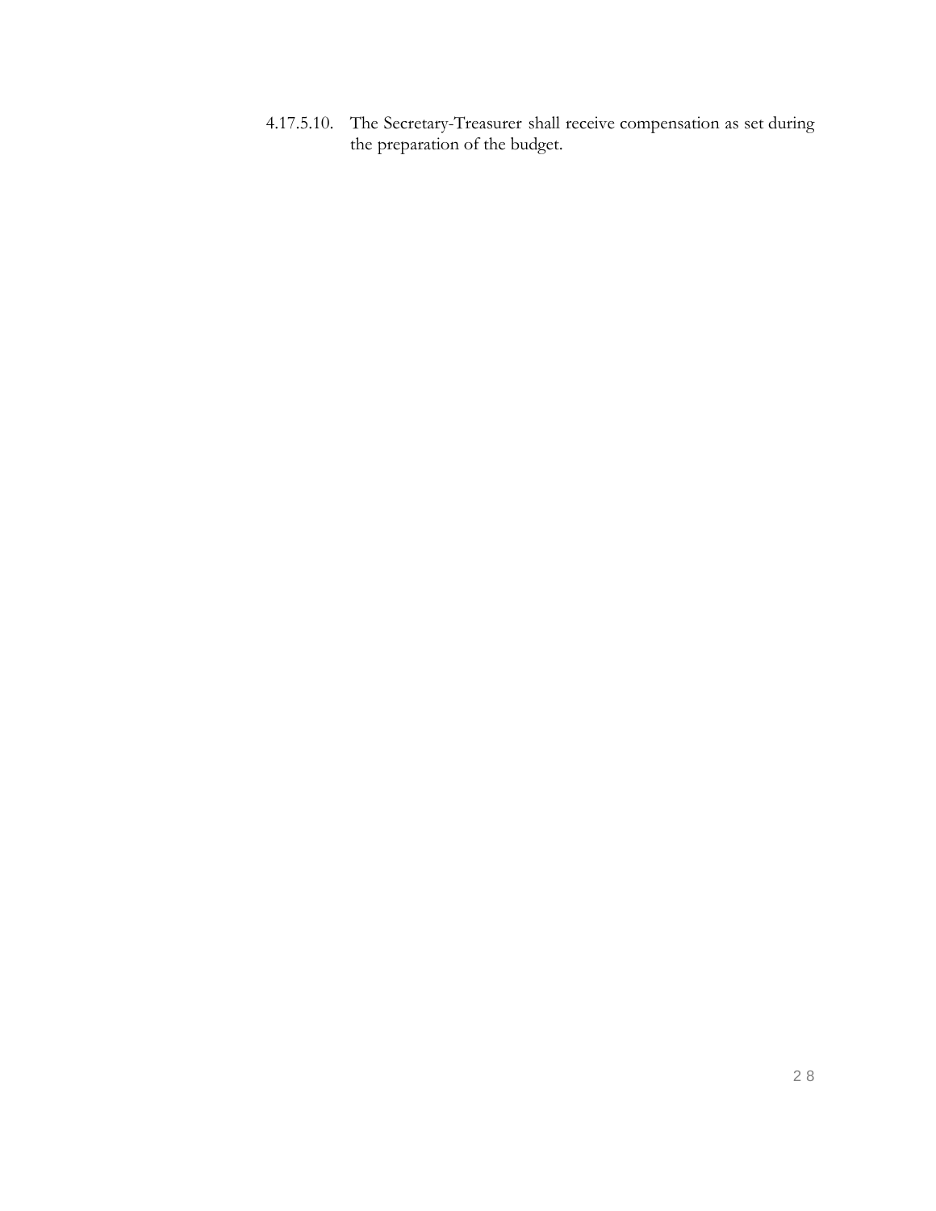4.17.5.10. The Secretary-Treasurer shall receive compensation as set during the preparation of the budget.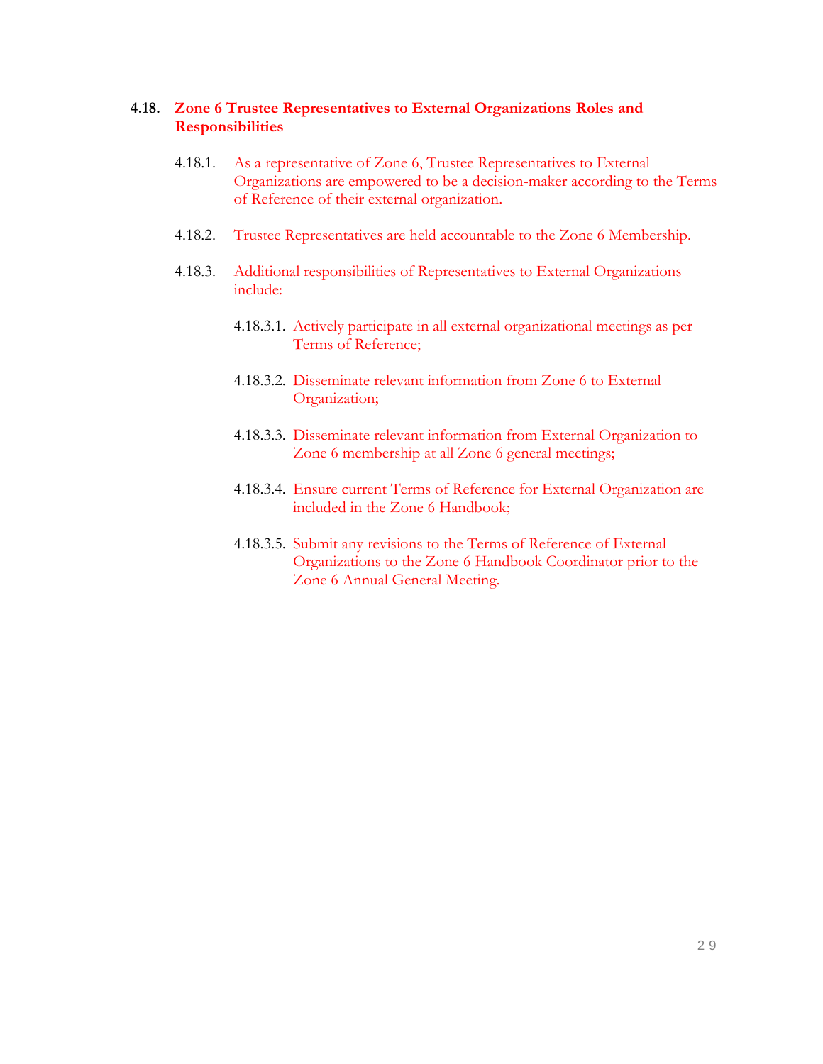### 4.18. Zone 6 Trustee Representatives to External Organizations Roles and Responsibilities

4.18.1. As a representative of Zone 6, Trustee Representatives to External Organizations are empowered to be a decision-maker according to the Terms of Reference of their external organization.

4.18.2. Trustee Representatives are held accountable to the Zone 6 Membership.

4.18.3. Additional responsibilities of Representatives to External Organizations include:

4.18.3.1. Actively participate in all external organizational meetings as per Terms of Reference;

4.18.3.2. Disseminate relevant information from Zone 6 to External Organization;

4.18.3.3. Disseminate relevant information from External Organization to Zone 6 membership at all Zone 6 general meetings;

4.18.3.4. Ensure current Terms of Reference for External Organization are included in the Zone 6 Handbook;

4.18.3.5. Submit any revisions to the Terms of Reference of External Organizations to the Zone 6 Handbook Coordinator prior to the Zone 6 Annual General Meeting.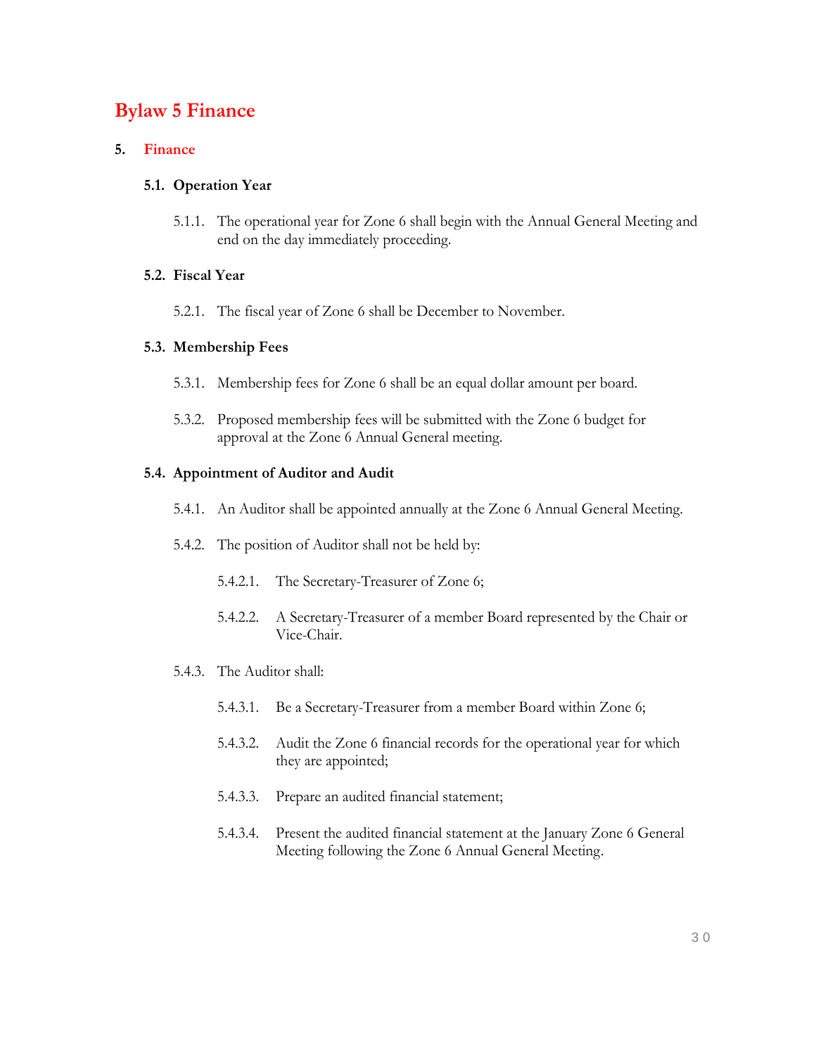# Bylaw 5 Finance

## 5. Finance

### 5.1. Operation Year

5.1.1. The operational year for Zone 6 shall begin with the Annual General Meeting and end on the day immediately proceeding.

### 5.2. Fiscal Year

5.2.1. The fiscal year of Zone 6 shall be December to November.

### 5.3. Membership Fees

5.3.1. Membership fees for Zone 6 shall be an equal dollar amount per board.

5.3.2. Proposed membership fees will be submitted with the Zone 6 budget for approval at the Zone 6 Annual General meeting.

### 5.4. Appointment of Auditor and Audit

5.4.1. An Auditor shall be appointed annually at the Zone 6 Annual General Meeting.

5.4.2. The position of Auditor shall not be held by:

- 5.4.2.1. The Secretary-Treasurer of Zone 6;
- 5.4.2.2. A Secretary-Treasurer of a member Board represented by the Chair or Vice-Chair.

5.4.3. The Auditor shall:

- 5.4.3.1. Be a Secretary-Treasurer from a member Board within Zone 6;
- 5.4.3.2. Audit the Zone 6 financial records for the operational year for which they are appointed;
- 5.4.3.3. Prepare an audited financial statement;
- 5.4.3.4. Present the audited financial statement at the January Zone 6 General Meeting following the Zone 6 Annual General Meeting.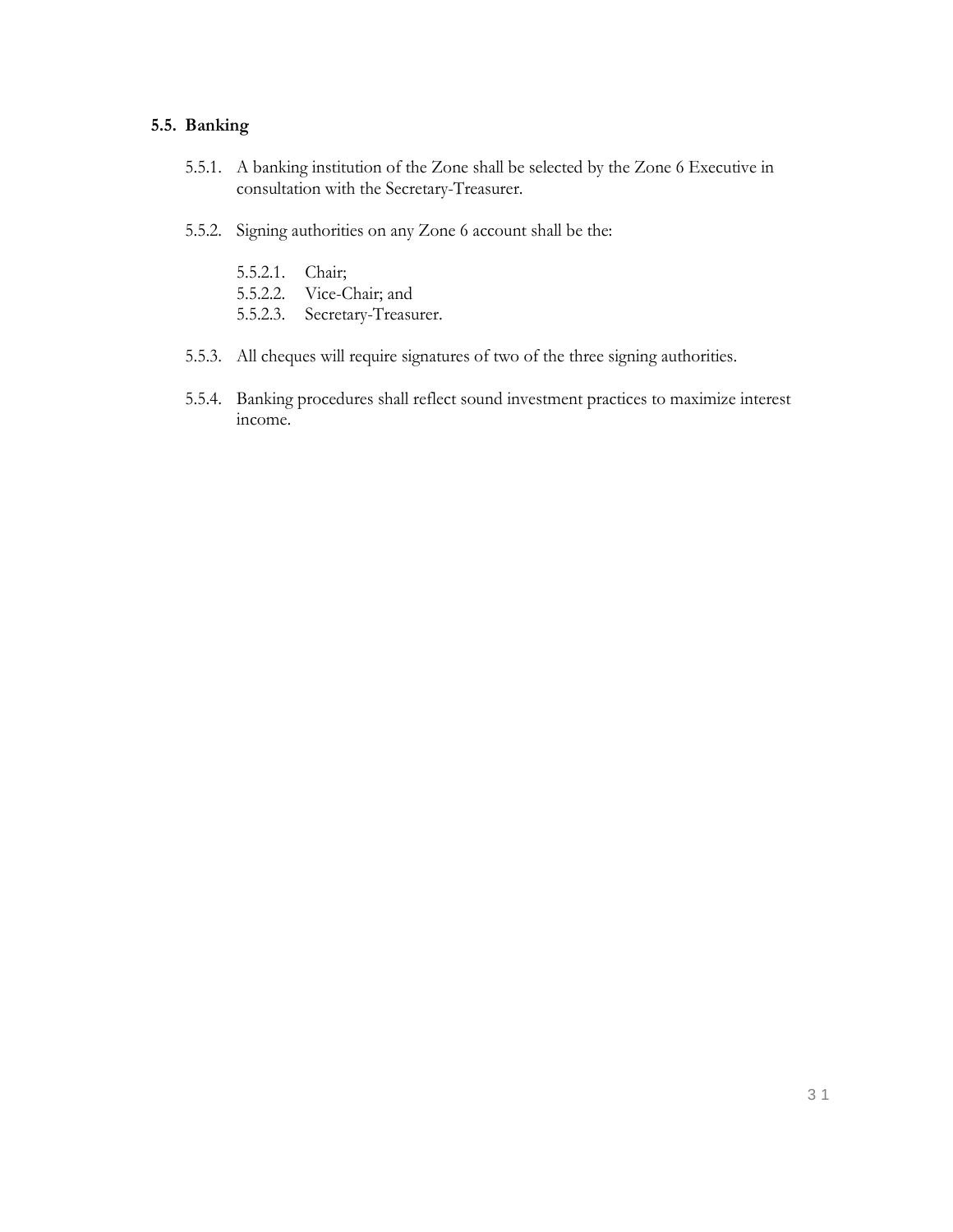## 5.5. Banking

5.5.1. A banking institution of the Zone shall be selected by the Zone 6 Executive in consultation with the Secretary-Treasurer.

5.5.2. Signing authorities on any Zone 6 account shall be the:

- 5.5.2.1. Chair;
- 5.5.2.2. Vice-Chair; and
- 5.5.2.3. Secretary-Treasurer.

5.5.3. All cheques will require signatures of two of the three signing authorities.

5.5.4. Banking procedures shall reflect sound investment practices to maximize interest income.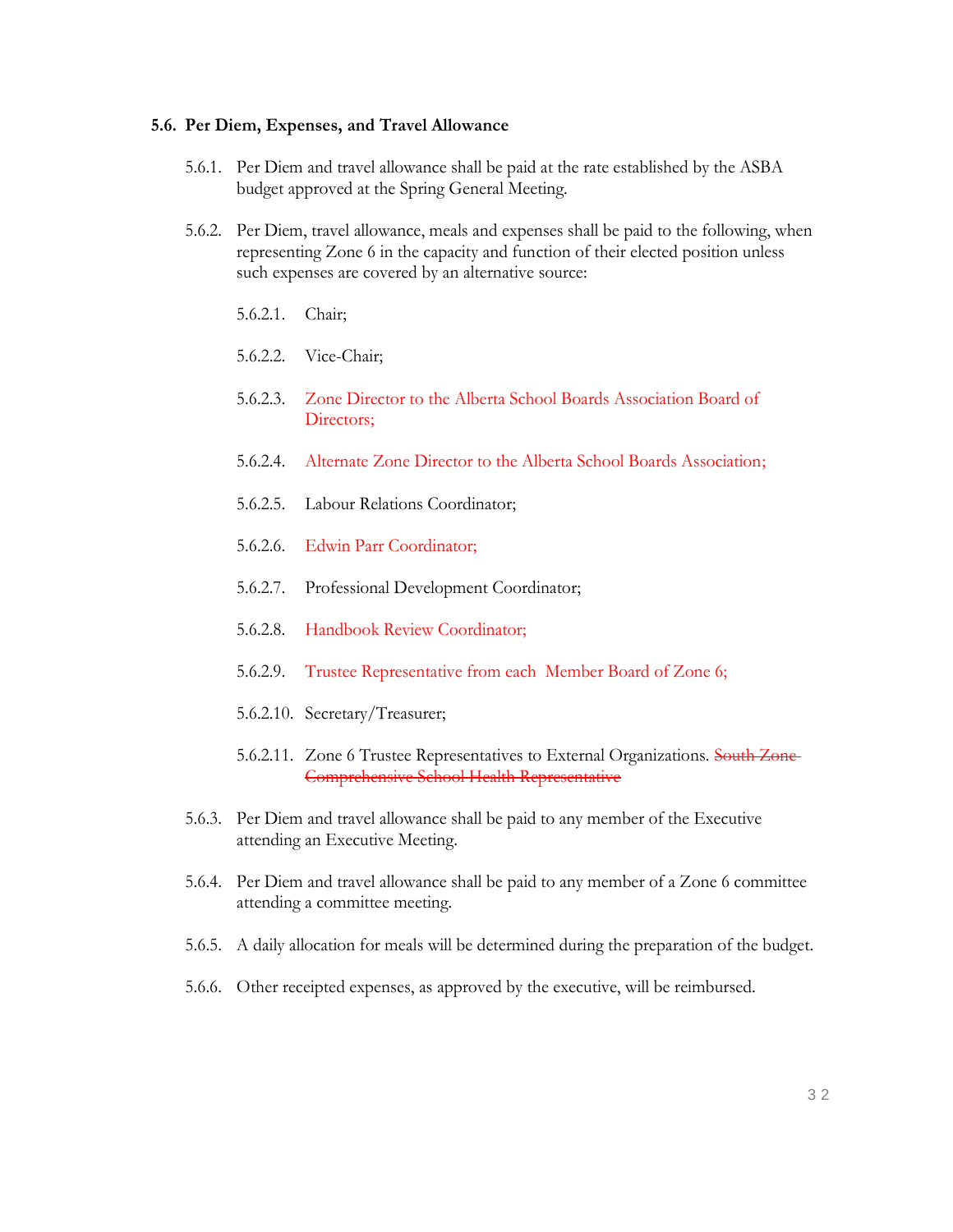### 5.6. Per Diem, Expenses, and Travel Allowance

5.6.1. Per Diem and travel allowance shall be paid at the rate established by the ASBA budget approved at the Spring General Meeting.

5.6.2. Per Diem, travel allowance, meals and expenses shall be paid to the following, when representing Zone 6 in the capacity and function of their elected position unless such expenses are covered by an alternative source:

- 5.6.2.1. Chair;
- 5.6.2.2. Vice-Chair;
- 5.6.2.3. Zone Director to the Alberta School Boards Association Board of Directors;
- 5.6.2.4. Alternate Zone Director to the Alberta School Boards Association;
- 5.6.2.5. Labour Relations Coordinator;
- 5.6.2.6. Edwin Parr Coordinator;
- 5.6.2.7. Professional Development Coordinator;
- 5.6.2.8. Handbook Review Coordinator;
- 5.6.2.9. Trustee Representative from each Member Board of Zone 6;
- 5.6.2.10. Secretary/Treasurer;
- 5.6.2.11. Zone 6 Trustee Representatives to External Organizations. ~~South Zone Comprehensive School Health Representative~~

5.6.3. Per Diem and travel allowance shall be paid to any member of the Executive attending an Executive Meeting.

5.6.4. Per Diem and travel allowance shall be paid to any member of a Zone 6 committee attending a committee meeting.

5.6.5. A daily allocation for meals will be determined during the preparation of the budget.

5.6.6. Other receipted expenses, as approved by the executive, will be reimbursed.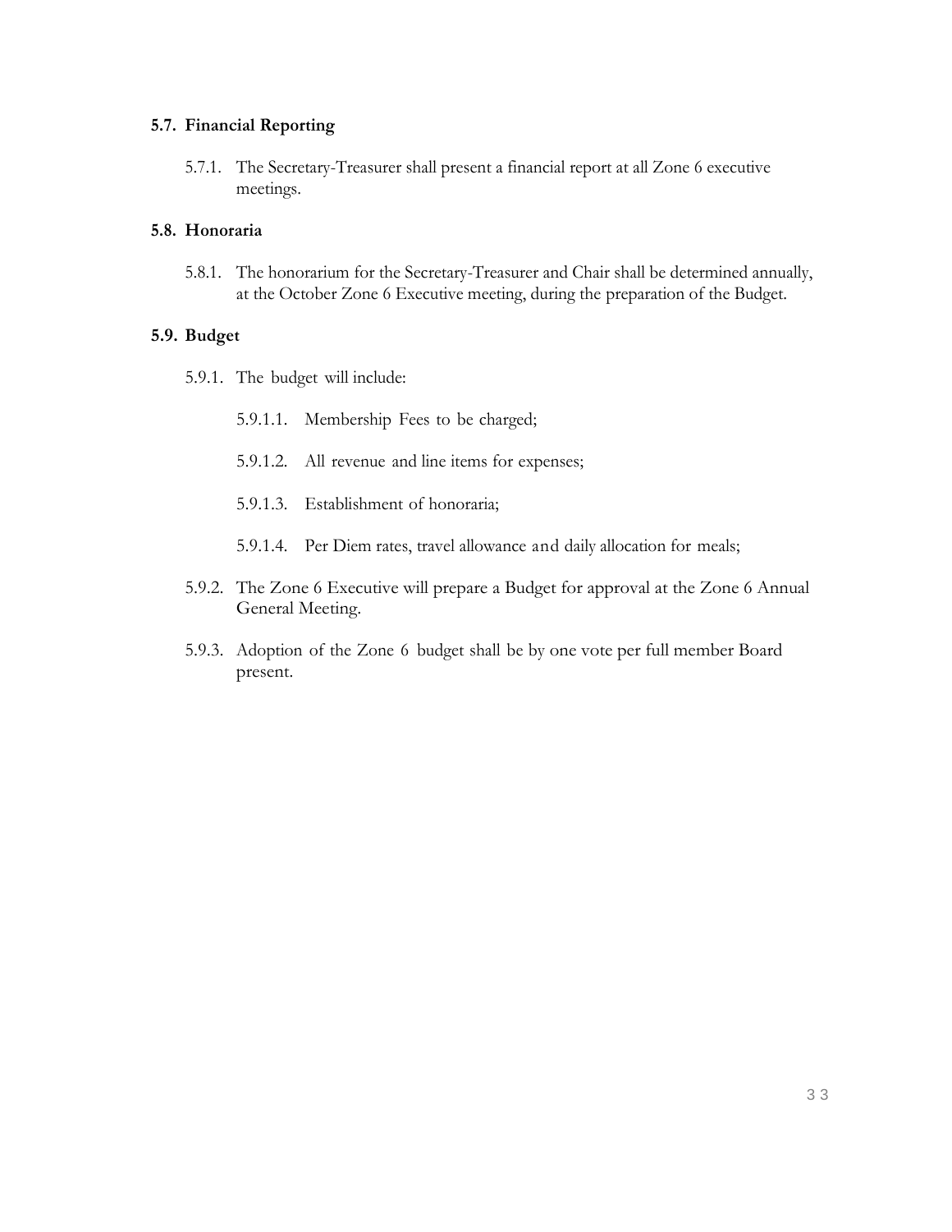### 5.7. Financial Reporting

5.7.1. The Secretary-Treasurer shall present a financial report at all Zone 6 executive meetings.

### 5.8. Honoraria

5.8.1. The honorarium for the Secretary-Treasurer and Chair shall be determined annually, at the October Zone 6 Executive meeting, during the preparation of the Budget.

### 5.9. Budget

5.9.1. The budget will include:

5.9.1.1. Membership Fees to be charged;

5.9.1.2. All revenue and line items for expenses;

5.9.1.3. Establishment of honoraria;

5.9.1.4. Per Diem rates, travel allowance and daily allocation for meals;

5.9.2. The Zone 6 Executive will prepare a Budget for approval at the Zone 6 Annual General Meeting.

5.9.3. Adoption of the Zone 6 budget shall be by one vote per full member Board present.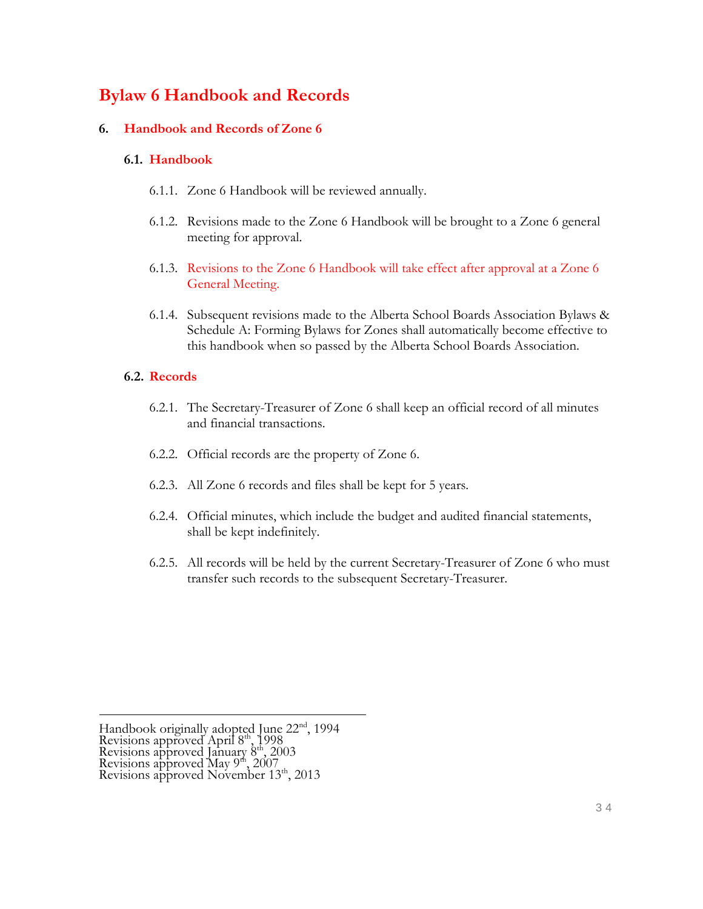# Bylaw 6 Handbook and Records

## 6. Handbook and Records of Zone 6

### 6.1. Handbook

6.1.1. Zone 6 Handbook will be reviewed annually.

6.1.2. Revisions made to the Zone 6 Handbook will be brought to a Zone 6 general meeting for approval.

6.1.3. Revisions to the Zone 6 Handbook will take effect after approval at a Zone 6 General Meeting.

6.1.4. Subsequent revisions made to the Alberta School Boards Association Bylaws & Schedule A: Forming Bylaws for Zones shall automatically become effective to this handbook when so passed by the Alberta School Boards Association.

### 6.2. Records

6.2.1. The Secretary-Treasurer of Zone 6 shall keep an official record of all minutes and financial transactions.

6.2.2. Official records are the property of Zone 6.

6.2.3. All Zone 6 records and files shall be kept for 5 years.

6.2.4. Official minutes, which include the budget and audited financial statements, shall be kept indefinitely.

6.2.5. All records will be held by the current Secretary-Treasurer of Zone 6 who must transfer such records to the subsequent Secretary-Treasurer.

---

Handbook originally adopted June 22nd, 1994
Revisions approved April 8th, 1998
Revisions approved January 8th, 2003
Revisions approved May 9th, 2007
Revisions approved November 13th, 2013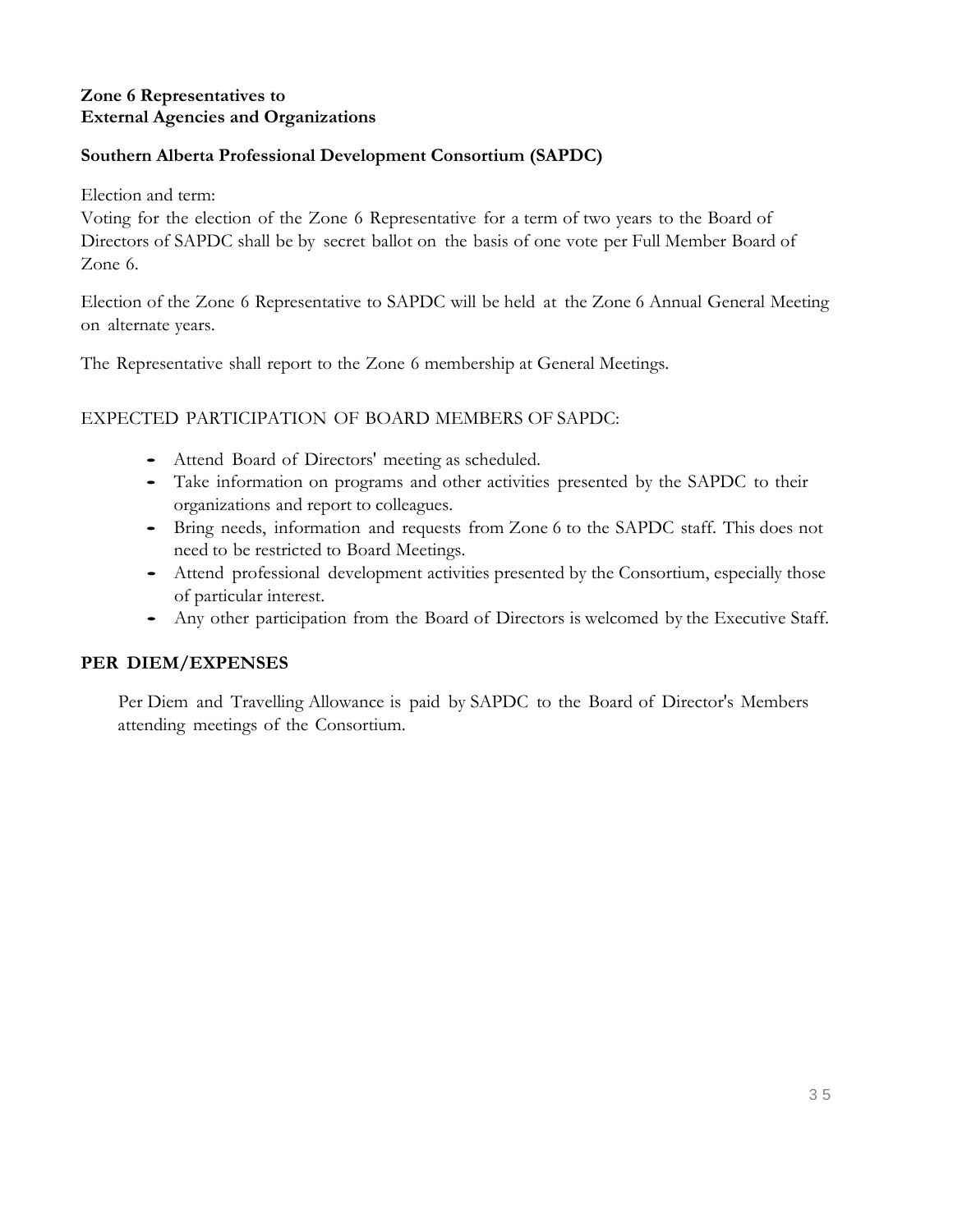**Zone 6 Representatives to**
**External Agencies and Organizations**

**Southern Alberta Professional Development Consortium (SAPDC)**

Election and term:
Voting for the election of the Zone 6 Representative for a term of two years to the Board of Directors of SAPDC shall be by secret ballot on the basis of one vote per Full Member Board of Zone 6.

Election of the Zone 6 Representative to SAPDC will be held at the Zone 6 Annual General Meeting on alternate years.

The Representative shall report to the Zone 6 membership at General Meetings.

EXPECTED PARTICIPATION OF BOARD MEMBERS OF SAPDC:

- Attend Board of Directors' meeting as scheduled.
- Take information on programs and other activities presented by the SAPDC to their organizations and report to colleagues.
- Bring needs, information and requests from Zone 6 to the SAPDC staff. This does not need to be restricted to Board Meetings.
- Attend professional development activities presented by the Consortium, especially those of particular interest.
- Any other participation from the Board of Directors is welcomed by the Executive Staff.

**PER DIEM/EXPENSES**

Per Diem and Travelling Allowance is paid by SAPDC to the Board of Director's Members attending meetings of the Consortium.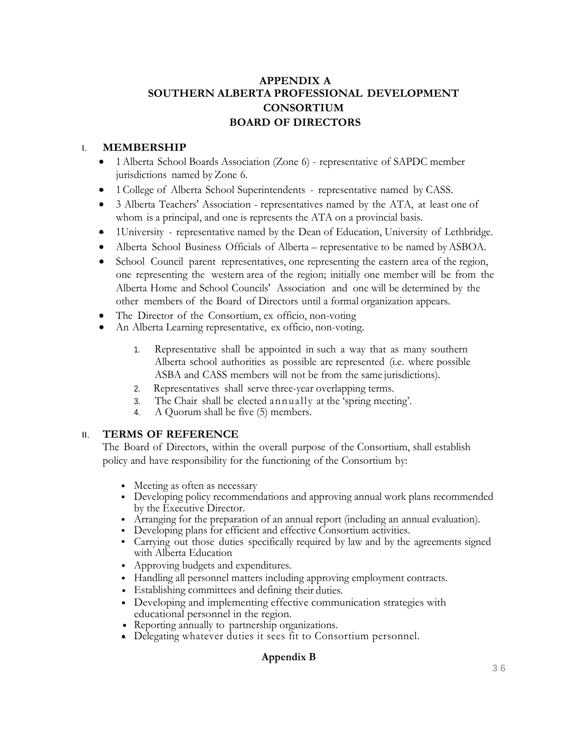# APPENDIX A
# SOUTHERN ALBERTA PROFESSIONAL DEVELOPMENT CONSORTIUM
# BOARD OF DIRECTORS

## I. MEMBERSHIP

- 1 Alberta School Boards Association (Zone 6) - representative of SAPDC member jurisdictions named by Zone 6.
- 1 College of Alberta School Superintendents - representative named by CASS.
- 3 Alberta Teachers' Association - representatives named by the ATA, at least one of whom is a principal, and one is represents the ATA on a provincial basis.
- 1University - representative named by the Dean of Education, University of Lethbridge.
- Alberta School Business Officials of Alberta – representative to be named by ASBOA.
- School Council parent representatives, one representing the eastern area of the region, one representing the western area of the region; initially one member will be from the Alberta Home and School Councils' Association and one will be determined by the other members of the Board of Directors until a formal organization appears.
- The Director of the Consortium, ex officio, non-voting
- An Alberta Learning representative, ex officio, non-voting.

1. Representative shall be appointed in such a way that as many southern Alberta school authorities as possible are represented (i.e. where possible ASBA and CASS members will not be from the same jurisdictions).
2. Representatives shall serve three-year overlapping terms.
3. The Chair shall be elected annually at the 'spring meeting'.
4. A Quorum shall be five (5) members.

## II. TERMS OF REFERENCE

The Board of Directors, within the overall purpose of the Consortium, shall establish policy and have responsibility for the functioning of the Consortium by:

- Meeting as often as necessary
- Developing policy recommendations and approving annual work plans recommended by the Executive Director.
- Arranging for the preparation of an annual report (including an annual evaluation).
- Developing plans for efficient and effective Consortium activities.
- Carrying out those duties specifically required by law and by the agreements signed with Alberta Education
- Approving budgets and expenditures.
- Handling all personnel matters including approving employment contracts.
- Establishing committees and defining their duties.
- Developing and implementing effective communication strategies with educational personnel in the region.
- Reporting annually to partnership organizations.
- Delegating whatever duties it sees fit to Consortium personnel.

**Appendix B**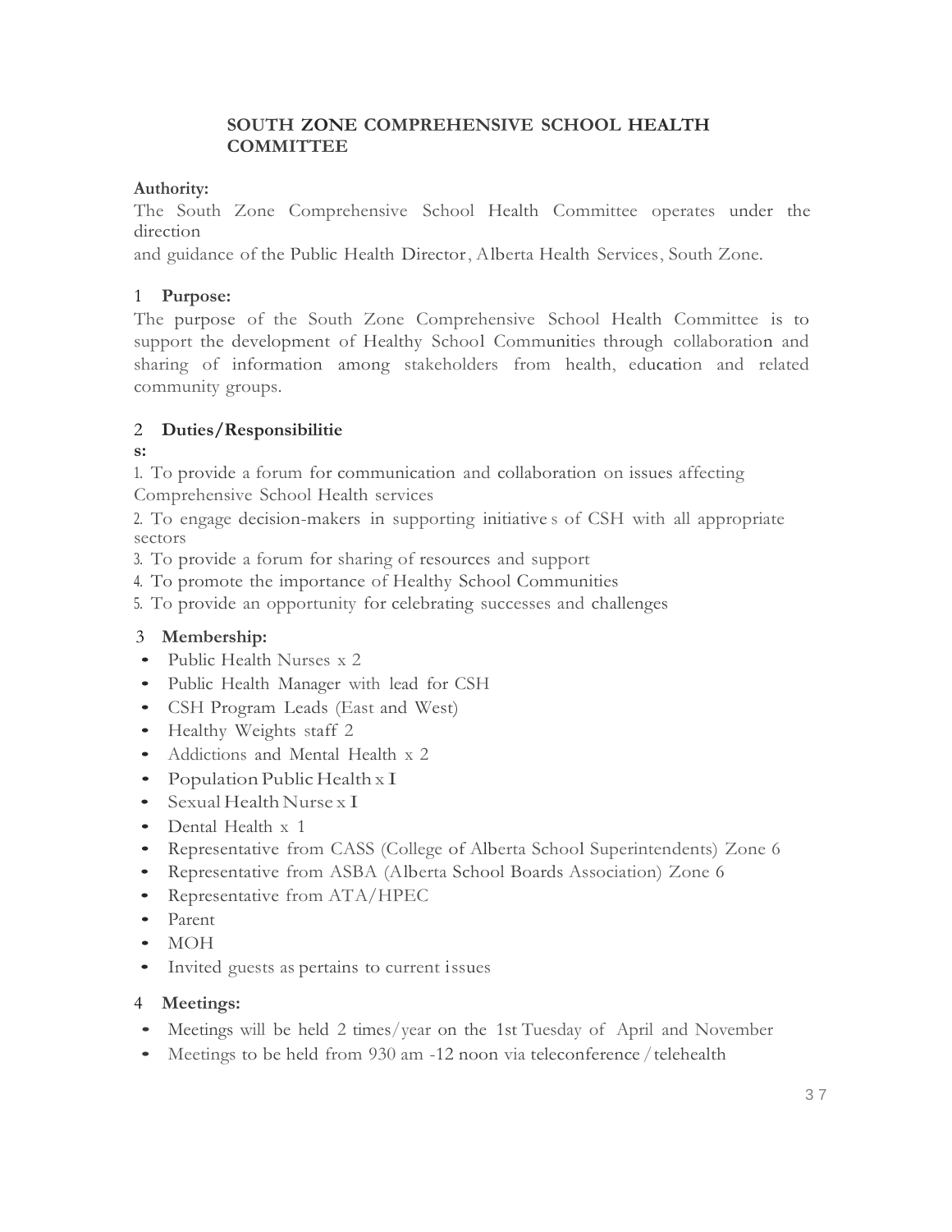# SOUTH ZONE COMPREHENSIVE SCHOOL HEALTH COMMITTEE

**Authority:**
The South Zone Comprehensive School Health Committee operates under the direction and guidance of the Public Health Director, Alberta Health Services, South Zone.

## 1 Purpose:

The purpose of the South Zone Comprehensive School Health Committee is to support the development of Healthy School Communities through collaboration and sharing of information among stakeholders from health, education and related community groups.

## 2 Duties/Responsibilities:

1. To provide a forum for communication and collaboration on issues affecting Comprehensive School Health services
2. To engage decision-makers in supporting initiatives of CSH with all appropriate sectors
3. To provide a forum for sharing of resources and support
4. To promote the importance of Healthy School Communities
5. To provide an opportunity for celebrating successes and challenges

## 3 Membership:

- Public Health Nurses x 2
- Public Health Manager with lead for CSH
- CSH Program Leads (East and West)
- Healthy Weights staff 2
- Addictions and Mental Health x 2
- Population Public Health x I
- Sexual Health Nurse x I
- Dental Health x 1
- Representative from CASS (College of Alberta School Superintendents) Zone 6
- Representative from ASBA (Alberta School Boards Association) Zone 6
- Representative from ATA/HPEC
- Parent
- MOH
- Invited guests as pertains to current issues

## 4 Meetings:

- Meetings will be held 2 times/year on the 1st Tuesday of April and November
- Meetings to be held from 930 am -12 noon via teleconference / telehealth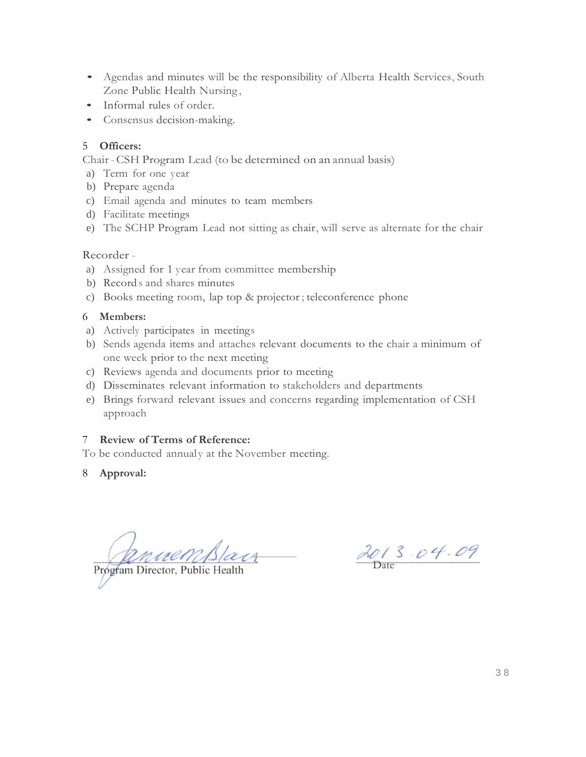- Agendas and minutes will be the responsibility of Alberta Health Services, South Zone Public Health Nursing,
- Informal rules of order.
- Consensus decision-making.

**5 Officers:**

Chair - CSH Program Lead (to be determined on an annual basis)

a) Term for one year
b) Prepare agenda
c) Email agenda and minutes to team members
d) Facilitate meetings
e) The SCHP Program Lead not sitting as chair, will serve as alternate for the chair

Recorder -

a) Assigned for 1 year from committee membership
b) Records and shares minutes
c) Books meeting room, lap top & projector; teleconference phone

**6 Members:**

a) Actively participates in meetings
b) Sends agenda items and attaches relevant documents to the chair a minimum of one week prior to the next meeting
c) Reviews agenda and documents prior to meeting
d) Disseminates relevant information to stakeholders and departments
e) Brings forward relevant issues and concerns regarding implementation of CSH approach

**7 Review of Terms of Reference:**

To be conducted annualy at the November meeting.

**8 Approval:**

[signature]
Program Director, Public Health

2013.04.09
Date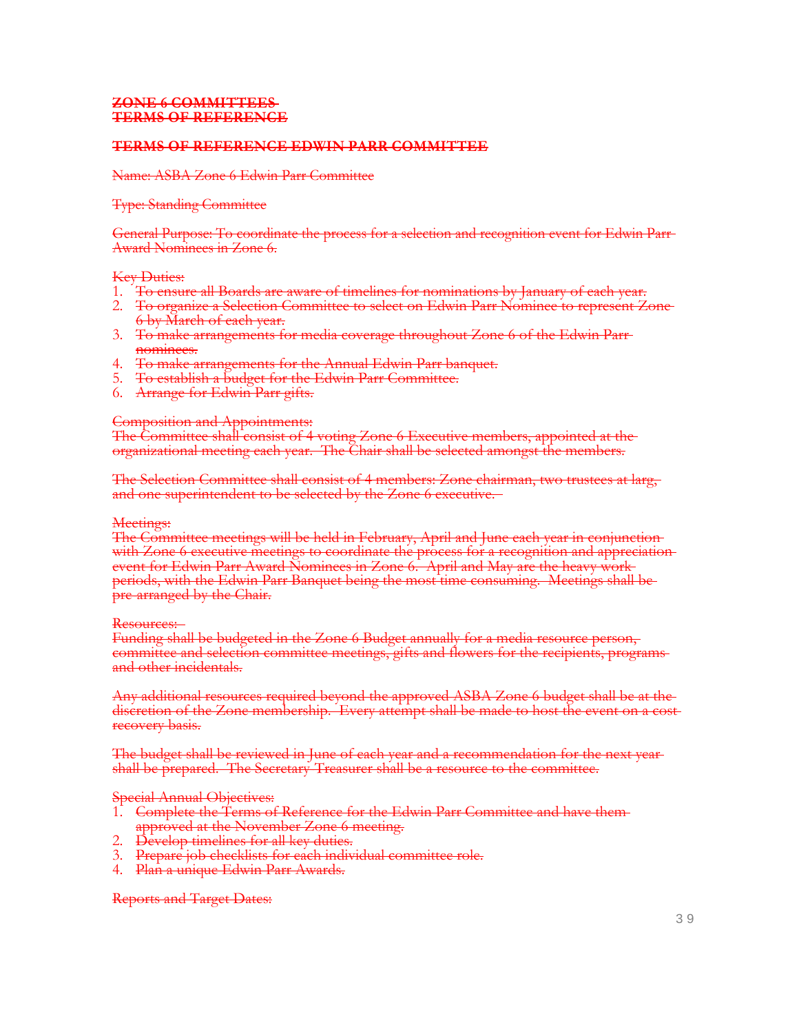~~**ZONE 6 COMMITTEES**~~
~~**TERMS OF REFERENCE**~~

~~**TERMS OF REFERENCE EDWIN PARR COMMITTEE**~~

~~Name: ASBA Zone 6 Edwin Parr Committee~~

~~Type: Standing Committee~~

~~General Purpose: To coordinate the process for a selection and recognition event for Edwin Parr Award Nominees in Zone 6.~~

~~Key Duties:~~

1. ~~To ensure all Boards are aware of timelines for nominations by January of each year.~~
2. ~~To organize a Selection Committee to select on Edwin Parr Nominee to represent Zone 6 by March of each year.~~
3. ~~To make arrangements for media coverage throughout Zone 6 of the Edwin Parr nominees.~~
4. ~~To make arrangements for the Annual Edwin Parr banquet.~~
5. ~~To establish a budget for the Edwin Parr Committee.~~
6. ~~Arrange for Edwin Parr gifts.~~

~~Composition and Appointments:~~
~~The Committee shall consist of 4 voting Zone 6 Executive members, appointed at the organizational meeting each year. The Chair shall be selected amongst the members.~~

~~The Selection Committee shall consist of 4 members: Zone chairman, two trustees at larg, and one superintendent to be selected by the Zone 6 executive.~~

~~Meetings:~~
~~The Committee meetings will be held in February, April and June each year in conjunction with Zone 6 executive meetings to coordinate the process for a recognition and appreciation event for Edwin Parr Award Nominees in Zone 6. April and May are the heavy work periods, with the Edwin Parr Banquet being the most time consuming. Meetings shall be pre-arranged by the Chair.~~

~~Resources:~~
~~Funding shall be budgeted in the Zone 6 Budget annually for a media resource person, committee and selection committee meetings, gifts and flowers for the recipients, programs and other incidentals.~~

~~Any additional resources required beyond the approved ASBA Zone 6 budget shall be at the discretion of the Zone membership. Every attempt shall be made to host the event on a cost recovery basis.~~

~~The budget shall be reviewed in June of each year and a recommendation for the next year shall be prepared. The Secretary-Treasurer shall be a resource to the committee.~~

~~Special Annual Objectives:~~

1. ~~Complete the Terms of Reference for the Edwin Parr Committee and have them approved at the November Zone 6 meeting.~~
2. ~~Develop timelines for all key duties.~~
3. ~~Prepare job checklists for each individual committee role.~~
4. ~~Plan a unique Edwin Parr Awards.~~

~~Reports and Target Dates:~~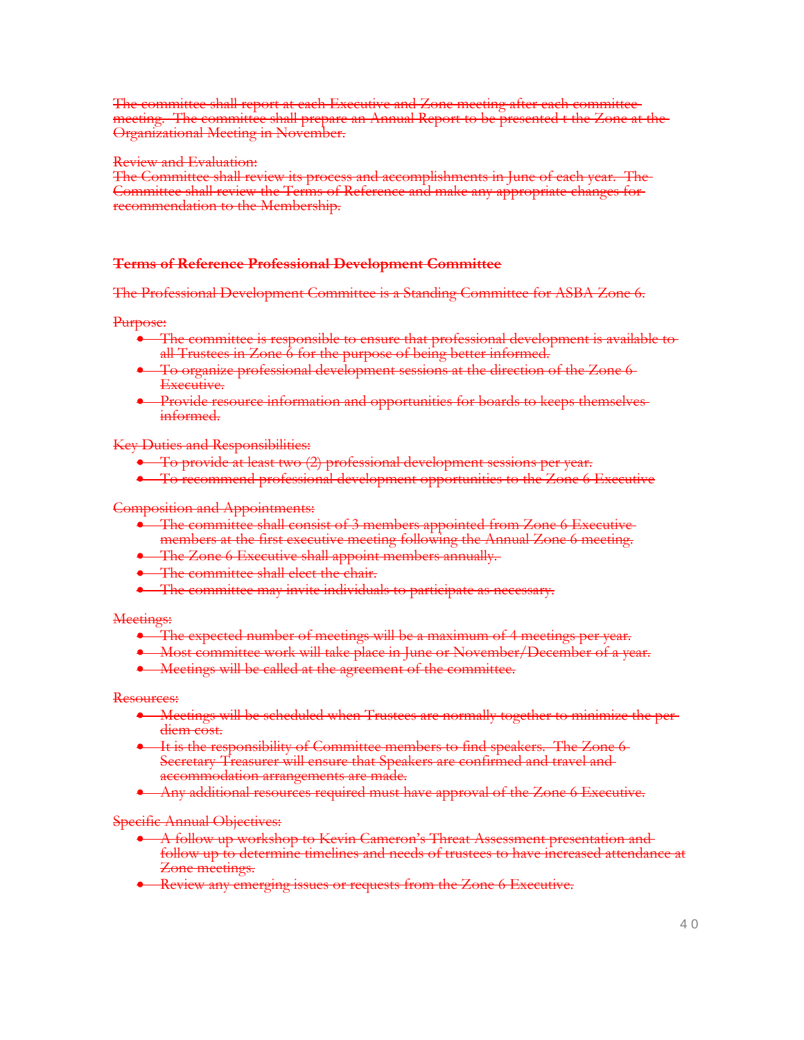~~The committee shall report at each Executive and Zone meeting after each committee meeting. The committee shall prepare an Annual Report to be presented t the Zone at the Organizational Meeting in November.~~

~~Review and Evaluation:~~
~~The Committee shall review its process and accomplishments in June of each year. The Committee shall review the Terms of Reference and make any appropriate changes for recommendation to the Membership.~~

**~~Terms of Reference Professional Development Committee~~**

~~The Professional Development Committee is a Standing Committee for ASBA Zone 6.~~

~~Purpose:~~

- ~~The committee is responsible to ensure that professional development is available to all Trustees in Zone 6 for the purpose of being better informed.~~
- ~~To organize professional development sessions at the direction of the Zone 6 Executive.~~
- ~~Provide resource information and opportunities for boards to keeps themselves informed.~~

~~Key Duties and Responsibilities:~~

- ~~To provide at least two (2) professional development sessions per year.~~
- ~~To recommend professional development opportunities to the Zone 6 Executive~~

~~Composition and Appointments:~~

- ~~The committee shall consist of 3 members appointed from Zone 6 Executive members at the first executive meeting following the Annual Zone 6 meeting.~~
- ~~The Zone 6 Executive shall appoint members annually.~~
- ~~The committee shall elect the chair.~~
- ~~The committee may invite individuals to participate as necessary.~~

~~Meetings:~~

- ~~The expected number of meetings will be a maximum of 4 meetings per year.~~
- ~~Most committee work will take place in June or November/December of a year.~~
- ~~Meetings will be called at the agreement of the committee.~~

~~Resources:~~

- ~~Meetings will be scheduled when Trustees are normally together to minimize the per diem cost.~~
- ~~It is the responsibility of Committee members to find speakers. The Zone 6 Secretary Treasurer will ensure that Speakers are confirmed and travel and accommodation arrangements are made.~~
- ~~Any additional resources required must have approval of the Zone 6 Executive.~~

~~Specific Annual Objectives:~~

- ~~A follow up workshop to Kevin Cameron's Threat Assessment presentation and follow up to determine timelines and needs of trustees to have increased attendance at Zone meetings.~~
- ~~Review any emerging issues or requests from the Zone 6 Executive.~~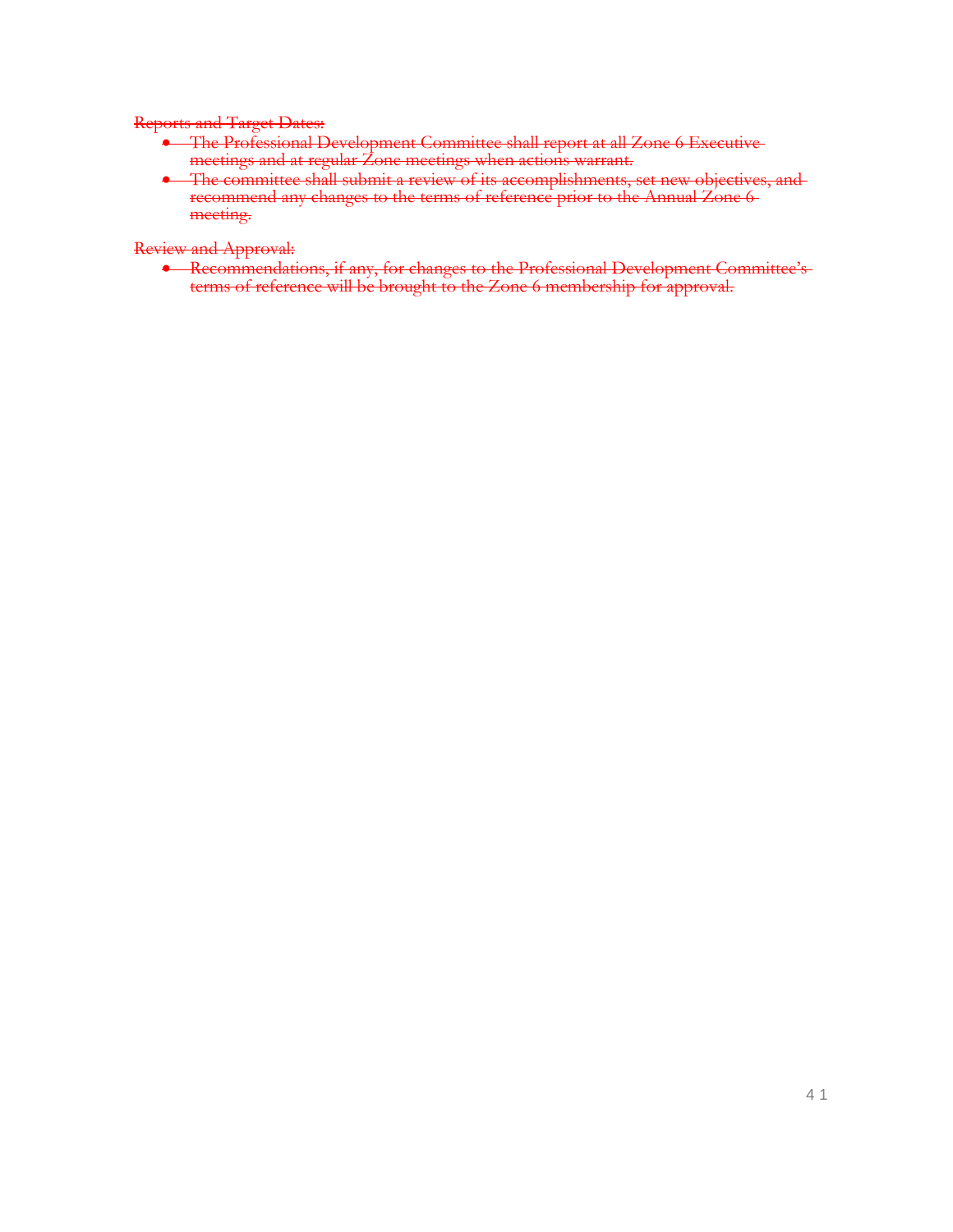~~Reports and Target Dates:~~

- ~~The Professional Development Committee shall report at all Zone 6 Executive meetings and at regular Zone meetings when actions warrant.~~
- ~~The committee shall submit a review of its accomplishments, set new objectives, and recommend any changes to the terms of reference prior to the Annual Zone 6 meeting.~~

~~Review and Approval:~~

- ~~Recommendations, if any, for changes to the Professional Development Committee's terms of reference will be brought to the Zone 6 membership for approval.~~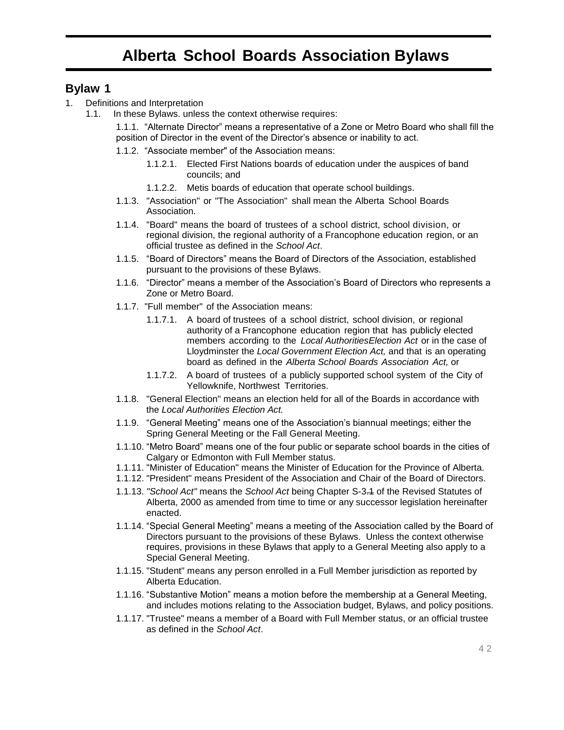# Alberta School Boards Association Bylaws

## Bylaw 1

1. Definitions and Interpretation
   1.1. In these Bylaws. unless the context otherwise requires:

      1.1.1. "Alternate Director" means a representative of a Zone or Metro Board who shall fill the position of Director in the event of the Director's absence or inability to act.

      1.1.2. "Associate member" of the Association means:

         1.1.2.1. Elected First Nations boards of education under the auspices of band councils; and

         1.1.2.2. Metis boards of education that operate school buildings.

      1.1.3. "Association" or "The Association" shall mean the Alberta School Boards Association.

      1.1.4. "Board" means the board of trustees of a school district, school division, or regional division, the regional authority of a Francophone education region, or an official trustee as defined in the *School Act*.

      1.1.5. "Board of Directors" means the Board of Directors of the Association, established pursuant to the provisions of these Bylaws.

      1.1.6. "Director" means a member of the Association's Board of Directors who represents a Zone or Metro Board.

      1.1.7. "Full member" of the Association means:

         1.1.7.1. A board of trustees of a school district, school division, or regional authority of a Francophone education region that has publicly elected members according to the *Local AuthoritiesElection Act* or in the case of Lloydminster the *Local Government Election Act,* and that is an operating board as defined in the *Alberta School Boards Association Act,* or

         1.1.7.2. A board of trustees of a publicly supported school system of the City of Yellowknife, Northwest Territories.

      1.1.8. "General Election" means an election held for all of the Boards in accordance with the *Local Authorities Election Act.*

      1.1.9. "General Meeting" means one of the Association's biannual meetings; either the Spring General Meeting or the Fall General Meeting.

      1.1.10. "Metro Board" means one of the four public or separate school boards in the cities of Calgary or Edmonton with Full Member status.

      1.1.11. "Minister of Education" means the Minister of Education for the Province of Alberta.

      1.1.12. "President" means President of the Association and Chair of the Board of Directors.

      1.1.13. *"School Act"* means the *School Act* being Chapter S-3.~~1~~ of the Revised Statutes of Alberta, 2000 as amended from time to time or any successor legislation hereinafter enacted.

      1.1.14. "Special General Meeting" means a meeting of the Association called by the Board of Directors pursuant to the provisions of these Bylaws. Unless the context otherwise requires, provisions in these Bylaws that apply to a General Meeting also apply to a Special General Meeting.

      1.1.15. "Student" means any person enrolled in a Full Member jurisdiction as reported by Alberta Education.

      1.1.16. "Substantive Motion" means a motion before the membership at a General Meeting, and includes motions relating to the Association budget, Bylaws, and policy positions.

      1.1.17. "Trustee" means a member of a Board with Full Member status, or an official trustee as defined in the *School Act*.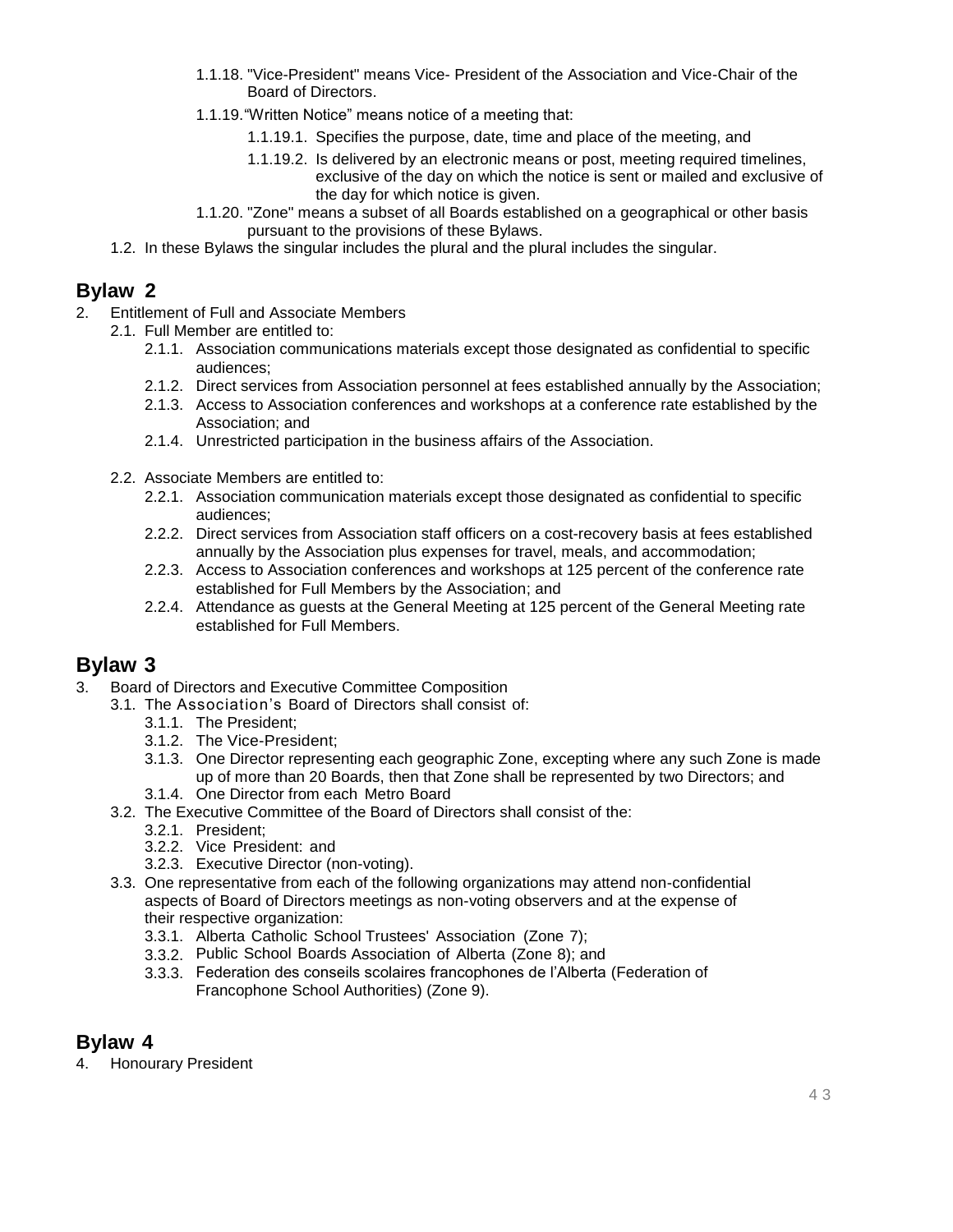1.1.18. "Vice-President" means Vice- President of the Association and Vice-Chair of the Board of Directors.

1.1.19. "Written Notice" means notice of a meeting that:

1.1.19.1. Specifies the purpose, date, time and place of the meeting, and

1.1.19.2. Is delivered by an electronic means or post, meeting required timelines, exclusive of the day on which the notice is sent or mailed and exclusive of the day for which notice is given.

1.1.20. "Zone" means a subset of all Boards established on a geographical or other basis pursuant to the provisions of these Bylaws.

1.2. In these Bylaws the singular includes the plural and the plural includes the singular.

## Bylaw 2

2. Entitlement of Full and Associate Members

2.1. Full Member are entitled to:

2.1.1. Association communications materials except those designated as confidential to specific audiences;

2.1.2. Direct services from Association personnel at fees established annually by the Association;

2.1.3. Access to Association conferences and workshops at a conference rate established by the Association; and

2.1.4. Unrestricted participation in the business affairs of the Association.

2.2. Associate Members are entitled to:

2.2.1. Association communication materials except those designated as confidential to specific audiences;

2.2.2. Direct services from Association staff officers on a cost-recovery basis at fees established annually by the Association plus expenses for travel, meals, and accommodation;

2.2.3. Access to Association conferences and workshops at 125 percent of the conference rate established for Full Members by the Association; and

2.2.4. Attendance as guests at the General Meeting at 125 percent of the General Meeting rate established for Full Members.

## Bylaw 3

3. Board of Directors and Executive Committee Composition

3.1. The Association's Board of Directors shall consist of:

3.1.1. The President;

3.1.2. The Vice-President;

3.1.3. One Director representing each geographic Zone, excepting where any such Zone is made up of more than 20 Boards, then that Zone shall be represented by two Directors; and

3.1.4. One Director from each Metro Board

3.2. The Executive Committee of the Board of Directors shall consist of the:

3.2.1. President;

3.2.2. Vice President: and

3.2.3. Executive Director (non-voting).

3.3. One representative from each of the following organizations may attend non-confidential aspects of Board of Directors meetings as non-voting observers and at the expense of their respective organization:

3.3.1. Alberta Catholic School Trustees' Association (Zone 7);

3.3.2. Public School Boards Association of Alberta (Zone 8); and

3.3.3. Federation des conseils scolaires francophones de l'Alberta (Federation of Francophone School Authorities) (Zone 9).

## Bylaw 4

4. Honourary President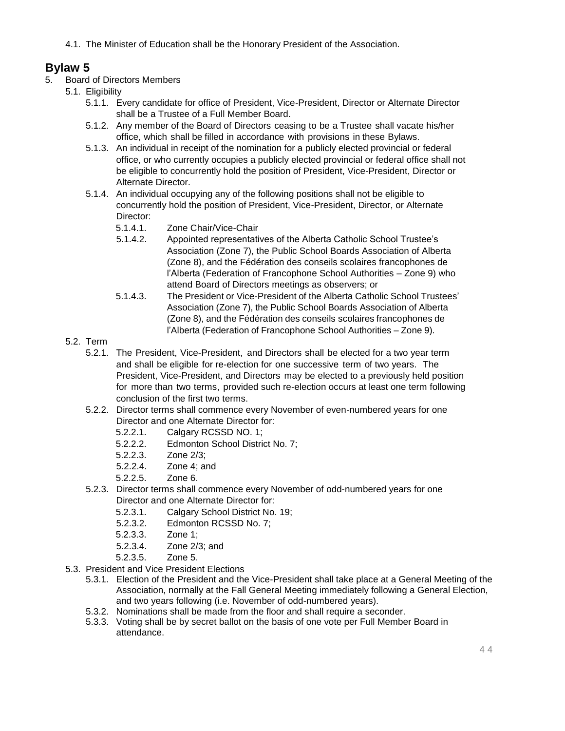4.1. The Minister of Education shall be the Honorary President of the Association.

## Bylaw 5

5. Board of Directors Members
   - 5.1. Eligibility
     - 5.1.1. Every candidate for office of President, Vice-President, Director or Alternate Director shall be a Trustee of a Full Member Board.
     - 5.1.2. Any member of the Board of Directors ceasing to be a Trustee shall vacate his/her office, which shall be filled in accordance with provisions in these Bylaws.
     - 5.1.3. An individual in receipt of the nomination for a publicly elected provincial or federal office, or who currently occupies a publicly elected provincial or federal office shall not be eligible to concurrently hold the position of President, Vice-President, Director or Alternate Director.
     - 5.1.4. An individual occupying any of the following positions shall not be eligible to concurrently hold the position of President, Vice-President, Director, or Alternate Director:
       - 5.1.4.1. Zone Chair/Vice-Chair
       - 5.1.4.2. Appointed representatives of the Alberta Catholic School Trustee's Association (Zone 7), the Public School Boards Association of Alberta (Zone 8), and the Fédération des conseils scolaires francophones de l'Alberta (Federation of Francophone School Authorities – Zone 9) who attend Board of Directors meetings as observers; or
       - 5.1.4.3. The President or Vice-President of the Alberta Catholic School Trustees' Association (Zone 7), the Public School Boards Association of Alberta (Zone 8), and the Fédération des conseils scolaires francophones de l'Alberta (Federation of Francophone School Authorities – Zone 9).
   - 5.2. Term
     - 5.2.1. The President, Vice-President, and Directors shall be elected for a two year term and shall be eligible for re-election for one successive term of two years. The President, Vice-President, and Directors may be elected to a previously held position for more than two terms, provided such re-election occurs at least one term following conclusion of the first two terms.
     - 5.2.2. Director terms shall commence every November of even-numbered years for one Director and one Alternate Director for:
       - 5.2.2.1. Calgary RCSSD NO. 1;
       - 5.2.2.2. Edmonton School District No. 7;
       - 5.2.2.3. Zone 2/3;
       - 5.2.2.4. Zone 4; and
       - 5.2.2.5. Zone 6.
     - 5.2.3. Director terms shall commence every November of odd-numbered years for one Director and one Alternate Director for:
       - 5.2.3.1. Calgary School District No. 19;
       - 5.2.3.2. Edmonton RCSSD No. 7;
       - 5.2.3.3. Zone 1;
       - 5.2.3.4. Zone 2/3; and
       - 5.2.3.5. Zone 5.
   - 5.3. President and Vice President Elections
     - 5.3.1. Election of the President and the Vice-President shall take place at a General Meeting of the Association, normally at the Fall General Meeting immediately following a General Election, and two years following (i.e. November of odd-numbered years).
     - 5.3.2. Nominations shall be made from the floor and shall require a seconder.
     - 5.3.3. Voting shall be by secret ballot on the basis of one vote per Full Member Board in attendance.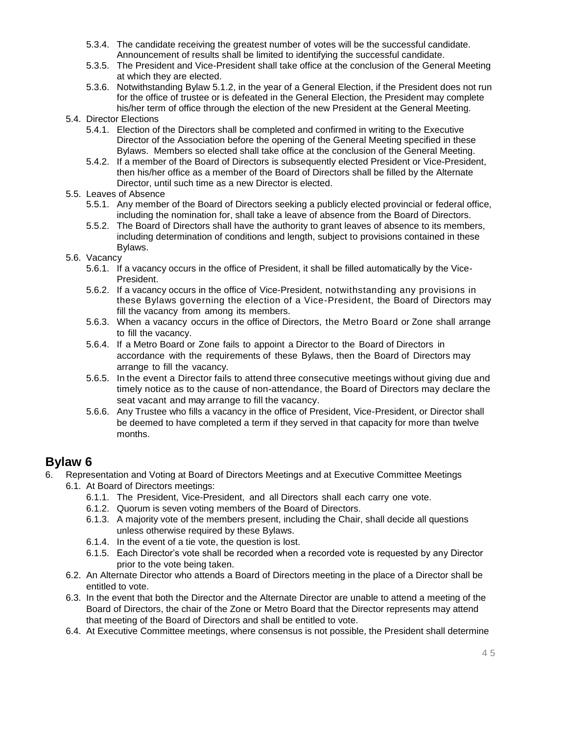- 5.3.4. The candidate receiving the greatest number of votes will be the successful candidate. Announcement of results shall be limited to identifying the successful candidate.
- 5.3.5. The President and Vice-President shall take office at the conclusion of the General Meeting at which they are elected.
- 5.3.6. Notwithstanding Bylaw 5.1.2, in the year of a General Election, if the President does not run for the office of trustee or is defeated in the General Election, the President may complete his/her term of office through the election of the new President at the General Meeting.

5.4. Director Elections

- 5.4.1. Election of the Directors shall be completed and confirmed in writing to the Executive Director of the Association before the opening of the General Meeting specified in these Bylaws. Members so elected shall take office at the conclusion of the General Meeting.
- 5.4.2. If a member of the Board of Directors is subsequently elected President or Vice-President, then his/her office as a member of the Board of Directors shall be filled by the Alternate Director, until such time as a new Director is elected.

5.5. Leaves of Absence

- 5.5.1. Any member of the Board of Directors seeking a publicly elected provincial or federal office, including the nomination for, shall take a leave of absence from the Board of Directors.
- 5.5.2. The Board of Directors shall have the authority to grant leaves of absence to its members, including determination of conditions and length, subject to provisions contained in these Bylaws.

5.6. Vacancy

- 5.6.1. If a vacancy occurs in the office of President, it shall be filled automatically by the Vice-President.
- 5.6.2. If a vacancy occurs in the office of Vice-President, notwithstanding any provisions in these Bylaws governing the election of a Vice-President, the Board of Directors may fill the vacancy from among its members.
- 5.6.3. When a vacancy occurs in the office of Directors, the Metro Board or Zone shall arrange to fill the vacancy.
- 5.6.4. If a Metro Board or Zone fails to appoint a Director to the Board of Directors in accordance with the requirements of these Bylaws, then the Board of Directors may arrange to fill the vacancy.
- 5.6.5. In the event a Director fails to attend three consecutive meetings without giving due and timely notice as to the cause of non-attendance, the Board of Directors may declare the seat vacant and may arrange to fill the vacancy.
- 5.6.6. Any Trustee who fills a vacancy in the office of President, Vice-President, or Director shall be deemed to have completed a term if they served in that capacity for more than twelve months.

## Bylaw 6

6. Representation and Voting at Board of Directors Meetings and at Executive Committee Meetings

6.1. At Board of Directors meetings:

- 6.1.1. The President, Vice-President, and all Directors shall each carry one vote.
- 6.1.2. Quorum is seven voting members of the Board of Directors.
- 6.1.3. A majority vote of the members present, including the Chair, shall decide all questions unless otherwise required by these Bylaws.
- 6.1.4. In the event of a tie vote, the question is lost.
- 6.1.5. Each Director's vote shall be recorded when a recorded vote is requested by any Director prior to the vote being taken.

6.2. An Alternate Director who attends a Board of Directors meeting in the place of a Director shall be entitled to vote.

6.3. In the event that both the Director and the Alternate Director are unable to attend a meeting of the Board of Directors, the chair of the Zone or Metro Board that the Director represents may attend that meeting of the Board of Directors and shall be entitled to vote.

6.4. At Executive Committee meetings, where consensus is not possible, the President shall determine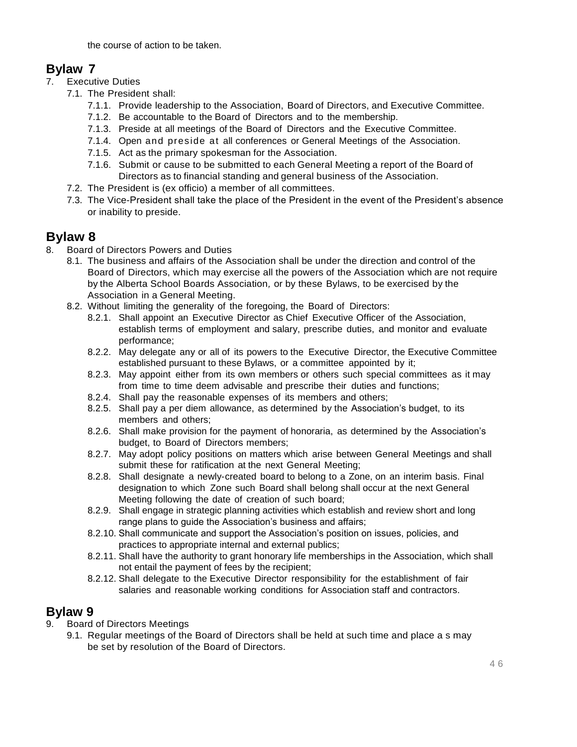the course of action to be taken.

## Bylaw 7

7. Executive Duties
    - 7.1. The President shall:
        - 7.1.1. Provide leadership to the Association, Board of Directors, and Executive Committee.
        - 7.1.2. Be accountable to the Board of Directors and to the membership.
        - 7.1.3. Preside at all meetings of the Board of Directors and the Executive Committee.
        - 7.1.4. Open and preside at all conferences or General Meetings of the Association.
        - 7.1.5. Act as the primary spokesman for the Association.
        - 7.1.6. Submit or cause to be submitted to each General Meeting a report of the Board of Directors as to financial standing and general business of the Association.
    - 7.2. The President is (ex officio) a member of all committees.
    - 7.3. The Vice-President shall take the place of the President in the event of the President's absence or inability to preside.

## Bylaw 8

8. Board of Directors Powers and Duties
    - 8.1. The business and affairs of the Association shall be under the direction and control of the Board of Directors, which may exercise all the powers of the Association which are not require by the Alberta School Boards Association, or by these Bylaws, to be exercised by the Association in a General Meeting.
    - 8.2. Without limiting the generality of the foregoing, the Board of Directors:
        - 8.2.1. Shall appoint an Executive Director as Chief Executive Officer of the Association, establish terms of employment and salary, prescribe duties, and monitor and evaluate performance;
        - 8.2.2. May delegate any or all of its powers to the Executive Director, the Executive Committee established pursuant to these Bylaws, or a committee appointed by it;
        - 8.2.3. May appoint either from its own members or others such special committees as it may from time to time deem advisable and prescribe their duties and functions;
        - 8.2.4. Shall pay the reasonable expenses of its members and others;
        - 8.2.5. Shall pay a per diem allowance, as determined by the Association's budget, to its members and others;
        - 8.2.6. Shall make provision for the payment of honoraria, as determined by the Association's budget, to Board of Directors members;
        - 8.2.7. May adopt policy positions on matters which arise between General Meetings and shall submit these for ratification at the next General Meeting;
        - 8.2.8. Shall designate a newly-created board to belong to a Zone, on an interim basis. Final designation to which Zone such Board shall belong shall occur at the next General Meeting following the date of creation of such board;
        - 8.2.9. Shall engage in strategic planning activities which establish and review short and long range plans to guide the Association's business and affairs;
        - 8.2.10. Shall communicate and support the Association's position on issues, policies, and practices to appropriate internal and external publics;
        - 8.2.11. Shall have the authority to grant honorary life memberships in the Association, which shall not entail the payment of fees by the recipient;
        - 8.2.12. Shall delegate to the Executive Director responsibility for the establishment of fair salaries and reasonable working conditions for Association staff and contractors.

## Bylaw 9

9. Board of Directors Meetings
    - 9.1. Regular meetings of the Board of Directors shall be held at such time and place a s may be set by resolution of the Board of Directors.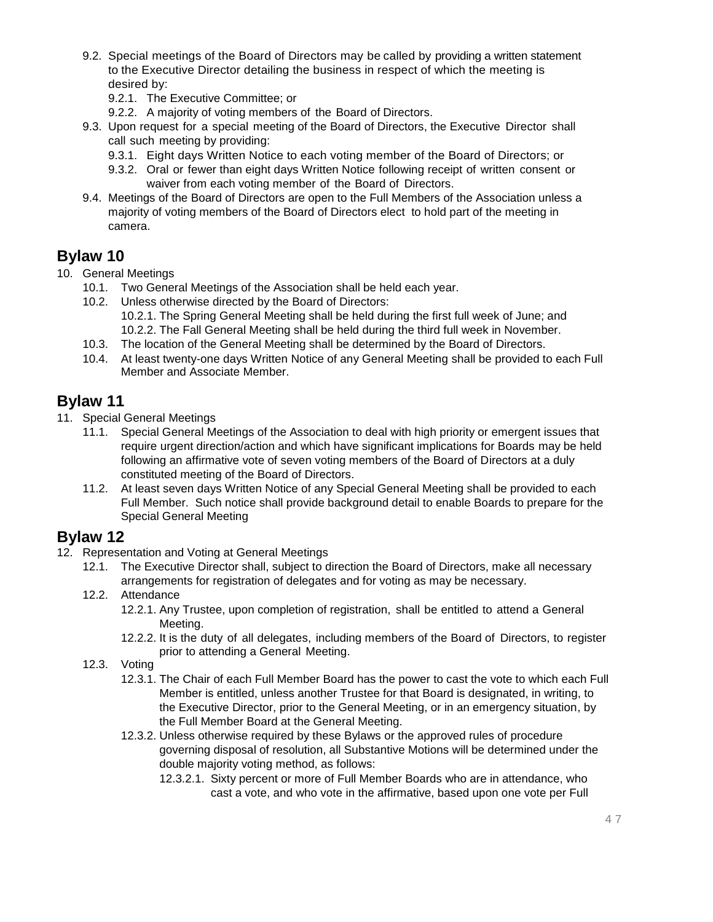9.2. Special meetings of the Board of Directors may be called by providing a written statement to the Executive Director detailing the business in respect of which the meeting is desired by:
    9.2.1. The Executive Committee; or
    9.2.2. A majority of voting members of the Board of Directors.
9.3. Upon request for a special meeting of the Board of Directors, the Executive Director shall call such meeting by providing:
    9.3.1. Eight days Written Notice to each voting member of the Board of Directors; or
    9.3.2. Oral or fewer than eight days Written Notice following receipt of written consent or waiver from each voting member of the Board of Directors.
9.4. Meetings of the Board of Directors are open to the Full Members of the Association unless a majority of voting members of the Board of Directors elect to hold part of the meeting in camera.

## Bylaw 10

10. General Meetings
    10.1. Two General Meetings of the Association shall be held each year.
    10.2. Unless otherwise directed by the Board of Directors:
        10.2.1. The Spring General Meeting shall be held during the first full week of June; and
        10.2.2. The Fall General Meeting shall be held during the third full week in November.
    10.3. The location of the General Meeting shall be determined by the Board of Directors.
    10.4. At least twenty-one days Written Notice of any General Meeting shall be provided to each Full Member and Associate Member.

## Bylaw 11

11. Special General Meetings
    11.1. Special General Meetings of the Association to deal with high priority or emergent issues that require urgent direction/action and which have significant implications for Boards may be held following an affirmative vote of seven voting members of the Board of Directors at a duly constituted meeting of the Board of Directors.
    11.2. At least seven days Written Notice of any Special General Meeting shall be provided to each Full Member. Such notice shall provide background detail to enable Boards to prepare for the Special General Meeting

## Bylaw 12

12. Representation and Voting at General Meetings
    12.1. The Executive Director shall, subject to direction the Board of Directors, make all necessary arrangements for registration of delegates and for voting as may be necessary.
    12.2. Attendance
        12.2.1. Any Trustee, upon completion of registration, shall be entitled to attend a General Meeting.
        12.2.2. It is the duty of all delegates, including members of the Board of Directors, to register prior to attending a General Meeting.
    12.3. Voting
        12.3.1. The Chair of each Full Member Board has the power to cast the vote to which each Full Member is entitled, unless another Trustee for that Board is designated, in writing, to the Executive Director, prior to the General Meeting, or in an emergency situation, by the Full Member Board at the General Meeting.
        12.3.2. Unless otherwise required by these Bylaws or the approved rules of procedure governing disposal of resolution, all Substantive Motions will be determined under the double majority voting method, as follows:
            12.3.2.1. Sixty percent or more of Full Member Boards who are in attendance, who cast a vote, and who vote in the affirmative, based upon one vote per Full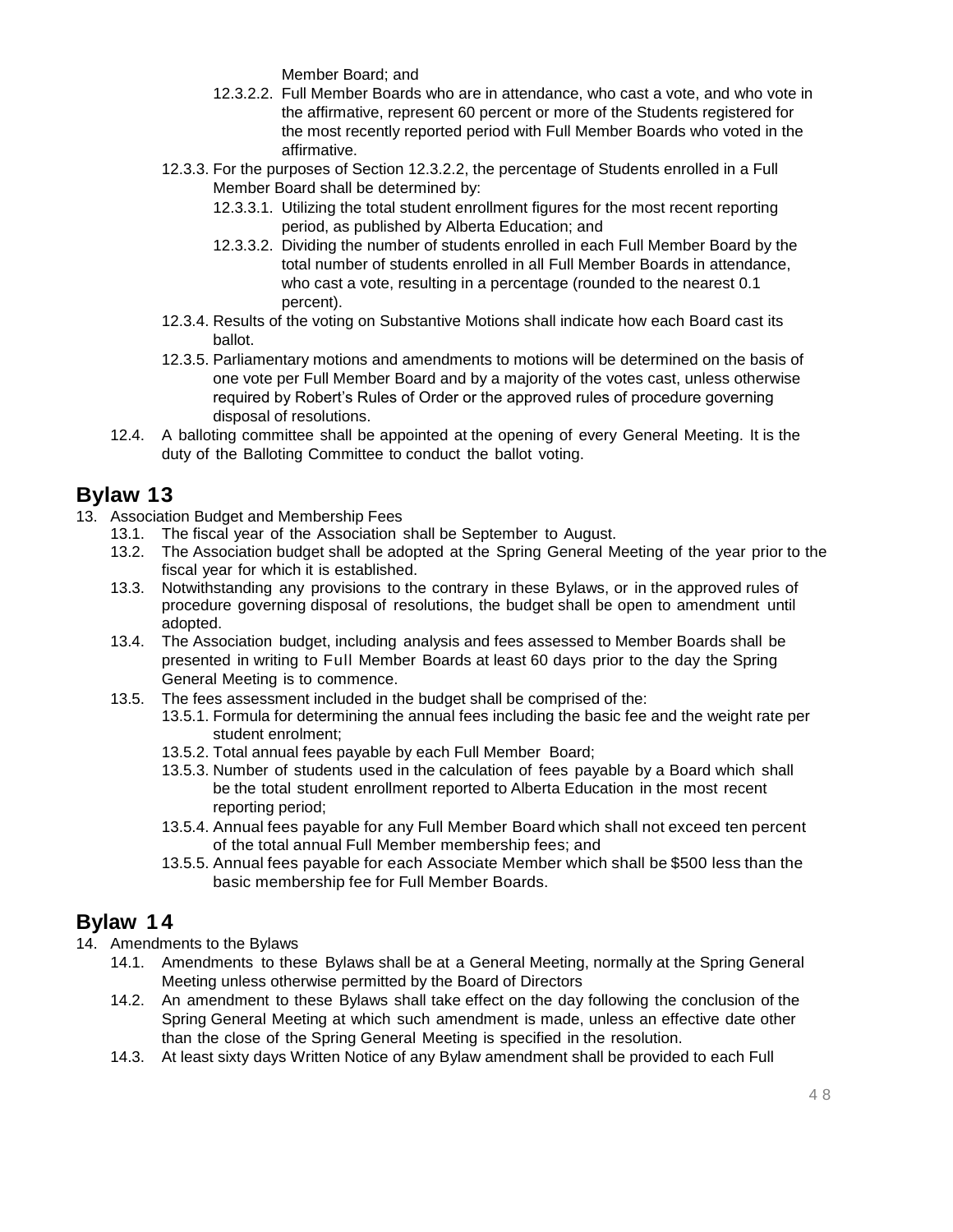Member Board; and

- 12.3.2.2. Full Member Boards who are in attendance, who cast a vote, and who vote in the affirmative, represent 60 percent or more of the Students registered for the most recently reported period with Full Member Boards who voted in the affirmative.
- 12.3.3. For the purposes of Section 12.3.2.2, the percentage of Students enrolled in a Full Member Board shall be determined by:
  - 12.3.3.1. Utilizing the total student enrollment figures for the most recent reporting period, as published by Alberta Education; and
  - 12.3.3.2. Dividing the number of students enrolled in each Full Member Board by the total number of students enrolled in all Full Member Boards in attendance, who cast a vote, resulting in a percentage (rounded to the nearest 0.1 percent).
- 12.3.4. Results of the voting on Substantive Motions shall indicate how each Board cast its ballot.
- 12.3.5. Parliamentary motions and amendments to motions will be determined on the basis of one vote per Full Member Board and by a majority of the votes cast, unless otherwise required by Robert's Rules of Order or the approved rules of procedure governing disposal of resolutions.
- 12.4. A balloting committee shall be appointed at the opening of every General Meeting. It is the duty of the Balloting Committee to conduct the ballot voting.

## Bylaw 13

13. Association Budget and Membership Fees
    - 13.1. The fiscal year of the Association shall be September to August.
    - 13.2. The Association budget shall be adopted at the Spring General Meeting of the year prior to the fiscal year for which it is established.
    - 13.3. Notwithstanding any provisions to the contrary in these Bylaws, or in the approved rules of procedure governing disposal of resolutions, the budget shall be open to amendment until adopted.
    - 13.4. The Association budget, including analysis and fees assessed to Member Boards shall be presented in writing to Full Member Boards at least 60 days prior to the day the Spring General Meeting is to commence.
    - 13.5. The fees assessment included in the budget shall be comprised of the:
      - 13.5.1. Formula for determining the annual fees including the basic fee and the weight rate per student enrolment;
      - 13.5.2. Total annual fees payable by each Full Member Board;
      - 13.5.3. Number of students used in the calculation of fees payable by a Board which shall be the total student enrollment reported to Alberta Education in the most recent reporting period;
      - 13.5.4. Annual fees payable for any Full Member Board which shall not exceed ten percent of the total annual Full Member membership fees; and
      - 13.5.5. Annual fees payable for each Associate Member which shall be $500 less than the basic membership fee for Full Member Boards.

## Bylaw 14

14. Amendments to the Bylaws
    - 14.1. Amendments to these Bylaws shall be at a General Meeting, normally at the Spring General Meeting unless otherwise permitted by the Board of Directors
    - 14.2. An amendment to these Bylaws shall take effect on the day following the conclusion of the Spring General Meeting at which such amendment is made, unless an effective date other than the close of the Spring General Meeting is specified in the resolution.
    - 14.3. At least sixty days Written Notice of any Bylaw amendment shall be provided to each Full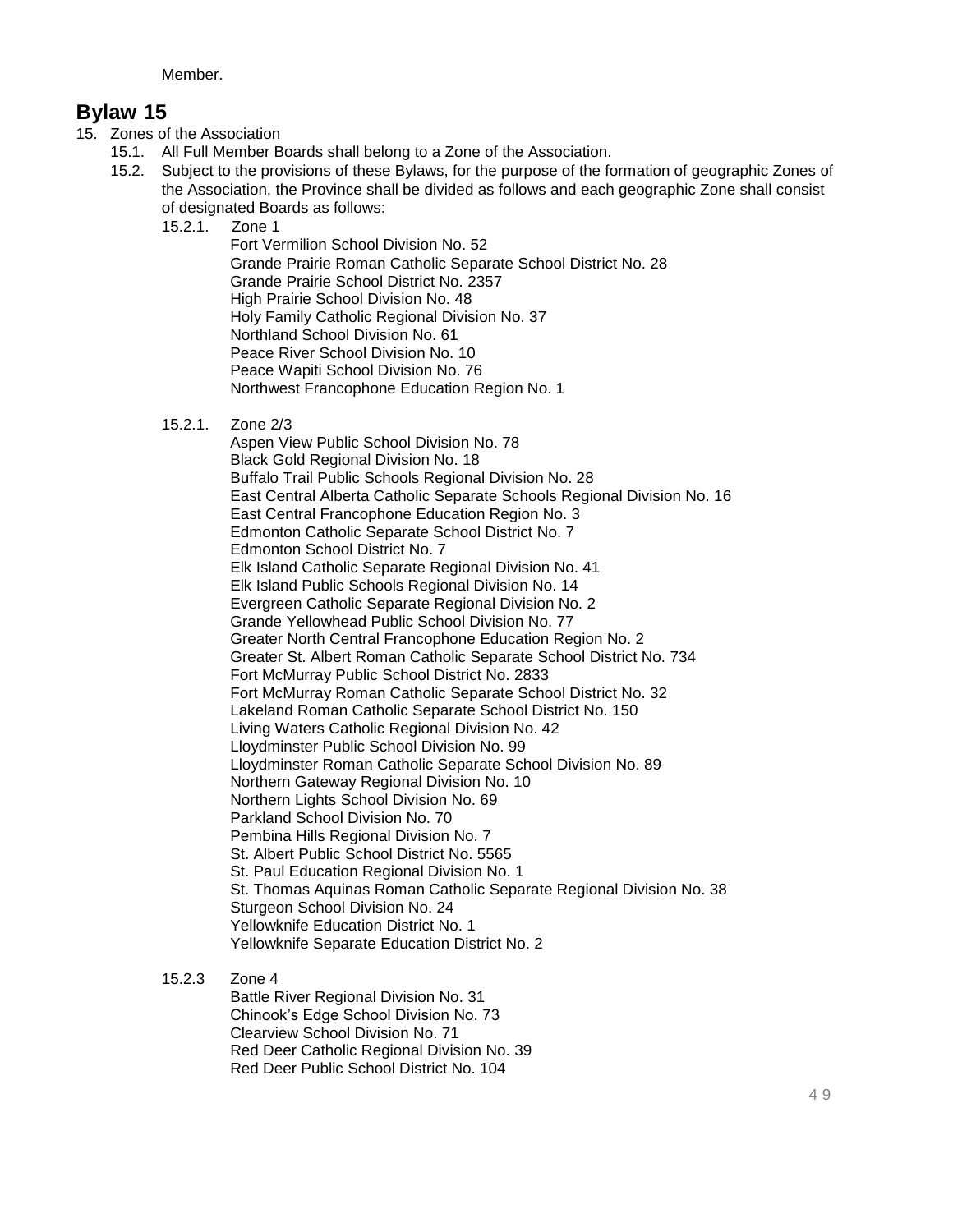Member.

## Bylaw 15

15. Zones of the Association
    15.1. All Full Member Boards shall belong to a Zone of the Association.
    15.2. Subject to the provisions of these Bylaws, for the purpose of the formation of geographic Zones of the Association, the Province shall be divided as follows and each geographic Zone shall consist of designated Boards as follows:
        15.2.1. Zone 1
            Fort Vermilion School Division No. 52
            Grande Prairie Roman Catholic Separate School District No. 28
            Grande Prairie School District No. 2357
            High Prairie School Division No. 48
            Holy Family Catholic Regional Division No. 37
            Northland School Division No. 61
            Peace River School Division No. 10
            Peace Wapiti School Division No. 76
            Northwest Francophone Education Region No. 1

        15.2.1. Zone 2/3
            Aspen View Public School Division No. 78
            Black Gold Regional Division No. 18
            Buffalo Trail Public Schools Regional Division No. 28
            East Central Alberta Catholic Separate Schools Regional Division No. 16
            East Central Francophone Education Region No. 3
            Edmonton Catholic Separate School District No. 7
            Edmonton School District No. 7
            Elk Island Catholic Separate Regional Division No. 41
            Elk Island Public Schools Regional Division No. 14
            Evergreen Catholic Separate Regional Division No. 2
            Grande Yellowhead Public School Division No. 77
            Greater North Central Francophone Education Region No. 2
            Greater St. Albert Roman Catholic Separate School District No. 734
            Fort McMurray Public School District No. 2833
            Fort McMurray Roman Catholic Separate School District No. 32
            Lakeland Roman Catholic Separate School District No. 150
            Living Waters Catholic Regional Division No. 42
            Lloydminster Public School Division No. 99
            Lloydminster Roman Catholic Separate School Division No. 89
            Northern Gateway Regional Division No. 10
            Northern Lights School Division No. 69
            Parkland School Division No. 70
            Pembina Hills Regional Division No. 7
            St. Albert Public School District No. 5565
            St. Paul Education Regional Division No. 1
            St. Thomas Aquinas Roman Catholic Separate Regional Division No. 38
            Sturgeon School Division No. 24
            Yellowknife Education District No. 1
            Yellowknife Separate Education District No. 2

        15.2.3 Zone 4
            Battle River Regional Division No. 31
            Chinook's Edge School Division No. 73
            Clearview School Division No. 71
            Red Deer Catholic Regional Division No. 39
            Red Deer Public School District No. 104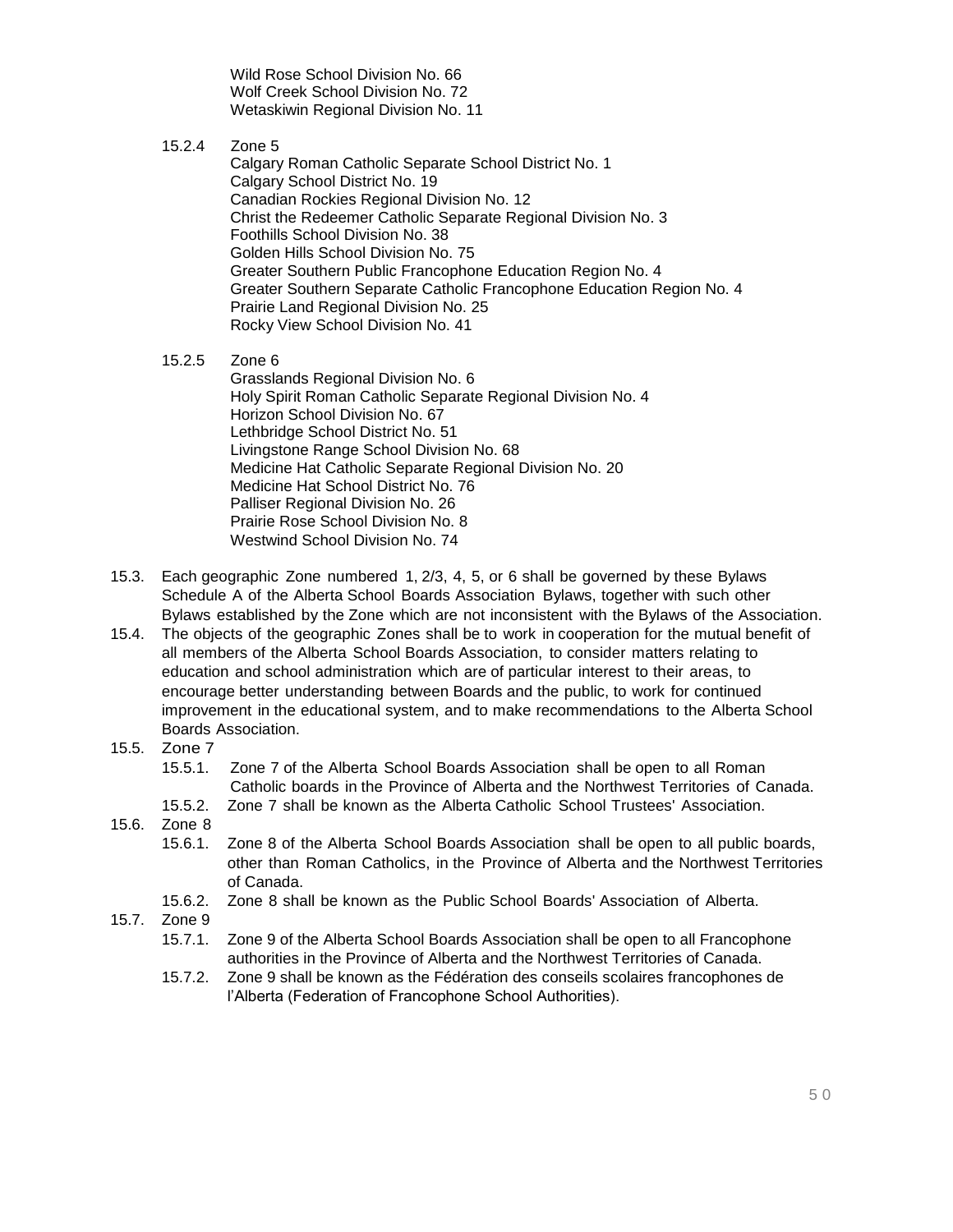Wild Rose School Division No. 66
Wolf Creek School Division No. 72
Wetaskiwin Regional Division No. 11

15.2.4 Zone 5
Calgary Roman Catholic Separate School District No. 1
Calgary School District No. 19
Canadian Rockies Regional Division No. 12
Christ the Redeemer Catholic Separate Regional Division No. 3
Foothills School Division No. 38
Golden Hills School Division No. 75
Greater Southern Public Francophone Education Region No. 4
Greater Southern Separate Catholic Francophone Education Region No. 4
Prairie Land Regional Division No. 25
Rocky View School Division No. 41

15.2.5 Zone 6
Grasslands Regional Division No. 6
Holy Spirit Roman Catholic Separate Regional Division No. 4
Horizon School Division No. 67
Lethbridge School District No. 51
Livingstone Range School Division No. 68
Medicine Hat Catholic Separate Regional Division No. 20
Medicine Hat School District No. 76
Palliser Regional Division No. 26
Prairie Rose School Division No. 8
Westwind School Division No. 74

15.3. Each geographic Zone numbered 1, 2/3, 4, 5, or 6 shall be governed by these Bylaws Schedule A of the Alberta School Boards Association Bylaws, together with such other Bylaws established by the Zone which are not inconsistent with the Bylaws of the Association.

15.4. The objects of the geographic Zones shall be to work in cooperation for the mutual benefit of all members of the Alberta School Boards Association, to consider matters relating to education and school administration which are of particular interest to their areas, to encourage better understanding between Boards and the public, to work for continued improvement in the educational system, and to make recommendations to the Alberta School Boards Association.

15.5. Zone 7
 15.5.1. Zone 7 of the Alberta School Boards Association shall be open to all Roman Catholic boards in the Province of Alberta and the Northwest Territories of Canada.
 15.5.2. Zone 7 shall be known as the Alberta Catholic School Trustees' Association.

15.6. Zone 8
 15.6.1. Zone 8 of the Alberta School Boards Association shall be open to all public boards, other than Roman Catholics, in the Province of Alberta and the Northwest Territories of Canada.
 15.6.2. Zone 8 shall be known as the Public School Boards' Association of Alberta.

15.7. Zone 9
 15.7.1. Zone 9 of the Alberta School Boards Association shall be open to all Francophone authorities in the Province of Alberta and the Northwest Territories of Canada.
 15.7.2. Zone 9 shall be known as the Fédération des conseils scolaires francophones de l'Alberta (Federation of Francophone School Authorities).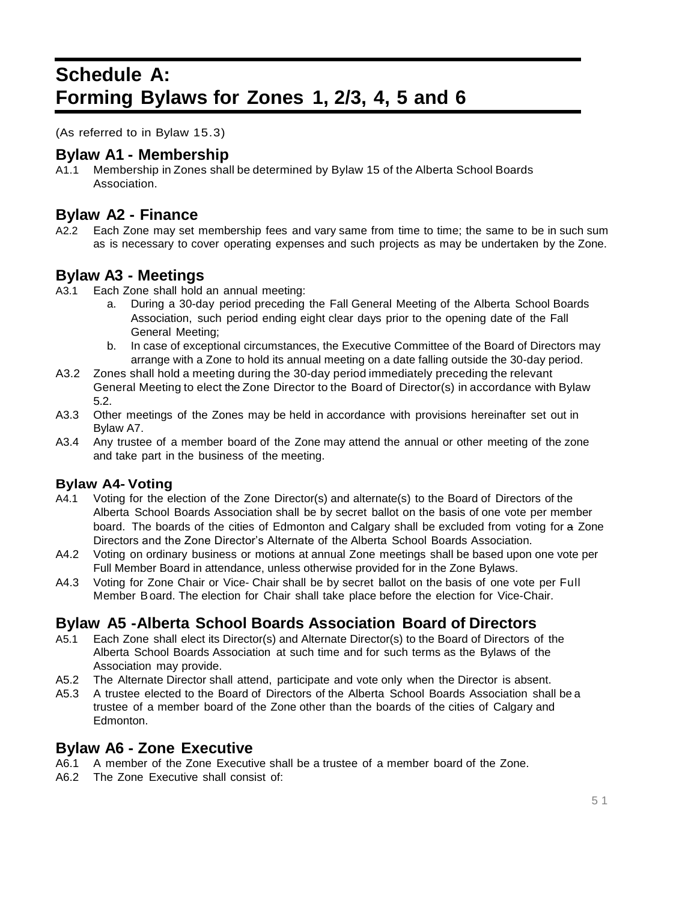# Schedule A: Forming Bylaws for Zones 1, 2/3, 4, 5 and 6

(As referred to in Bylaw 15.3)

## Bylaw A1 - Membership

A1.1 Membership in Zones shall be determined by Bylaw 15 of the Alberta School Boards Association.

## Bylaw A2 - Finance

A2.2 Each Zone may set membership fees and vary same from time to time; the same to be in such sum as is necessary to cover operating expenses and such projects as may be undertaken by the Zone.

## Bylaw A3 - Meetings

A3.1 Each Zone shall hold an annual meeting:

- a. During a 30-day period preceding the Fall General Meeting of the Alberta School Boards Association, such period ending eight clear days prior to the opening date of the Fall General Meeting;
- b. In case of exceptional circumstances, the Executive Committee of the Board of Directors may arrange with a Zone to hold its annual meeting on a date falling outside the 30-day period.

A3.2 Zones shall hold a meeting during the 30-day period immediately preceding the relevant General Meeting to elect the Zone Director to the Board of Director(s) in accordance with Bylaw 5.2.

A3.3 Other meetings of the Zones may be held in accordance with provisions hereinafter set out in Bylaw A7.

A3.4 Any trustee of a member board of the Zone may attend the annual or other meeting of the zone and take part in the business of the meeting.

### Bylaw A4- Voting

A4.1 Voting for the election of the Zone Director(s) and alternate(s) to the Board of Directors of the Alberta School Boards Association shall be by secret ballot on the basis of one vote per member board. The boards of the cities of Edmonton and Calgary shall be excluded from voting for a Zone Directors and the Zone Director's Alternate of the Alberta School Boards Association.

A4.2 Voting on ordinary business or motions at annual Zone meetings shall be based upon one vote per Full Member Board in attendance, unless otherwise provided for in the Zone Bylaws.

A4.3 Voting for Zone Chair or Vice- Chair shall be by secret ballot on the basis of one vote per Full Member Board. The election for Chair shall take place before the election for Vice-Chair.

## Bylaw A5 -Alberta School Boards Association Board of Directors

A5.1 Each Zone shall elect its Director(s) and Alternate Director(s) to the Board of Directors of the Alberta School Boards Association at such time and for such terms as the Bylaws of the Association may provide.

A5.2 The Alternate Director shall attend, participate and vote only when the Director is absent.

A5.3 A trustee elected to the Board of Directors of the Alberta School Boards Association shall be a trustee of a member board of the Zone other than the boards of the cities of Calgary and Edmonton.

## Bylaw A6 - Zone Executive

A6.1 A member of the Zone Executive shall be a trustee of a member board of the Zone.

A6.2 The Zone Executive shall consist of: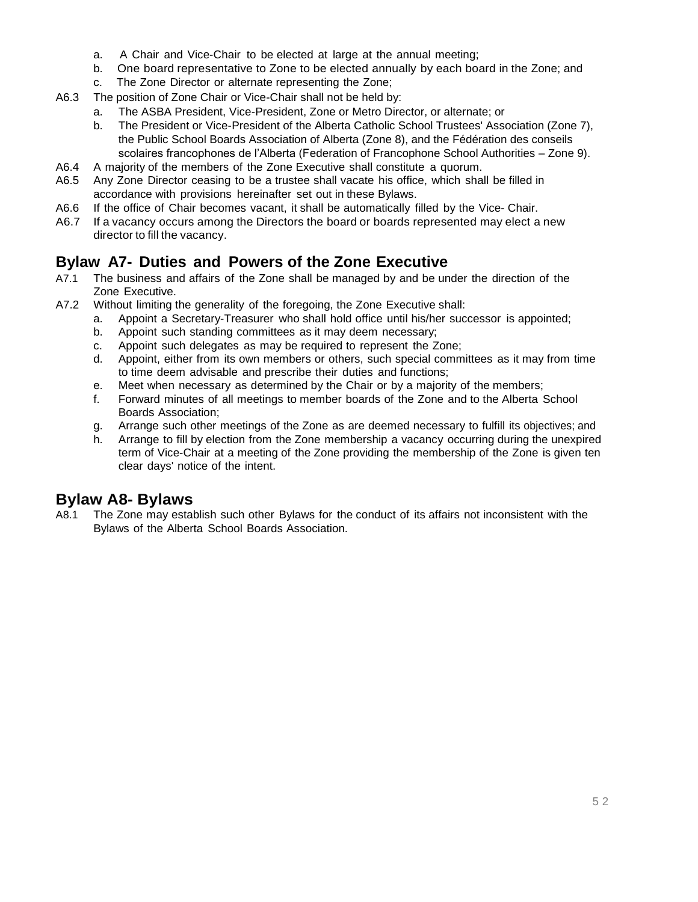a. A Chair and Vice-Chair to be elected at large at the annual meeting;
b. One board representative to Zone to be elected annually by each board in the Zone; and
c. The Zone Director or alternate representing the Zone;

A6.3 The position of Zone Chair or Vice-Chair shall not be held by:
a. The ASBA President, Vice-President, Zone or Metro Director, or alternate; or
b. The President or Vice-President of the Alberta Catholic School Trustees' Association (Zone 7), the Public School Boards Association of Alberta (Zone 8), and the Fédération des conseils scolaires francophones de l'Alberta (Federation of Francophone School Authorities – Zone 9).

A6.4 A majority of the members of the Zone Executive shall constitute a quorum.

A6.5 Any Zone Director ceasing to be a trustee shall vacate his office, which shall be filled in accordance with provisions hereinafter set out in these Bylaws.

A6.6 If the office of Chair becomes vacant, it shall be automatically filled by the Vice- Chair.

A6.7 If a vacancy occurs among the Directors the board or boards represented may elect a new director to fill the vacancy.

## Bylaw A7- Duties and Powers of the Zone Executive

A7.1 The business and affairs of the Zone shall be managed by and be under the direction of the Zone Executive.

A7.2 Without limiting the generality of the foregoing, the Zone Executive shall:
a. Appoint a Secretary-Treasurer who shall hold office until his/her successor is appointed;
b. Appoint such standing committees as it may deem necessary;
c. Appoint such delegates as may be required to represent the Zone;
d. Appoint, either from its own members or others, such special committees as it may from time to time deem advisable and prescribe their duties and functions;
e. Meet when necessary as determined by the Chair or by a majority of the members;
f. Forward minutes of all meetings to member boards of the Zone and to the Alberta School Boards Association;
g. Arrange such other meetings of the Zone as are deemed necessary to fulfill its objectives; and
h. Arrange to fill by election from the Zone membership a vacancy occurring during the unexpired term of Vice-Chair at a meeting of the Zone providing the membership of the Zone is given ten clear days' notice of the intent.

## Bylaw A8- Bylaws

A8.1 The Zone may establish such other Bylaws for the conduct of its affairs not inconsistent with the Bylaws of the Alberta School Boards Association.